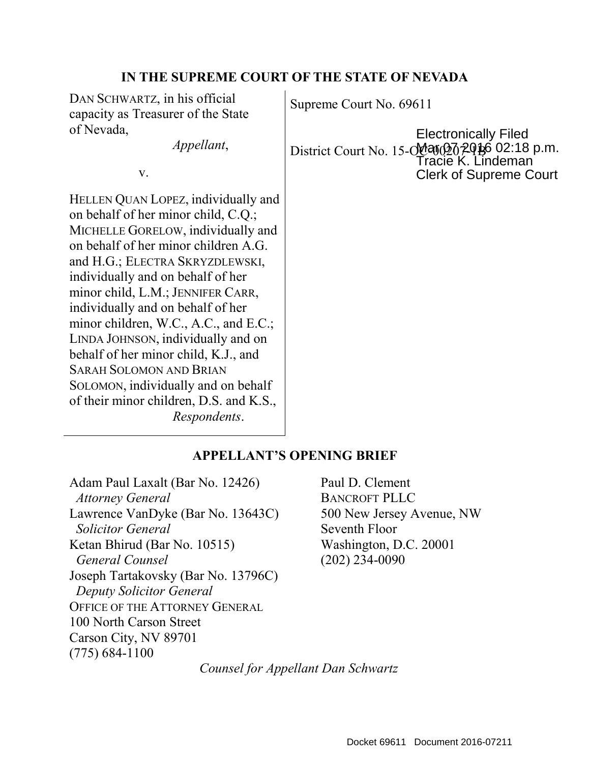# IN THE SUPREME COURT OF THE STATE OF NEVADA

DAN SCHWARTZ, in his official capacity as Treasurer of the State of Nevada,

*Appellant*,

v.

HELLEN QUAN LOPEZ, individually and on behalf of her minor child, C.Q.; MICHELLE GORELOW, individually and on behalf of her minor children A.G. and H.G.; ELECTRA SKRYZDLEWSKI, individually and on behalf of her minor child, L.M.; JENNIFER CARR, individually and on behalf of her minor children, W.C., A.C., and E.C.; LINDA JOHNSON, individually and on behalf of her minor child, K.J., and SARAH SOLOMON AND BRIAN SOLOMON, individually and on behalf of their minor children, D.S. and K.S.,

*Respondents*.

Supreme Court No. 69611

District Court No. 15-OC-00207-1B

Electronically Filed
Mar 07 2016 02:18 p.m.
Tracie K. Lindeman
Clerk of Supreme Court

## APPELLANT'S OPENING BRIEF

Adam Paul Laxalt (Bar No. 12426)
*Attorney General*
Lawrence VanDyke (Bar No. 13643C)
*Solicitor General*
Ketan Bhirud (Bar No. 10515)
*General Counsel*
Joseph Tartakovsky (Bar No. 13796C)
*Deputy Solicitor General*
OFFICE OF THE ATTORNEY GENERAL
100 North Carson Street
Carson City, NV 89701
(775) 684-1100

Paul D. Clement
BANCROFT PLLC
500 New Jersey Avenue, NW
Seventh Floor
Washington, D.C. 20001
(202) 234-0090

*Counsel for Appellant Dan Schwartz*

Docket 69611 Document 2016-07211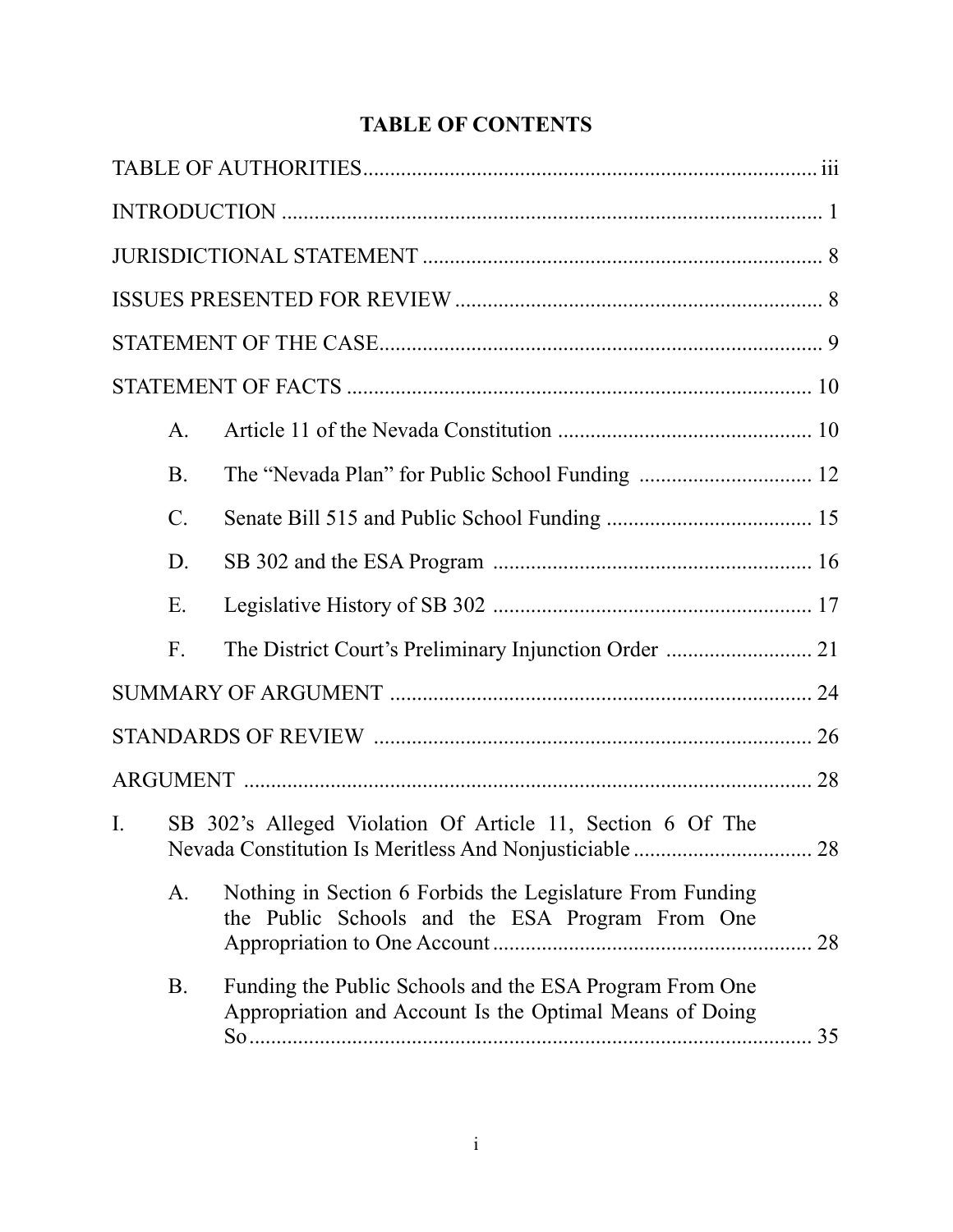# TABLE OF CONTENTS

TABLE OF AUTHORITIES .................................................................................... iii

INTRODUCTION .................................................................................................... 1

JURISDICTIONAL STATEMENT .......................................................................... 8

ISSUES PRESENTED FOR REVIEW .................................................................... 8

STATEMENT OF THE CASE.................................................................................. 9

STATEMENT OF FACTS ...................................................................................... 10

- A. Article 11 of the Nevada Constitution ............................................... 10
- B. The "Nevada Plan" for Public School Funding ................................ 12
- C. Senate Bill 515 and Public School Funding ...................................... 15
- D. SB 302 and the ESA Program ........................................................... 16
- E. Legislative History of SB 302 ........................................................... 17
- F. The District Court's Preliminary Injunction Order ........................... 21

SUMMARY OF ARGUMENT .............................................................................. 24

STANDARDS OF REVIEW ................................................................................. 26

ARGUMENT .......................................................................................................... 28

I. SB 302's Alleged Violation Of Article 11, Section 6 Of The Nevada Constitution Is Meritless And Nonjusticiable ................................. 28

- A. Nothing in Section 6 Forbids the Legislature From Funding the Public Schools and the ESA Program From One Appropriation to One Account ........................................................... 28
- B. Funding the Public Schools and the ESA Program From One Appropriation and Account Is the Optimal Means of Doing So........................................................................................................ 35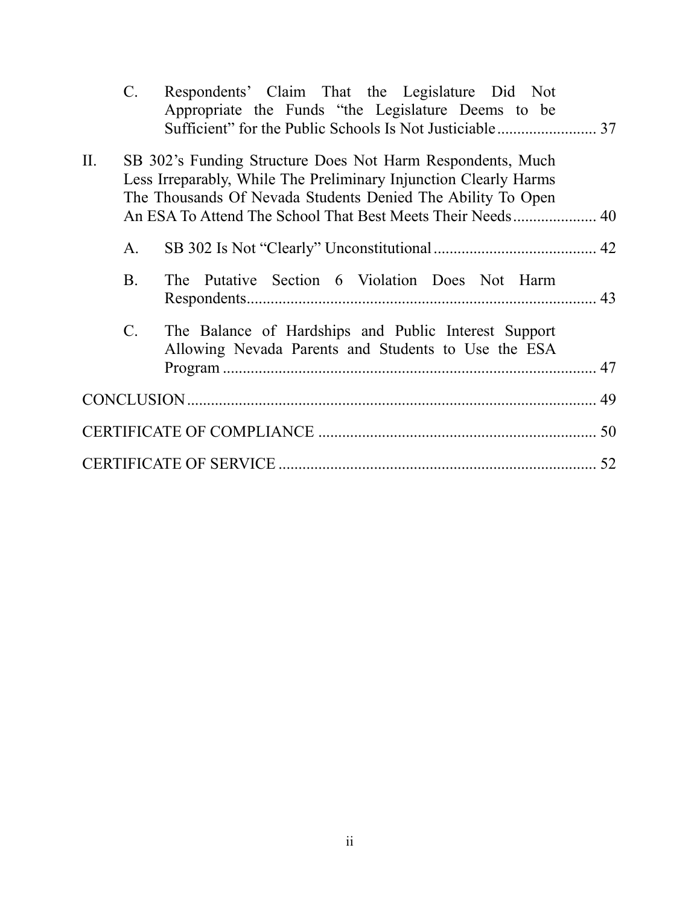C. Respondents' Claim That the Legislature Did Not Appropriate the Funds "the Legislature Deems to be Sufficient" for the Public Schools Is Not Justiciable ......................... 37

II. SB 302's Funding Structure Does Not Harm Respondents, Much Less Irreparably, While The Preliminary Injunction Clearly Harms The Thousands Of Nevada Students Denied The Ability To Open An ESA To Attend The School That Best Meets Their Needs ..................... 40

A. SB 302 Is Not "Clearly" Unconstitutional ......................................... 42

B. The Putative Section 6 Violation Does Not Harm Respondents ........................................................................................ 43

C. The Balance of Hardships and Public Interest Support Allowing Nevada Parents and Students to Use the ESA Program .............................................................................................. 47

CONCLUSION ...................................................................................................... 49

CERTIFICATE OF COMPLIANCE ..................................................................... 50

CERTIFICATE OF SERVICE ............................................................................... 52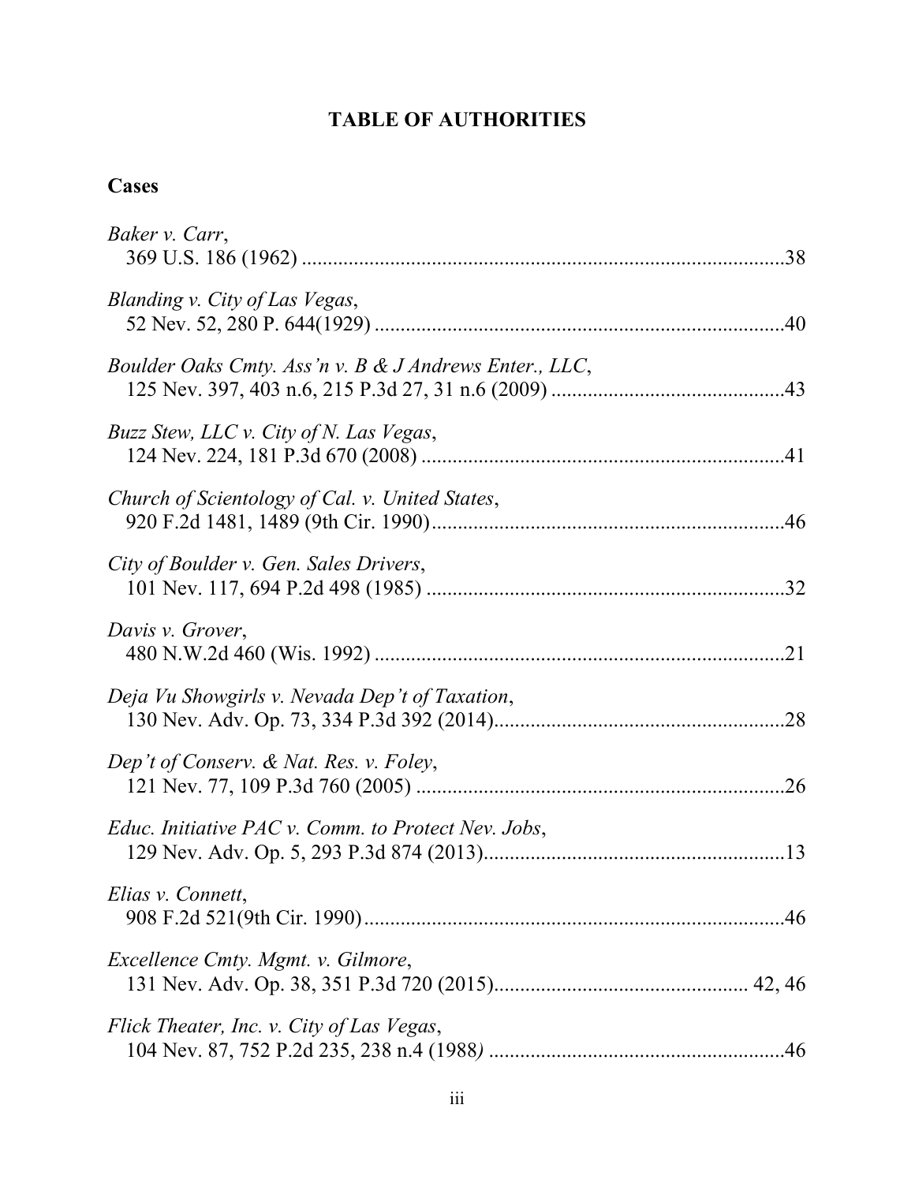## TABLE OF AUTHORITIES

### Cases

*Baker v. Carr*,
369 U.S. 186 (1962) ........................................................................................38

*Blanding v. City of Las Vegas*,
52 Nev. 52, 280 P. 644(1929) ..........................................................................40

*Boulder Oaks Cmty. Ass'n v. B & J Andrews Enter., LLC*,
125 Nev. 397, 403 n.6, 215 P.3d 27, 31 n.6 (2009) ........................................43

*Buzz Stew, LLC v. City of N. Las Vegas*,
124 Nev. 224, 181 P.3d 670 (2008) ................................................................41

*Church of Scientology of Cal. v. United States*,
920 F.2d 1481, 1489 (9th Cir. 1990)...............................................................46

*City of Boulder v. Gen. Sales Drivers*,
101 Nev. 117, 694 P.2d 498 (1985) ................................................................32

*Davis v. Grover*,
480 N.W.2d 460 (Wis. 1992) ..........................................................................21

*Deja Vu Showgirls v. Nevada Dep't of Taxation*,
130 Nev. Adv. Op. 73, 334 P.3d 392 (2014)...................................................28

*Dep't of Conserv. & Nat. Res. v. Foley*,
121 Nev. 77, 109 P.3d 760 (2005) ..................................................................26

*Educ. Initiative PAC v. Comm. to Protect Nev. Jobs*,
129 Nev. Adv. Op. 5, 293 P.3d 874 (2013).....................................................13

*Elias v. Connett*,
908 F.2d 521(9th Cir. 1990)............................................................................46

*Excellence Cmty. Mgmt. v. Gilmore*,
131 Nev. Adv. Op. 38, 351 P.3d 720 (2015).............................................. 42, 46

*Flick Theater, Inc. v. City of Las Vegas*,
104 Nev. 87, 752 P.2d 235, 238 n.4 (1988) ....................................................46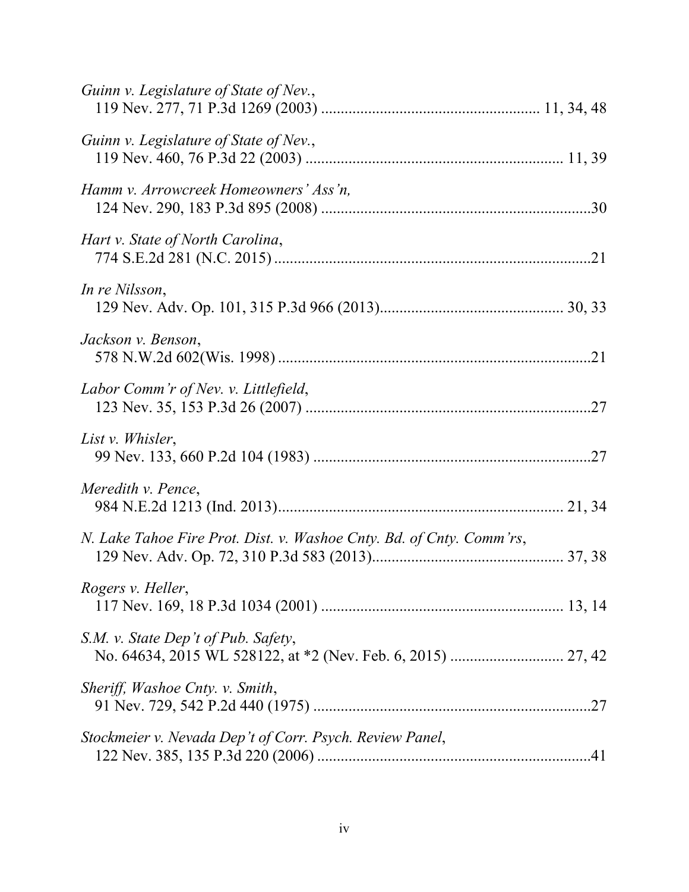*Guinn v. Legislature of State of Nev.*,
119 Nev. 277, 71 P.3d 1269 (2003) ....................................................... 11, 34, 48

*Guinn v. Legislature of State of Nev.*,
119 Nev. 460, 76 P.3d 22 (2003) ................................................................ 11, 39

*Hamm v. Arrowcreek Homeowners' Ass'n,*
124 Nev. 290, 183 P.3d 895 (2008) ....................................................................30

*Hart v. State of North Carolina*,
774 S.E.2d 281 (N.C. 2015) ................................................................................21

*In re Nilsson*,
129 Nev. Adv. Op. 101, 315 P.3d 966 (2013)............................................... 30, 33

*Jackson v. Benson*,
578 N.W.2d 602(Wis. 1998) ...............................................................................21

*Labor Comm'r of Nev. v. Littlefield*,
123 Nev. 35, 153 P.3d 26 (2007) ........................................................................27

*List v. Whisler*,
99 Nev. 133, 660 P.2d 104 (1983) ......................................................................27

*Meredith v. Pence*,
984 N.E.2d 1213 (Ind. 2013)........................................................................ 21, 34

*N. Lake Tahoe Fire Prot. Dist. v. Washoe Cnty. Bd. of Cnty. Comm'rs*,
129 Nev. Adv. Op. 72, 310 P.3d 583 (2013)................................................ 37, 38

*Rogers v. Heller*,
117 Nev. 169, 18 P.3d 1034 (2001) ............................................................. 13, 14

*S.M. v. State Dep't of Pub. Safety*,
No. 64634, 2015 WL 528122, at *2 (Nev. Feb. 6, 2015) ............................ 27, 42

*Sheriff, Washoe Cnty. v. Smith*,
91 Nev. 729, 542 P.2d 440 (1975) ......................................................................27

*Stockmeier v. Nevada Dep't of Corr. Psych. Review Panel*,
122 Nev. 385, 135 P.3d 220 (2006) ....................................................................41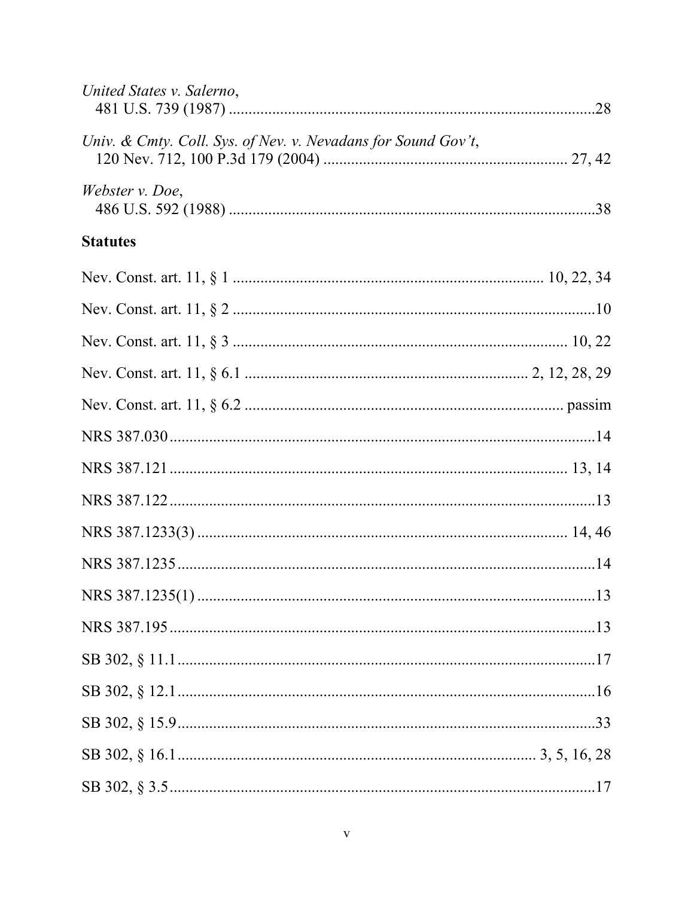*United States v. Salerno*,
481 U.S. 739 (1987) ............................................................................................28

*Univ. & Cmty. Coll. Sys. of Nev. v. Nevadans for Sound Gov't*,
120 Nev. 712, 100 P.3d 179 (2004) ............................................................ 27, 42

*Webster v. Doe*,
486 U.S. 592 (1988) ............................................................................................38

**Statutes**

Nev. Const. art. 11, § 1 ............................................................................ 10, 22, 34

Nev. Const. art. 11, § 2 ............................................................................................10

Nev. Const. art. 11, § 3 ....................................................................................... 10, 22

Nev. Const. art. 11, § 6.1 ........................................................................ 2, 12, 28, 29

Nev. Const. art. 11, § 6.2 ................................................................................ passim

NRS 387.030..............................................................................................................14

NRS 387.121........................................................................................................ 13, 14

NRS 387.122..............................................................................................................13

NRS 387.1233(3) .................................................................................................. 14, 46

NRS 387.1235............................................................................................................14

NRS 387.1235(1) .......................................................................................................13

NRS 387.195..............................................................................................................13

SB 302, § 11.1............................................................................................................17

SB 302, § 12.1............................................................................................................16

SB 302, § 15.9............................................................................................................33

SB 302, § 16.1........................................................................................... 3, 5, 16, 28

SB 302, § 3.5..............................................................................................................17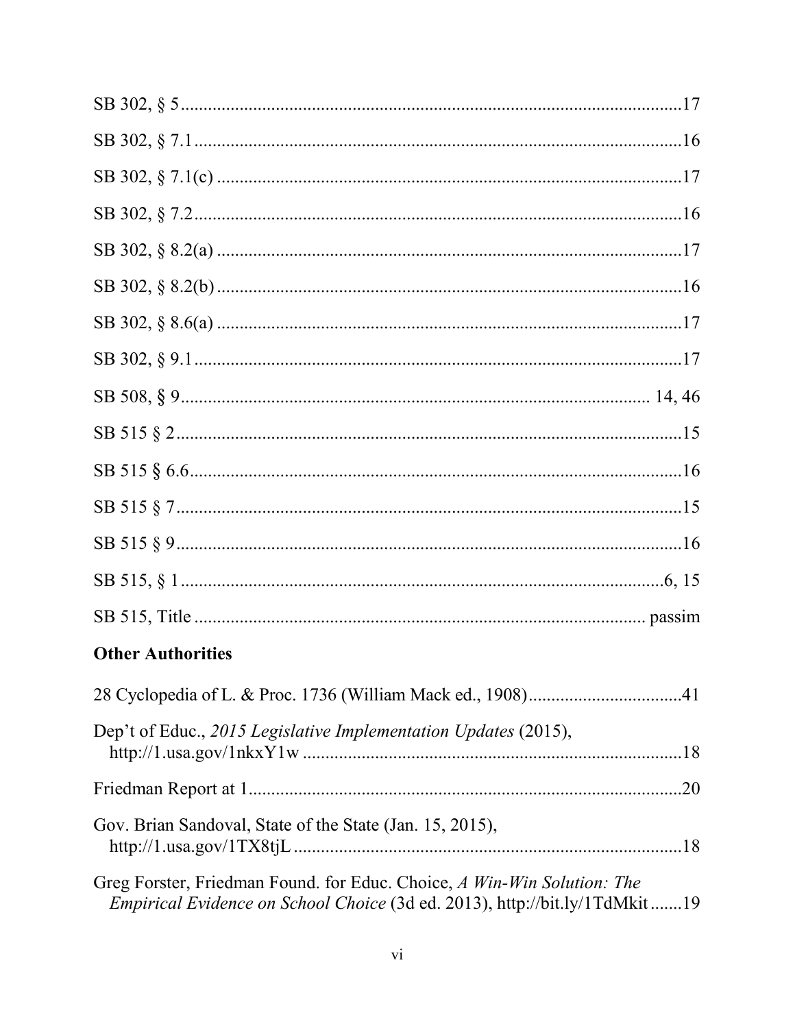SB 302, § 5 ........................................................................................................17

SB 302, § 7.1 ......................................................................................................16

SB 302, § 7.1(c) ..................................................................................................17

SB 302, § 7.2 ......................................................................................................16

SB 302, § 8.2(a) ..................................................................................................17

SB 302, § 8.2(b) ..................................................................................................16

SB 302, § 8.6(a) ..................................................................................................17

SB 302, § 9.1 ......................................................................................................17

SB 508, § 9 .................................................................................................. 14, 46

SB 515 § 2 ..........................................................................................................15

SB 515 § 6.6 .......................................................................................................16

SB 515 § 7 ..........................................................................................................15

SB 515 § 9 ..........................................................................................................16

SB 515, § 1 ......................................................................................................6, 15

SB 515, Title ............................................................................................... passim

**Other Authorities**

28 Cyclopedia of L. & Proc. 1736 (William Mack ed., 1908) ..................................41

Dep't of Educ., *2015 Legislative Implementation Updates* (2015), http://1.usa.gov/1nkxY1w ...................................................................................18

Friedman Report at 1 ............................................................................................20

Gov. Brian Sandoval, State of the State (Jan. 15, 2015), http://1.usa.gov/1TX8tjL ....................................................................................18

Greg Forster, Friedman Found. for Educ. Choice, *A Win-Win Solution: The Empirical Evidence on School Choice* (3d ed. 2013), http://bit.ly/1TdMkit .......19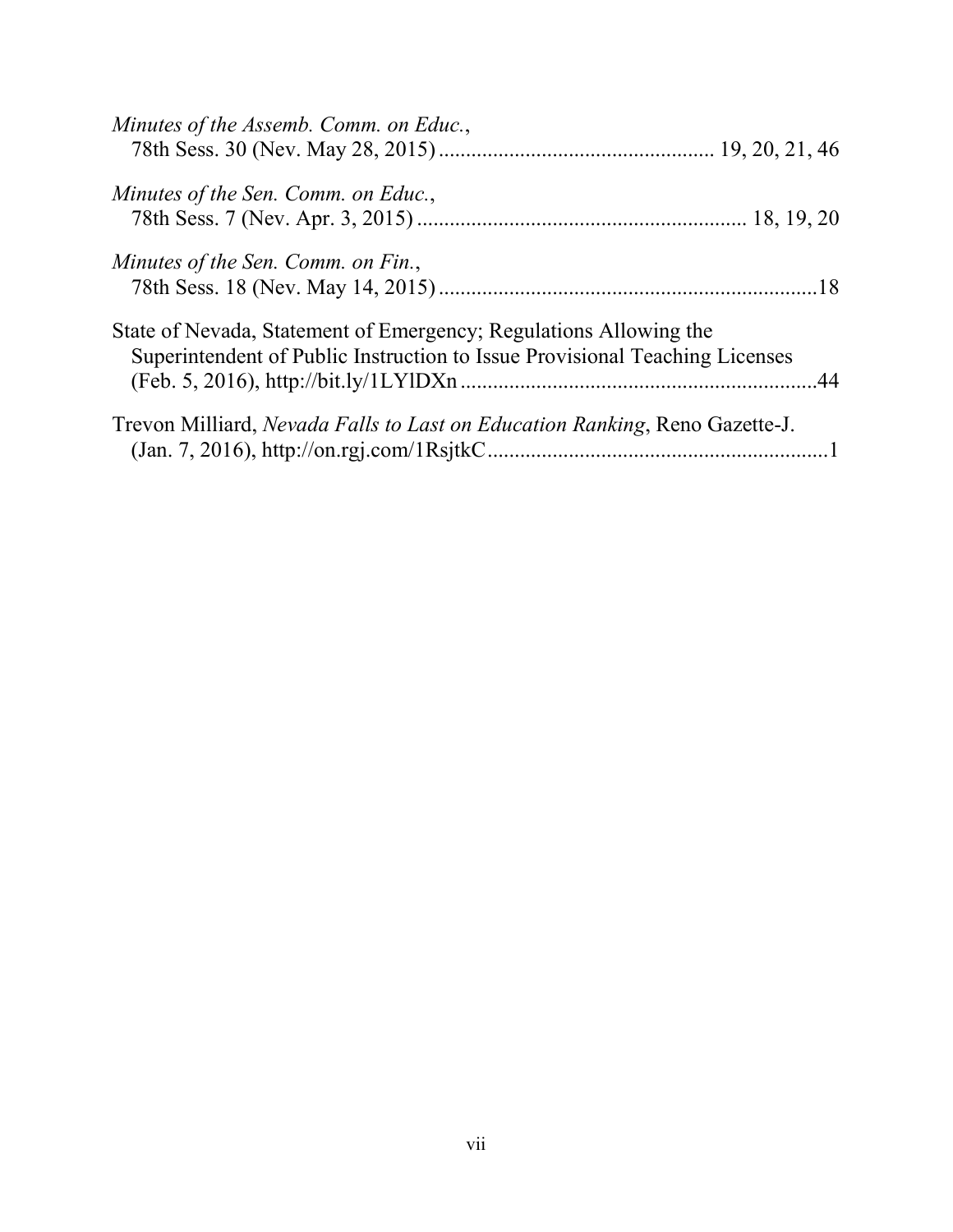*Minutes of the Assemb. Comm. on Educ.*,
78th Sess. 30 (Nev. May 28, 2015) .................................................. 19, 20, 21, 46

*Minutes of the Sen. Comm. on Educ.*,
78th Sess. 7 (Nev. Apr. 3, 2015) ........................................................... 18, 19, 20

*Minutes of the Sen. Comm. on Fin.*,
78th Sess. 18 (Nev. May 14, 2015) .....................................................................18

State of Nevada, Statement of Emergency; Regulations Allowing the Superintendent of Public Instruction to Issue Provisional Teaching Licenses (Feb. 5, 2016), http://bit.ly/1LYlDXn .................................................................44

Trevon Milliard, *Nevada Falls to Last on Education Ranking*, Reno Gazette-J. (Jan. 7, 2016), http://on.rgj.com/1RsjtkC ..............................................................1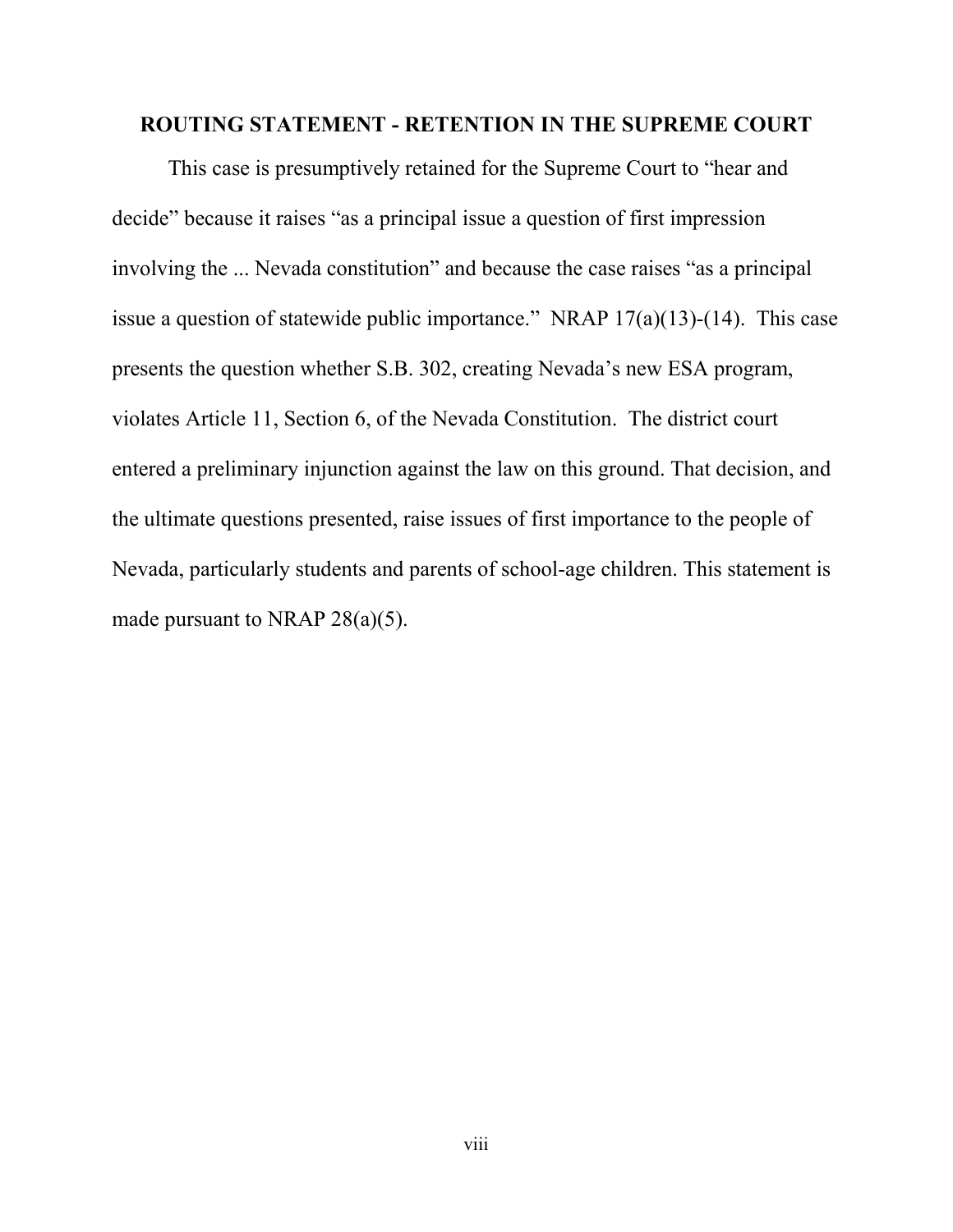## ROUTING STATEMENT - RETENTION IN THE SUPREME COURT

This case is presumptively retained for the Supreme Court to "hear and decide" because it raises "as a principal issue a question of first impression involving the ... Nevada constitution" and because the case raises "as a principal issue a question of statewide public importance." NRAP 17(a)(13)-(14). This case presents the question whether S.B. 302, creating Nevada's new ESA program, violates Article 11, Section 6, of the Nevada Constitution. The district court entered a preliminary injunction against the law on this ground. That decision, and the ultimate questions presented, raise issues of first importance to the people of Nevada, particularly students and parents of school-age children. This statement is made pursuant to NRAP 28(a)(5).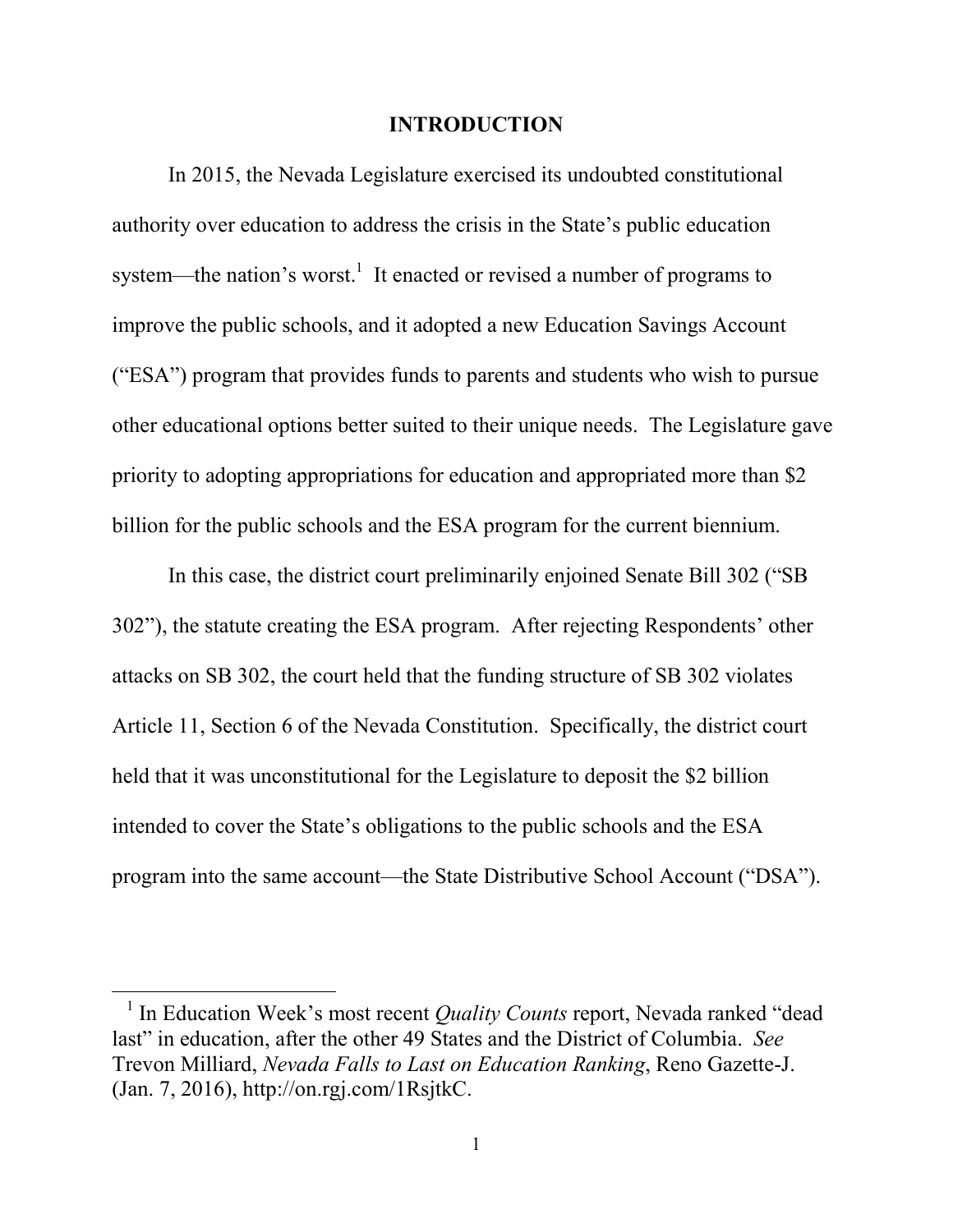# INTRODUCTION

In 2015, the Nevada Legislature exercised its undoubted constitutional authority over education to address the crisis in the State's public education system—the nation's worst.[1] It enacted or revised a number of programs to improve the public schools, and it adopted a new Education Savings Account ("ESA") program that provides funds to parents and students who wish to pursue other educational options better suited to their unique needs. The Legislature gave priority to adopting appropriations for education and appropriated more than $2 billion for the public schools and the ESA program for the current biennium.

In this case, the district court preliminarily enjoined Senate Bill 302 ("SB 302"), the statute creating the ESA program. After rejecting Respondents' other attacks on SB 302, the court held that the funding structure of SB 302 violates Article 11, Section 6 of the Nevada Constitution. Specifically, the district court held that it was unconstitutional for the Legislature to deposit the $2 billion intended to cover the State's obligations to the public schools and the ESA program into the same account—the State Distributive School Account ("DSA").

---

[1] In Education Week's most recent *Quality Counts* report, Nevada ranked "dead last" in education, after the other 49 States and the District of Columbia. *See* Trevon Milliard, *Nevada Falls to Last on Education Ranking*, Reno Gazette-J. (Jan. 7, 2016), http://on.rgj.com/1RsjtkC.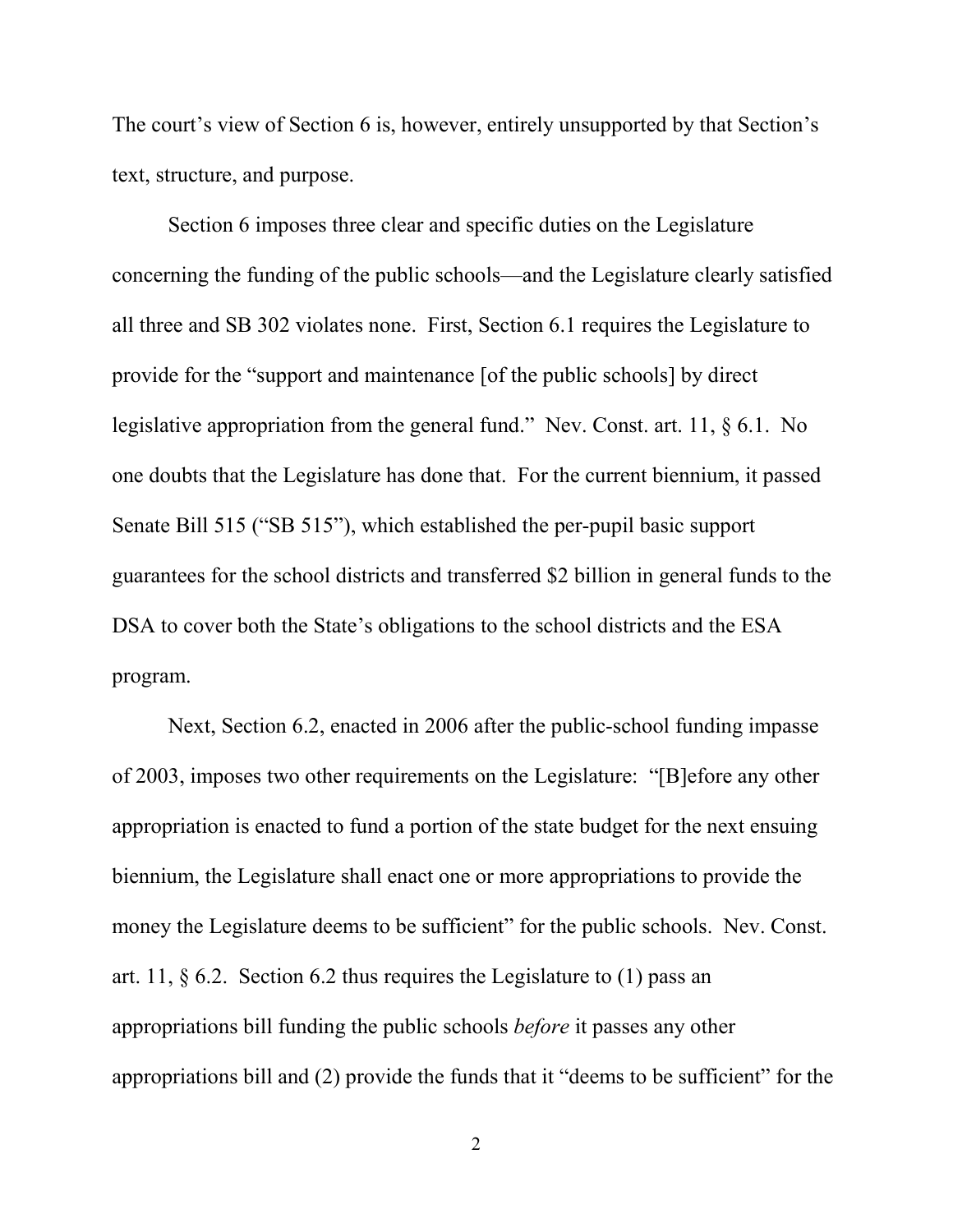The court's view of Section 6 is, however, entirely unsupported by that Section's text, structure, and purpose.

Section 6 imposes three clear and specific duties on the Legislature concerning the funding of the public schools—and the Legislature clearly satisfied all three and SB 302 violates none. First, Section 6.1 requires the Legislature to provide for the "support and maintenance [of the public schools] by direct legislative appropriation from the general fund." Nev. Const. art. 11, § 6.1. No one doubts that the Legislature has done that. For the current biennium, it passed Senate Bill 515 ("SB 515"), which established the per-pupil basic support guarantees for the school districts and transferred $2 billion in general funds to the DSA to cover both the State's obligations to the school districts and the ESA program.

Next, Section 6.2, enacted in 2006 after the public-school funding impasse of 2003, imposes two other requirements on the Legislature: "[B]efore any other appropriation is enacted to fund a portion of the state budget for the next ensuing biennium, the Legislature shall enact one or more appropriations to provide the money the Legislature deems to be sufficient" for the public schools. Nev. Const. art. 11, § 6.2. Section 6.2 thus requires the Legislature to (1) pass an appropriations bill funding the public schools *before* it passes any other appropriations bill and (2) provide the funds that it "deems to be sufficient" for the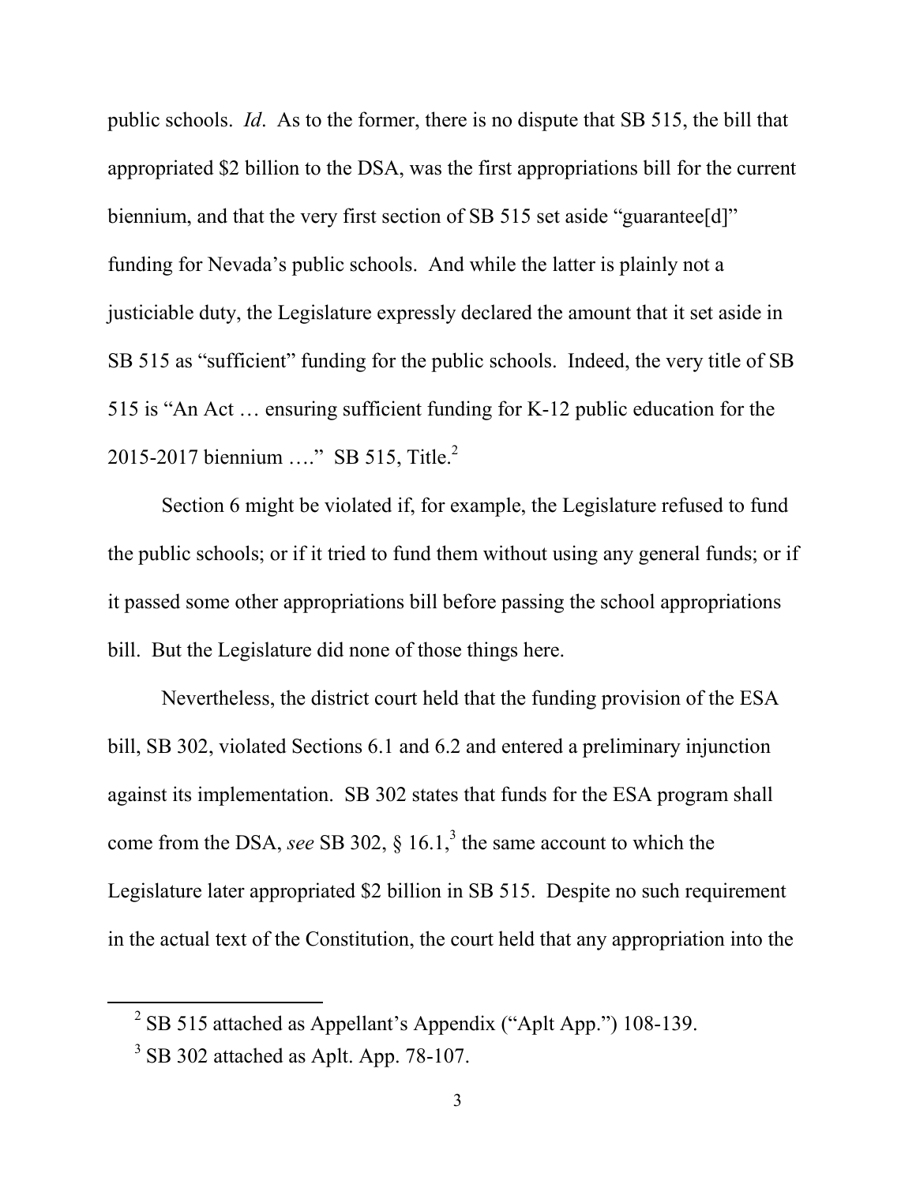public schools. *Id*. As to the former, there is no dispute that SB 515, the bill that appropriated $2 billion to the DSA, was the first appropriations bill for the current biennium, and that the very first section of SB 515 set aside "guarantee[d]" funding for Nevada's public schools. And while the latter is plainly not a justiciable duty, the Legislature expressly declared the amount that it set aside in SB 515 as "sufficient" funding for the public schools. Indeed, the very title of SB 515 is "An Act … ensuring sufficient funding for K-12 public education for the 2015-2017 biennium …." SB 515, Title.[2]

Section 6 might be violated if, for example, the Legislature refused to fund the public schools; or if it tried to fund them without using any general funds; or if it passed some other appropriations bill before passing the school appropriations bill. But the Legislature did none of those things here.

Nevertheless, the district court held that the funding provision of the ESA bill, SB 302, violated Sections 6.1 and 6.2 and entered a preliminary injunction against its implementation. SB 302 states that funds for the ESA program shall come from the DSA, *see* SB 302, § 16.1,[3] the same account to which the Legislature later appropriated $2 billion in SB 515. Despite no such requirement in the actual text of the Constitution, the court held that any appropriation into the

[2] SB 515 attached as Appellant's Appendix ("Aplt App.") 108-139.

[3] SB 302 attached as Aplt. App. 78-107.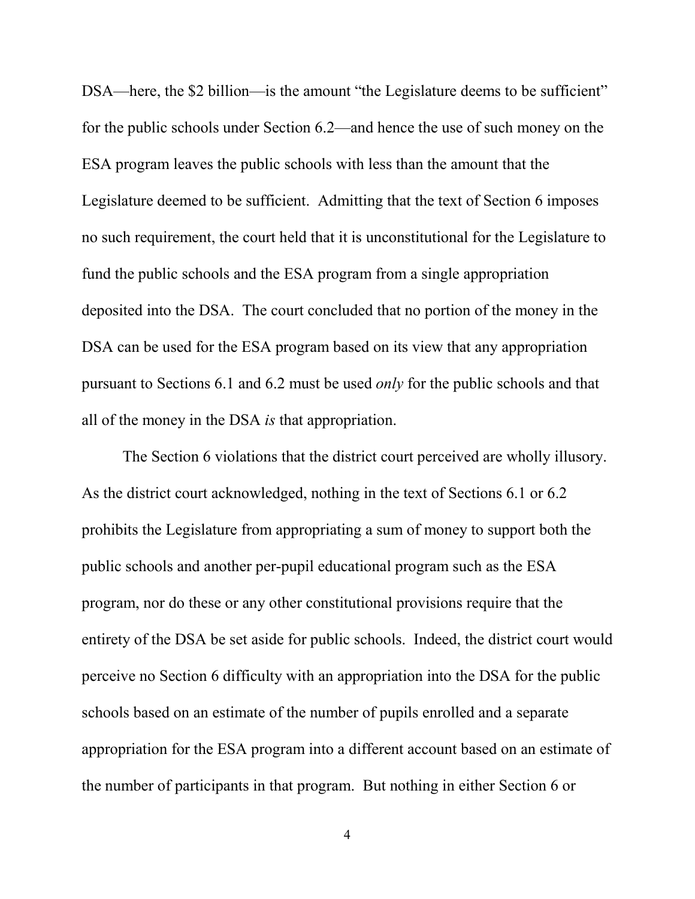DSA—here, the $2 billion—is the amount "the Legislature deems to be sufficient" for the public schools under Section 6.2—and hence the use of such money on the ESA program leaves the public schools with less than the amount that the Legislature deemed to be sufficient. Admitting that the text of Section 6 imposes no such requirement, the court held that it is unconstitutional for the Legislature to fund the public schools and the ESA program from a single appropriation deposited into the DSA. The court concluded that no portion of the money in the DSA can be used for the ESA program based on its view that any appropriation pursuant to Sections 6.1 and 6.2 must be used *only* for the public schools and that all of the money in the DSA *is* that appropriation.

The Section 6 violations that the district court perceived are wholly illusory. As the district court acknowledged, nothing in the text of Sections 6.1 or 6.2 prohibits the Legislature from appropriating a sum of money to support both the public schools and another per-pupil educational program such as the ESA program, nor do these or any other constitutional provisions require that the entirety of the DSA be set aside for public schools. Indeed, the district court would perceive no Section 6 difficulty with an appropriation into the DSA for the public schools based on an estimate of the number of pupils enrolled and a separate appropriation for the ESA program into a different account based on an estimate of the number of participants in that program. But nothing in either Section 6 or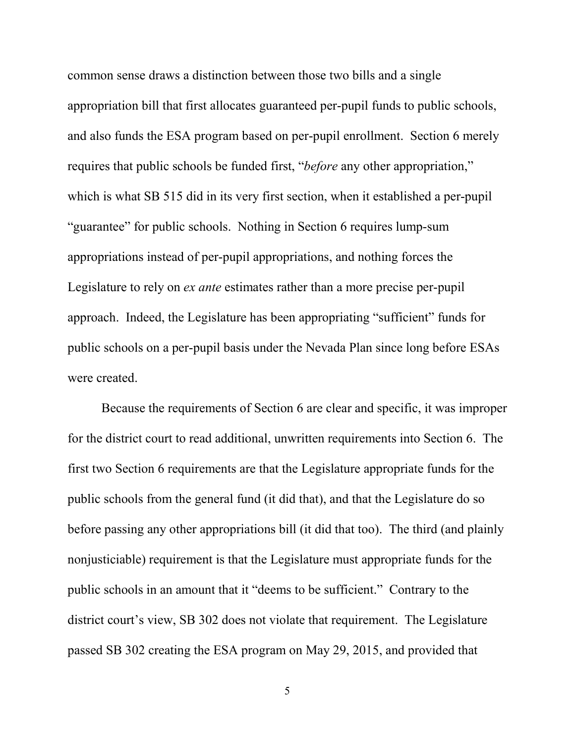common sense draws a distinction between those two bills and a single appropriation bill that first allocates guaranteed per-pupil funds to public schools, and also funds the ESA program based on per-pupil enrollment. Section 6 merely requires that public schools be funded first, "*before* any other appropriation," which is what SB 515 did in its very first section, when it established a per-pupil "guarantee" for public schools. Nothing in Section 6 requires lump-sum appropriations instead of per-pupil appropriations, and nothing forces the Legislature to rely on *ex ante* estimates rather than a more precise per-pupil approach. Indeed, the Legislature has been appropriating "sufficient" funds for public schools on a per-pupil basis under the Nevada Plan since long before ESAs were created.

Because the requirements of Section 6 are clear and specific, it was improper for the district court to read additional, unwritten requirements into Section 6. The first two Section 6 requirements are that the Legislature appropriate funds for the public schools from the general fund (it did that), and that the Legislature do so before passing any other appropriations bill (it did that too). The third (and plainly nonjusticiable) requirement is that the Legislature must appropriate funds for the public schools in an amount that it "deems to be sufficient." Contrary to the district court's view, SB 302 does not violate that requirement. The Legislature passed SB 302 creating the ESA program on May 29, 2015, and provided that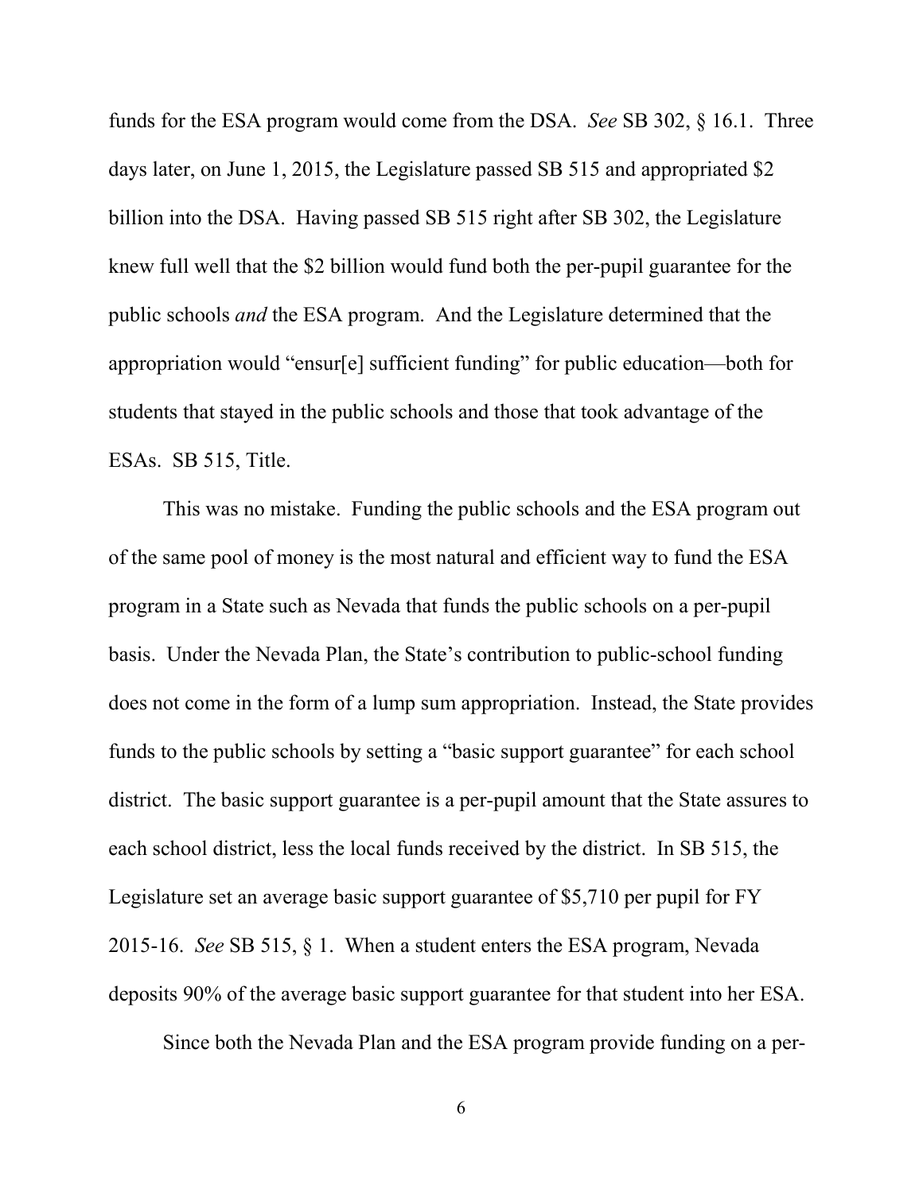funds for the ESA program would come from the DSA. *See* SB 302, § 16.1. Three days later, on June 1, 2015, the Legislature passed SB 515 and appropriated $2 billion into the DSA. Having passed SB 515 right after SB 302, the Legislature knew full well that the $2 billion would fund both the per-pupil guarantee for the public schools *and* the ESA program. And the Legislature determined that the appropriation would "ensur[e] sufficient funding" for public education—both for students that stayed in the public schools and those that took advantage of the ESAs. SB 515, Title.

This was no mistake. Funding the public schools and the ESA program out of the same pool of money is the most natural and efficient way to fund the ESA program in a State such as Nevada that funds the public schools on a per-pupil basis. Under the Nevada Plan, the State's contribution to public-school funding does not come in the form of a lump sum appropriation. Instead, the State provides funds to the public schools by setting a "basic support guarantee" for each school district. The basic support guarantee is a per-pupil amount that the State assures to each school district, less the local funds received by the district. In SB 515, the Legislature set an average basic support guarantee of $5,710 per pupil for FY 2015-16. *See* SB 515, § 1. When a student enters the ESA program, Nevada deposits 90% of the average basic support guarantee for that student into her ESA.

Since both the Nevada Plan and the ESA program provide funding on a per-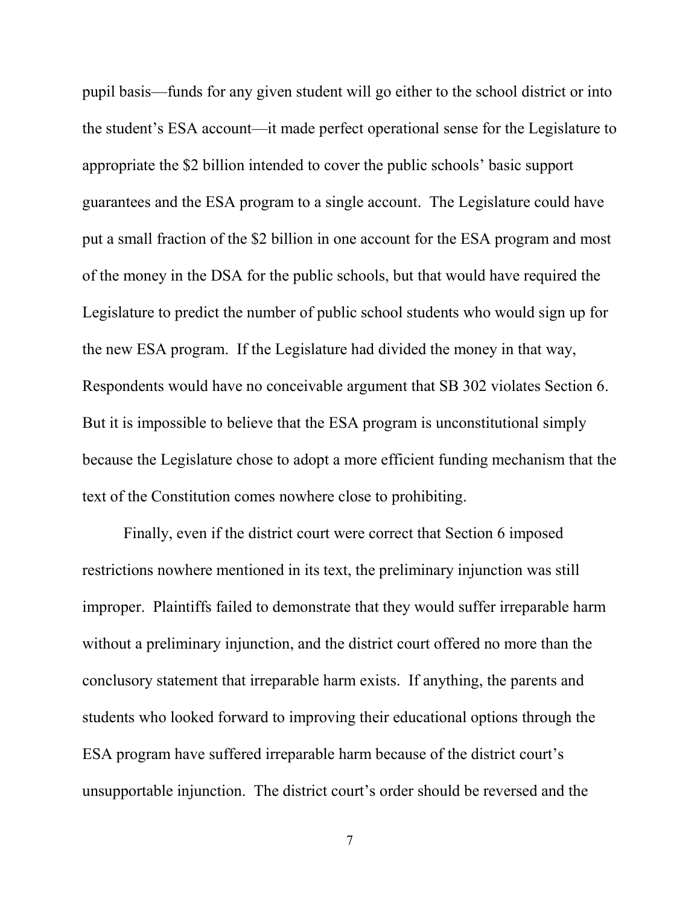pupil basis—funds for any given student will go either to the school district or into the student's ESA account—it made perfect operational sense for the Legislature to appropriate the $2 billion intended to cover the public schools' basic support guarantees and the ESA program to a single account. The Legislature could have put a small fraction of the $2 billion in one account for the ESA program and most of the money in the DSA for the public schools, but that would have required the Legislature to predict the number of public school students who would sign up for the new ESA program. If the Legislature had divided the money in that way, Respondents would have no conceivable argument that SB 302 violates Section 6. But it is impossible to believe that the ESA program is unconstitutional simply because the Legislature chose to adopt a more efficient funding mechanism that the text of the Constitution comes nowhere close to prohibiting.

Finally, even if the district court were correct that Section 6 imposed restrictions nowhere mentioned in its text, the preliminary injunction was still improper. Plaintiffs failed to demonstrate that they would suffer irreparable harm without a preliminary injunction, and the district court offered no more than the conclusory statement that irreparable harm exists. If anything, the parents and students who looked forward to improving their educational options through the ESA program have suffered irreparable harm because of the district court's unsupportable injunction. The district court's order should be reversed and the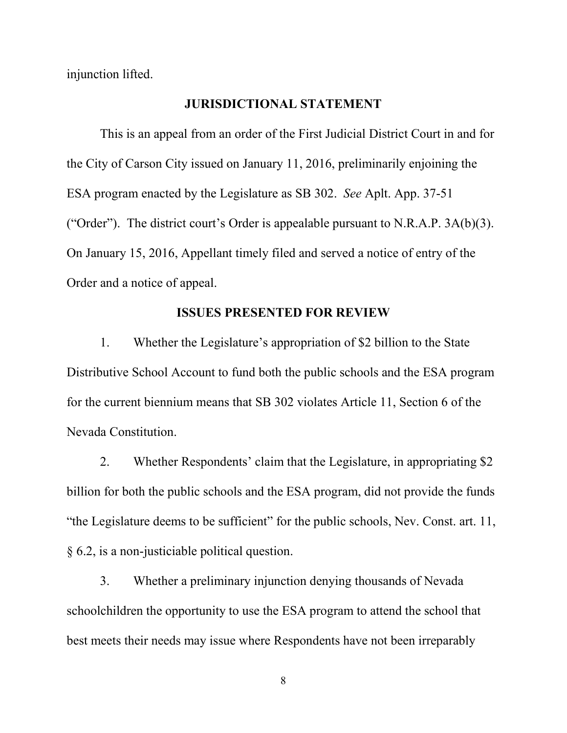injunction lifted.

## JURISDICTIONAL STATEMENT

This is an appeal from an order of the First Judicial District Court in and for the City of Carson City issued on January 11, 2016, preliminarily enjoining the ESA program enacted by the Legislature as SB 302. *See* Aplt. App. 37-51 ("Order"). The district court's Order is appealable pursuant to N.R.A.P. 3A(b)(3). On January 15, 2016, Appellant timely filed and served a notice of entry of the Order and a notice of appeal.

## ISSUES PRESENTED FOR REVIEW

1. Whether the Legislature's appropriation of $2 billion to the State Distributive School Account to fund both the public schools and the ESA program for the current biennium means that SB 302 violates Article 11, Section 6 of the Nevada Constitution.

2. Whether Respondents' claim that the Legislature, in appropriating $2 billion for both the public schools and the ESA program, did not provide the funds "the Legislature deems to be sufficient" for the public schools, Nev. Const. art. 11, § 6.2, is a non-justiciable political question.

3. Whether a preliminary injunction denying thousands of Nevada schoolchildren the opportunity to use the ESA program to attend the school that best meets their needs may issue where Respondents have not been irreparably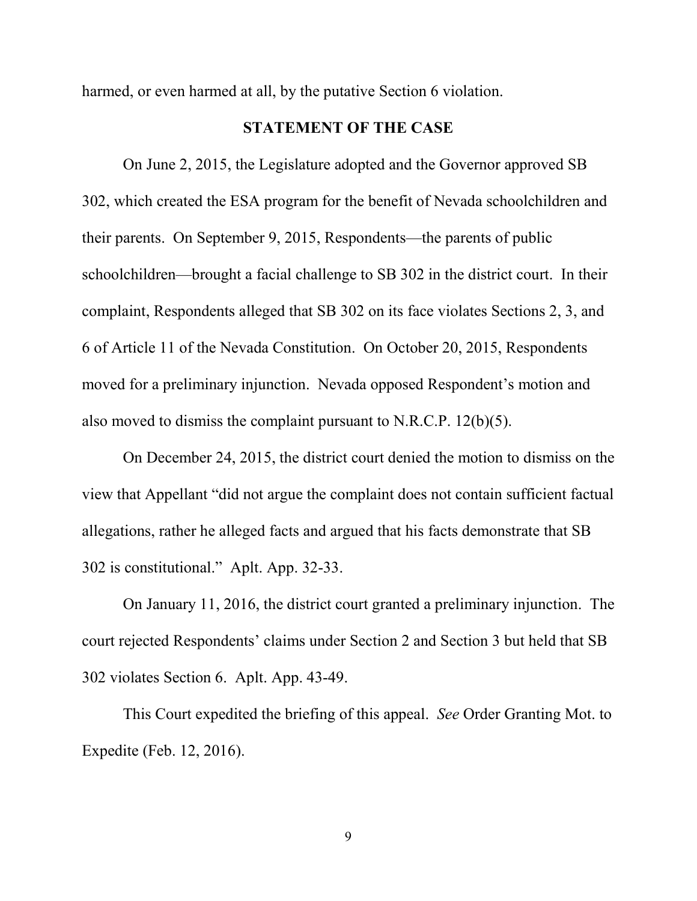harmed, or even harmed at all, by the putative Section 6 violation.

## STATEMENT OF THE CASE

On June 2, 2015, the Legislature adopted and the Governor approved SB 302, which created the ESA program for the benefit of Nevada schoolchildren and their parents. On September 9, 2015, Respondents—the parents of public schoolchildren—brought a facial challenge to SB 302 in the district court. In their complaint, Respondents alleged that SB 302 on its face violates Sections 2, 3, and 6 of Article 11 of the Nevada Constitution. On October 20, 2015, Respondents moved for a preliminary injunction. Nevada opposed Respondent's motion and also moved to dismiss the complaint pursuant to N.R.C.P. 12(b)(5).

On December 24, 2015, the district court denied the motion to dismiss on the view that Appellant "did not argue the complaint does not contain sufficient factual allegations, rather he alleged facts and argued that his facts demonstrate that SB 302 is constitutional." Aplt. App. 32-33.

On January 11, 2016, the district court granted a preliminary injunction. The court rejected Respondents' claims under Section 2 and Section 3 but held that SB 302 violates Section 6. Aplt. App. 43-49.

This Court expedited the briefing of this appeal. *See* Order Granting Mot. to Expedite (Feb. 12, 2016).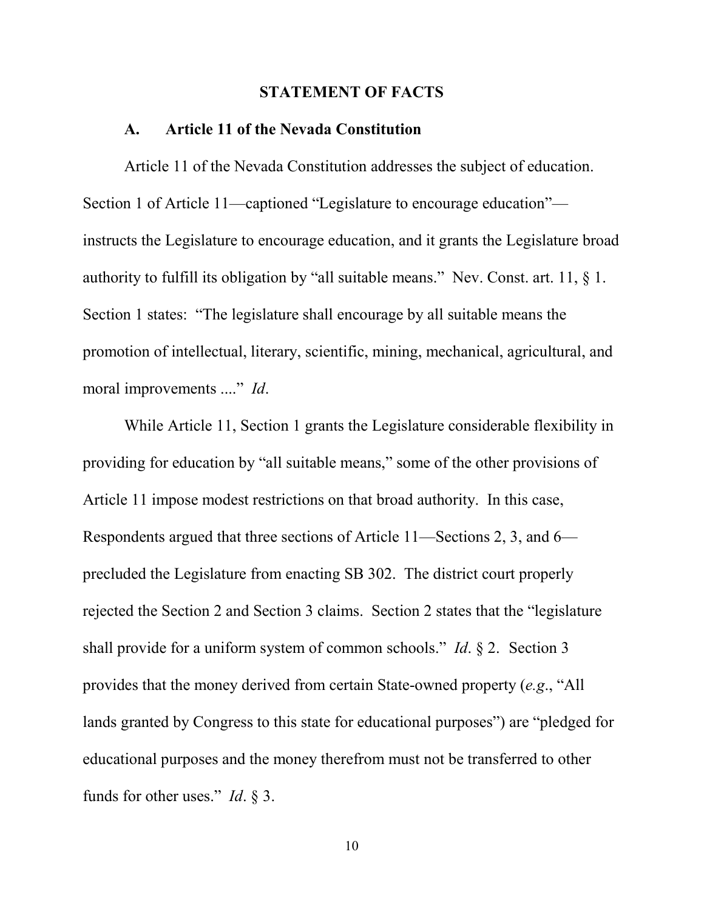## STATEMENT OF FACTS

### A. Article 11 of the Nevada Constitution

Article 11 of the Nevada Constitution addresses the subject of education. Section 1 of Article 11—captioned "Legislature to encourage education"—instructs the Legislature to encourage education, and it grants the Legislature broad authority to fulfill its obligation by "all suitable means." Nev. Const. art. 11, § 1. Section 1 states: "The legislature shall encourage by all suitable means the promotion of intellectual, literary, scientific, mining, mechanical, agricultural, and moral improvements ...." *Id*.

While Article 11, Section 1 grants the Legislature considerable flexibility in providing for education by "all suitable means," some of the other provisions of Article 11 impose modest restrictions on that broad authority. In this case, Respondents argued that three sections of Article 11—Sections 2, 3, and 6—precluded the Legislature from enacting SB 302. The district court properly rejected the Section 2 and Section 3 claims. Section 2 states that the "legislature shall provide for a uniform system of common schools." *Id*. § 2. Section 3 provides that the money derived from certain State-owned property (*e.g*., "All lands granted by Congress to this state for educational purposes") are "pledged for educational purposes and the money therefrom must not be transferred to other funds for other uses." *Id*. § 3.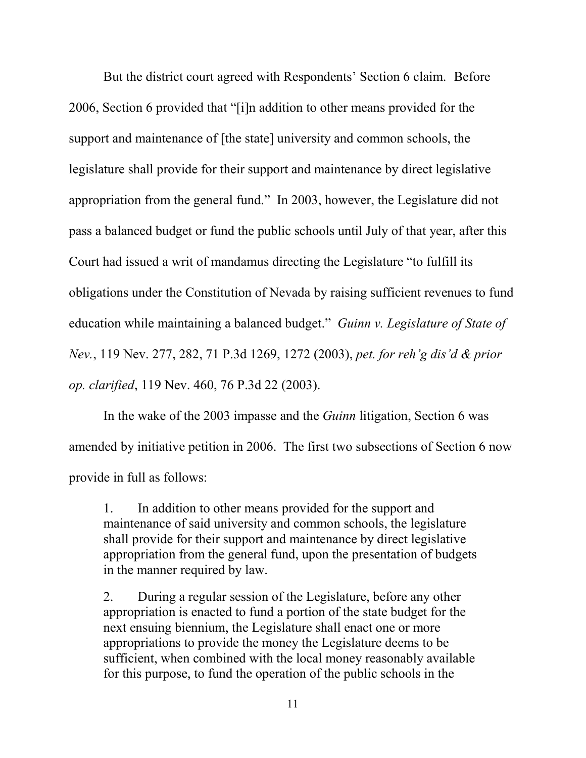But the district court agreed with Respondents' Section 6 claim. Before 2006, Section 6 provided that "[i]n addition to other means provided for the support and maintenance of [the state] university and common schools, the legislature shall provide for their support and maintenance by direct legislative appropriation from the general fund." In 2003, however, the Legislature did not pass a balanced budget or fund the public schools until July of that year, after this Court had issued a writ of mandamus directing the Legislature "to fulfill its obligations under the Constitution of Nevada by raising sufficient revenues to fund education while maintaining a balanced budget." *Guinn v. Legislature of State of Nev.*, 119 Nev. 277, 282, 71 P.3d 1269, 1272 (2003), *pet. for reh'g dis'd & prior op. clarified*, 119 Nev. 460, 76 P.3d 22 (2003).

In the wake of the 2003 impasse and the *Guinn* litigation, Section 6 was amended by initiative petition in 2006. The first two subsections of Section 6 now provide in full as follows:

> 1. In addition to other means provided for the support and maintenance of said university and common schools, the legislature shall provide for their support and maintenance by direct legislative appropriation from the general fund, upon the presentation of budgets in the manner required by law.
>
> 2. During a regular session of the Legislature, before any other appropriation is enacted to fund a portion of the state budget for the next ensuing biennium, the Legislature shall enact one or more appropriations to provide the money the Legislature deems to be sufficient, when combined with the local money reasonably available for this purpose, to fund the operation of the public schools in the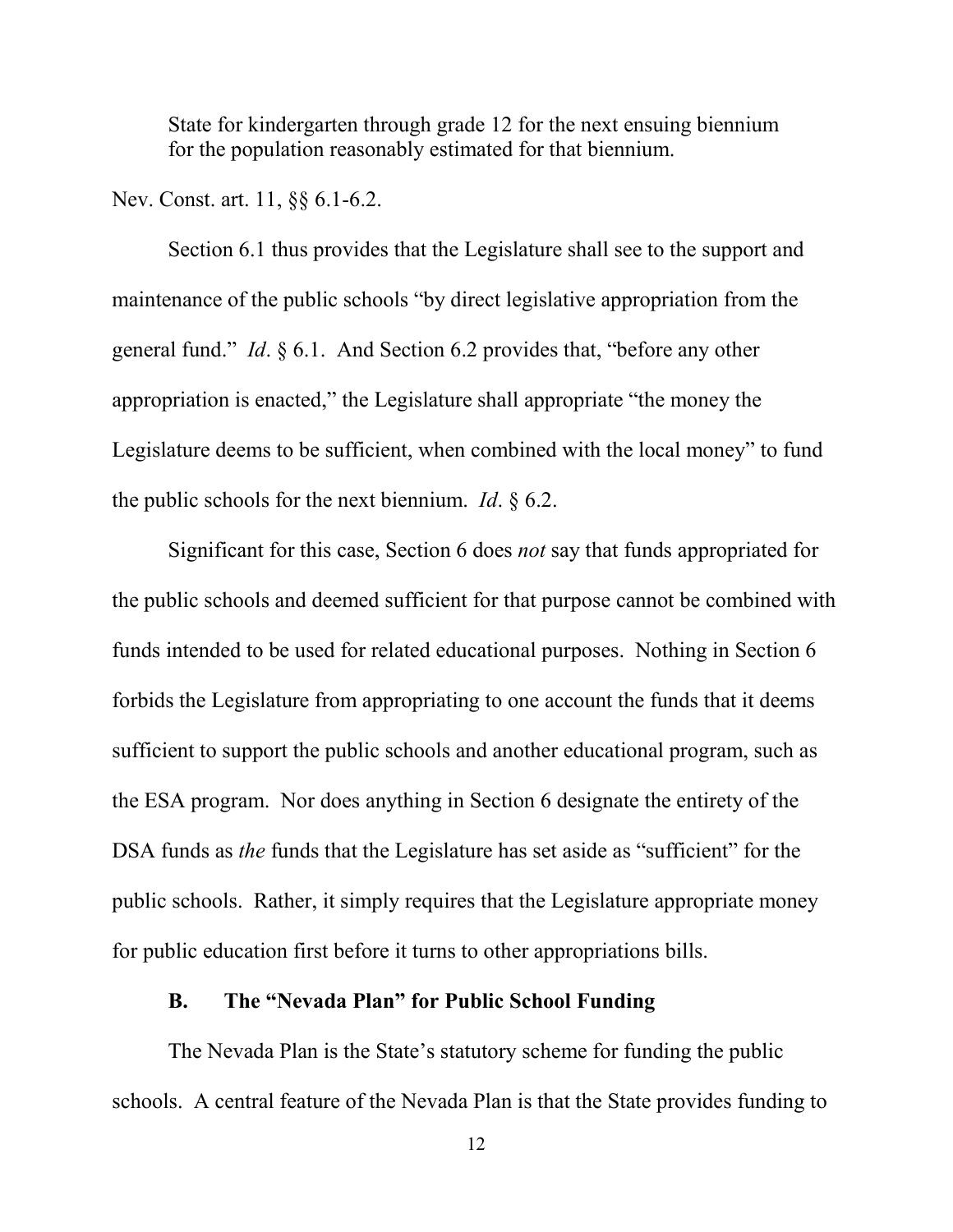> State for kindergarten through grade 12 for the next ensuing biennium for the population reasonably estimated for that biennium.

Nev. Const. art. 11, §§ 6.1-6.2.

Section 6.1 thus provides that the Legislature shall see to the support and maintenance of the public schools "by direct legislative appropriation from the general fund." *Id*. § 6.1. And Section 6.2 provides that, "before any other appropriation is enacted," the Legislature shall appropriate "the money the Legislature deems to be sufficient, when combined with the local money" to fund the public schools for the next biennium. *Id*. § 6.2.

Significant for this case, Section 6 does *not* say that funds appropriated for the public schools and deemed sufficient for that purpose cannot be combined with funds intended to be used for related educational purposes. Nothing in Section 6 forbids the Legislature from appropriating to one account the funds that it deems sufficient to support the public schools and another educational program, such as the ESA program. Nor does anything in Section 6 designate the entirety of the DSA funds as *the* funds that the Legislature has set aside as "sufficient" for the public schools. Rather, it simply requires that the Legislature appropriate money for public education first before it turns to other appropriations bills.

### B. The "Nevada Plan" for Public School Funding

The Nevada Plan is the State's statutory scheme for funding the public schools. A central feature of the Nevada Plan is that the State provides funding to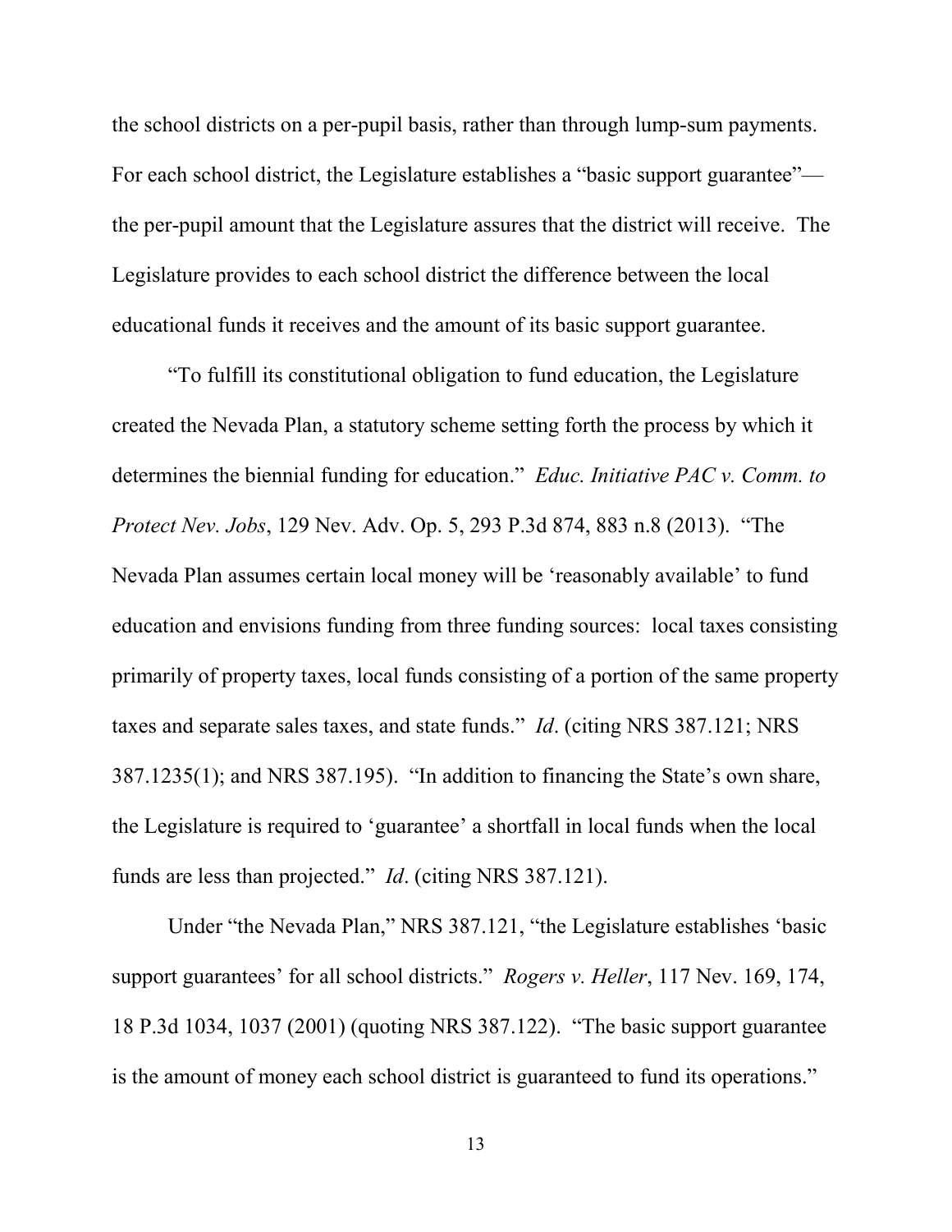the school districts on a per-pupil basis, rather than through lump-sum payments. For each school district, the Legislature establishes a "basic support guarantee"—the per-pupil amount that the Legislature assures that the district will receive. The Legislature provides to each school district the difference between the local educational funds it receives and the amount of its basic support guarantee.

"To fulfill its constitutional obligation to fund education, the Legislature created the Nevada Plan, a statutory scheme setting forth the process by which it determines the biennial funding for education." *Educ. Initiative PAC v. Comm. to Protect Nev. Jobs*, 129 Nev. Adv. Op. 5, 293 P.3d 874, 883 n.8 (2013). "The Nevada Plan assumes certain local money will be 'reasonably available' to fund education and envisions funding from three funding sources: local taxes consisting primarily of property taxes, local funds consisting of a portion of the same property taxes and separate sales taxes, and state funds." *Id*. (citing NRS 387.121; NRS 387.1235(1); and NRS 387.195). "In addition to financing the State's own share, the Legislature is required to 'guarantee' a shortfall in local funds when the local funds are less than projected." *Id*. (citing NRS 387.121).

Under "the Nevada Plan," NRS 387.121, "the Legislature establishes 'basic support guarantees' for all school districts." *Rogers v. Heller*, 117 Nev. 169, 174, 18 P.3d 1034, 1037 (2001) (quoting NRS 387.122). "The basic support guarantee is the amount of money each school district is guaranteed to fund its operations."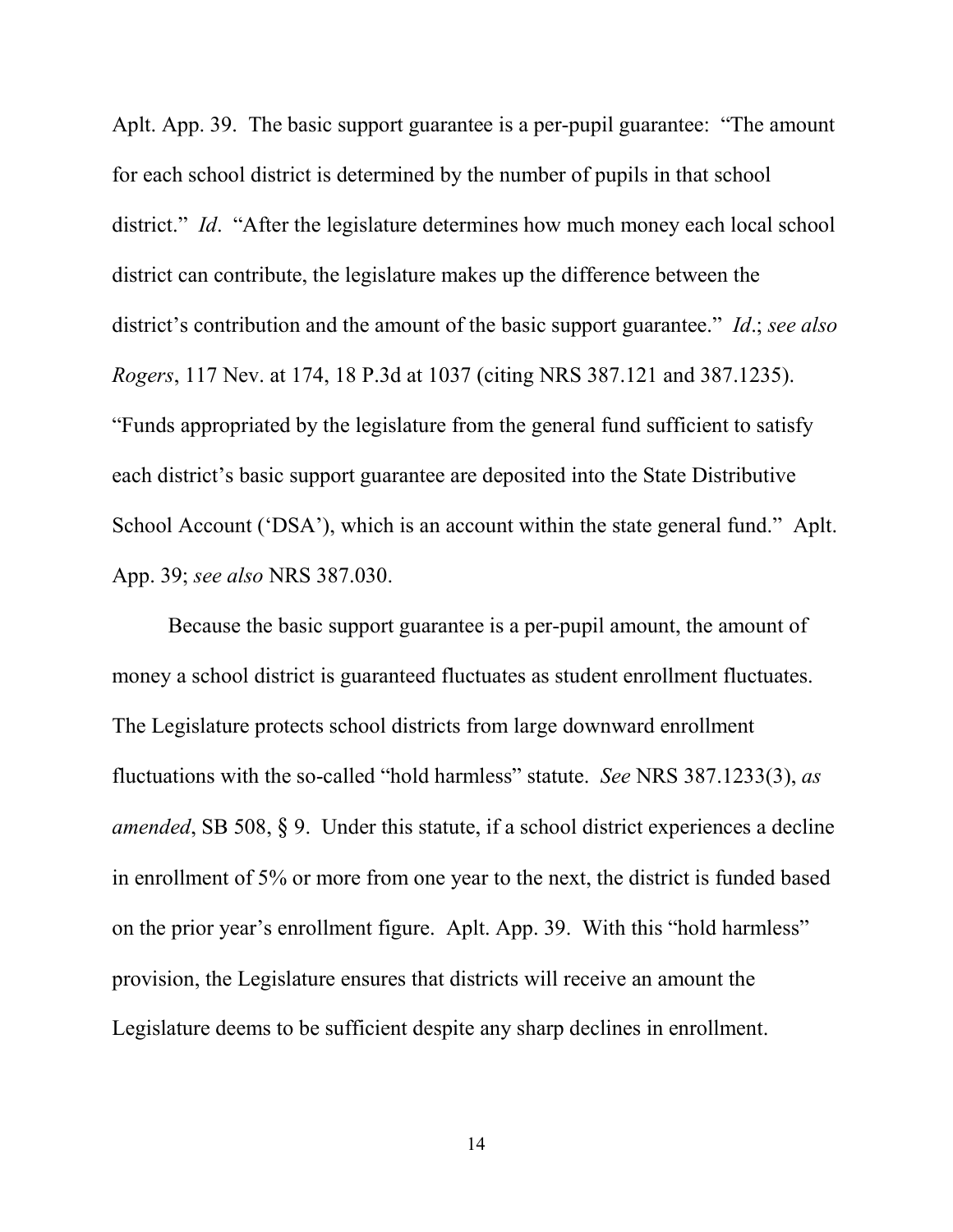Aplt. App. 39. The basic support guarantee is a per-pupil guarantee: "The amount for each school district is determined by the number of pupils in that school district." *Id*. "After the legislature determines how much money each local school district can contribute, the legislature makes up the difference between the district's contribution and the amount of the basic support guarantee." *Id*.; *see also Rogers*, 117 Nev. at 174, 18 P.3d at 1037 (citing NRS 387.121 and 387.1235). "Funds appropriated by the legislature from the general fund sufficient to satisfy each district's basic support guarantee are deposited into the State Distributive School Account ('DSA'), which is an account within the state general fund." Aplt. App. 39; *see also* NRS 387.030.

Because the basic support guarantee is a per-pupil amount, the amount of money a school district is guaranteed fluctuates as student enrollment fluctuates. The Legislature protects school districts from large downward enrollment fluctuations with the so-called "hold harmless" statute. *See* NRS 387.1233(3), *as amended*, SB 508, § 9. Under this statute, if a school district experiences a decline in enrollment of 5% or more from one year to the next, the district is funded based on the prior year's enrollment figure. Aplt. App. 39. With this "hold harmless" provision, the Legislature ensures that districts will receive an amount the Legislature deems to be sufficient despite any sharp declines in enrollment.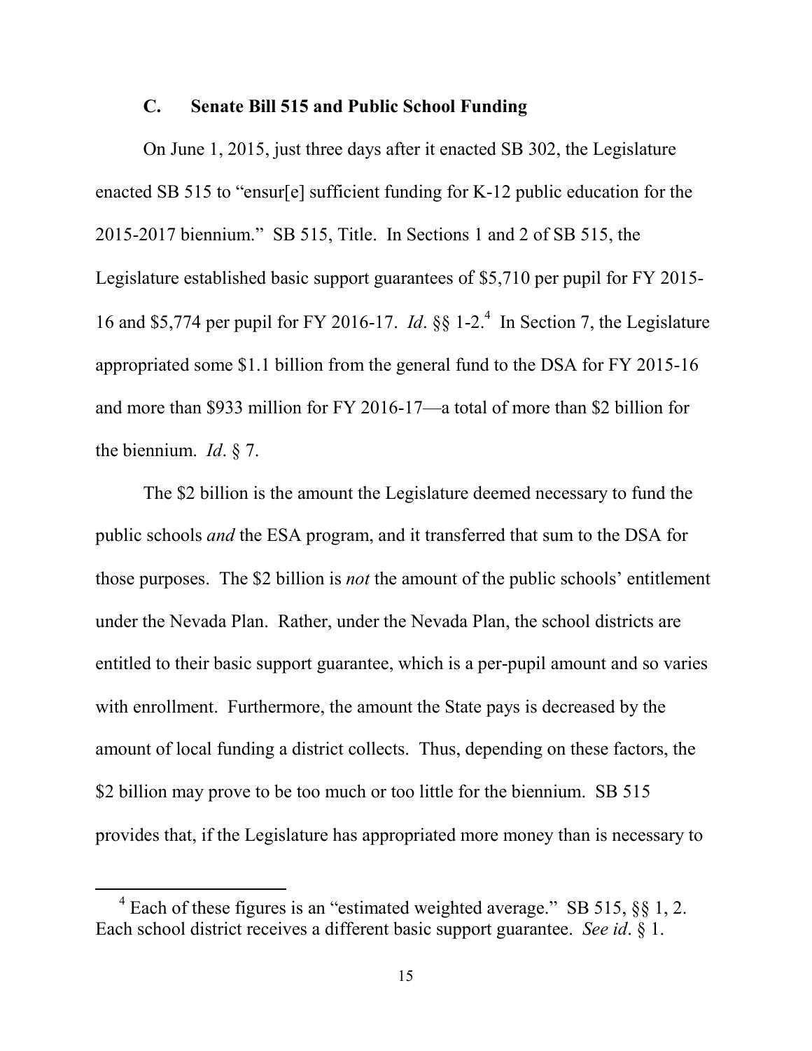### C. Senate Bill 515 and Public School Funding

On June 1, 2015, just three days after it enacted SB 302, the Legislature enacted SB 515 to "ensur[e] sufficient funding for K-12 public education for the 2015-2017 biennium." SB 515, Title. In Sections 1 and 2 of SB 515, the Legislature established basic support guarantees of $5,710 per pupil for FY 2015-16 and $5,774 per pupil for FY 2016-17. *Id*. §§ 1-2.[4] In Section 7, the Legislature appropriated some $1.1 billion from the general fund to the DSA for FY 2015-16 and more than $933 million for FY 2016-17—a total of more than $2 billion for the biennium. *Id*. § 7.

The $2 billion is the amount the Legislature deemed necessary to fund the public schools *and* the ESA program, and it transferred that sum to the DSA for those purposes. The $2 billion is *not* the amount of the public schools' entitlement under the Nevada Plan. Rather, under the Nevada Plan, the school districts are entitled to their basic support guarantee, which is a per-pupil amount and so varies with enrollment. Furthermore, the amount the State pays is decreased by the amount of local funding a district collects. Thus, depending on these factors, the $2 billion may prove to be too much or too little for the biennium. SB 515 provides that, if the Legislature has appropriated more money than is necessary to

[4] Each of these figures is an "estimated weighted average." SB 515, §§ 1, 2. Each school district receives a different basic support guarantee. *See id*. § 1.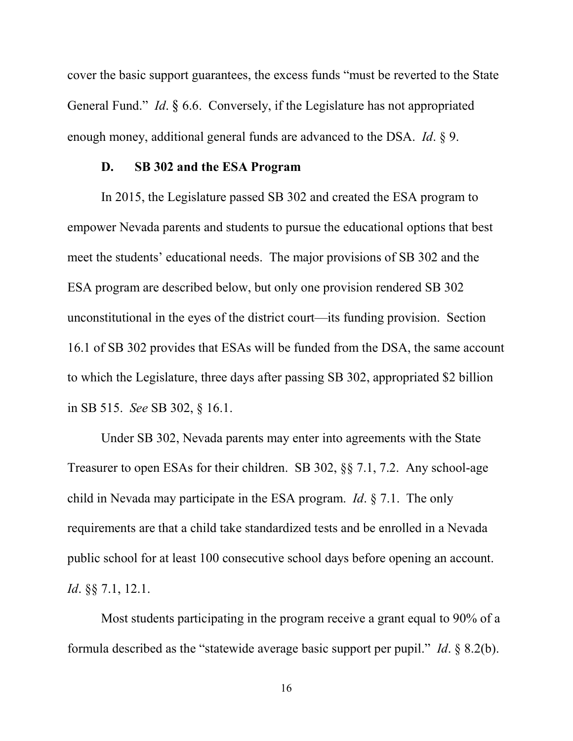cover the basic support guarantees, the excess funds "must be reverted to the State General Fund." *Id*. § 6.6. Conversely, if the Legislature has not appropriated enough money, additional general funds are advanced to the DSA. *Id*. § 9.

### D. SB 302 and the ESA Program

In 2015, the Legislature passed SB 302 and created the ESA program to empower Nevada parents and students to pursue the educational options that best meet the students' educational needs. The major provisions of SB 302 and the ESA program are described below, but only one provision rendered SB 302 unconstitutional in the eyes of the district court—its funding provision. Section 16.1 of SB 302 provides that ESAs will be funded from the DSA, the same account to which the Legislature, three days after passing SB 302, appropriated $2 billion in SB 515. *See* SB 302, § 16.1.

Under SB 302, Nevada parents may enter into agreements with the State Treasurer to open ESAs for their children. SB 302, §§ 7.1, 7.2. Any school-age child in Nevada may participate in the ESA program. *Id*. § 7.1. The only requirements are that a child take standardized tests and be enrolled in a Nevada public school for at least 100 consecutive school days before opening an account. *Id*. §§ 7.1, 12.1.

Most students participating in the program receive a grant equal to 90% of a formula described as the "statewide average basic support per pupil." *Id*. § 8.2(b).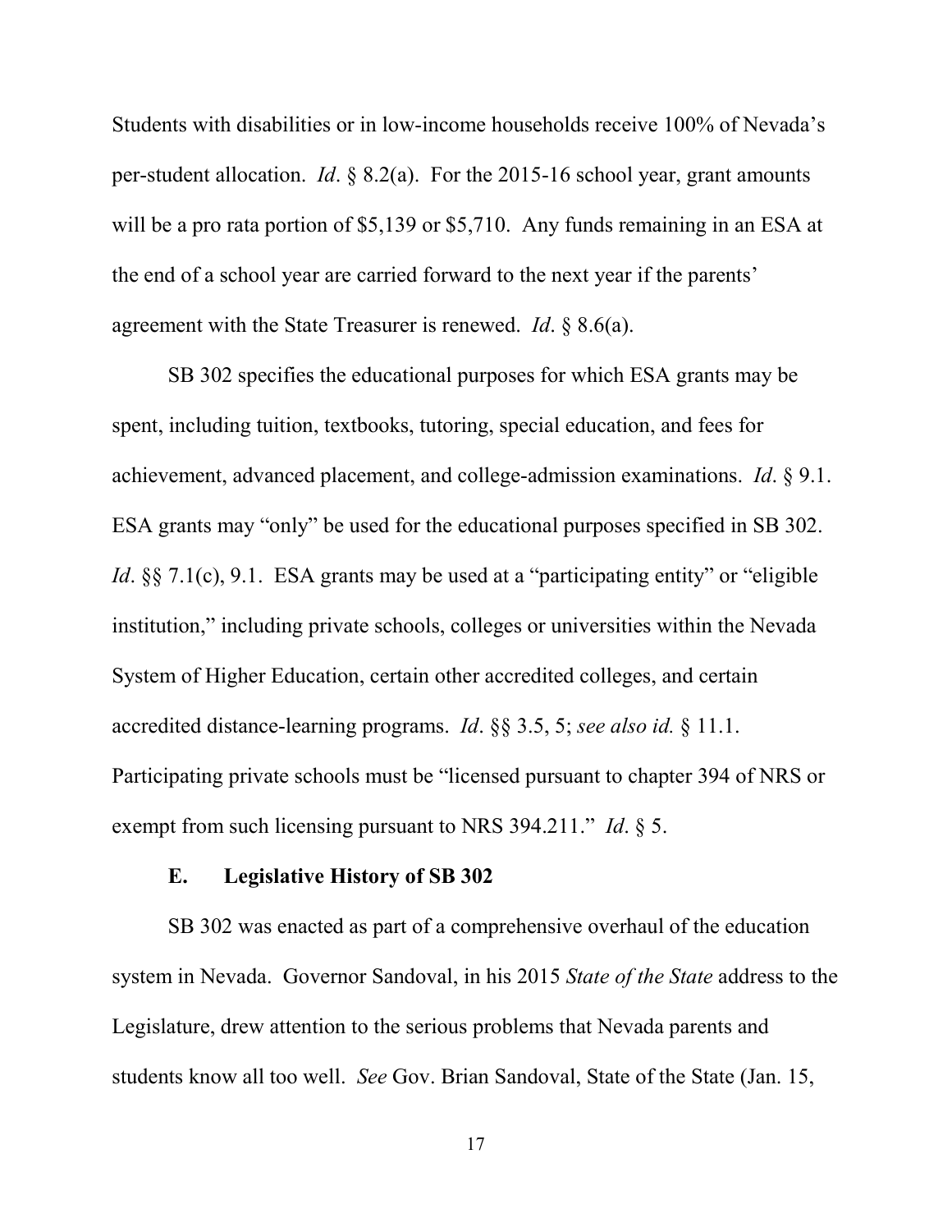Students with disabilities or in low-income households receive 100% of Nevada's per-student allocation. *Id*. § 8.2(a). For the 2015-16 school year, grant amounts will be a pro rata portion of $5,139 or $5,710. Any funds remaining in an ESA at the end of a school year are carried forward to the next year if the parents' agreement with the State Treasurer is renewed. *Id*. § 8.6(a).

SB 302 specifies the educational purposes for which ESA grants may be spent, including tuition, textbooks, tutoring, special education, and fees for achievement, advanced placement, and college-admission examinations. *Id*. § 9.1. ESA grants may "only" be used for the educational purposes specified in SB 302. *Id*. §§ 7.1(c), 9.1. ESA grants may be used at a "participating entity" or "eligible institution," including private schools, colleges or universities within the Nevada System of Higher Education, certain other accredited colleges, and certain accredited distance-learning programs. *Id*. §§ 3.5, 5; *see also id.* § 11.1. Participating private schools must be "licensed pursuant to chapter 394 of NRS or exempt from such licensing pursuant to NRS 394.211." *Id*. § 5.

### E. Legislative History of SB 302

SB 302 was enacted as part of a comprehensive overhaul of the education system in Nevada. Governor Sandoval, in his 2015 *State of the State* address to the Legislature, drew attention to the serious problems that Nevada parents and students know all too well. *See* Gov. Brian Sandoval, State of the State (Jan. 15,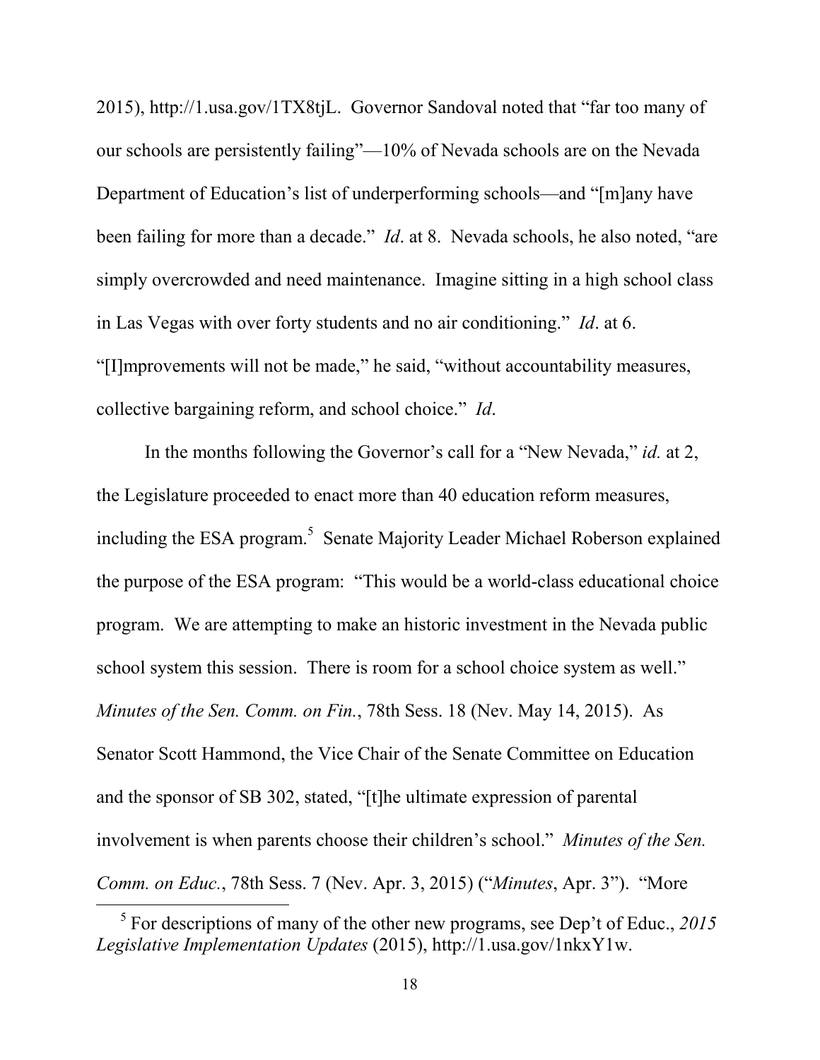2015), http://1.usa.gov/1TX8tjL. Governor Sandoval noted that "far too many of our schools are persistently failing"—10% of Nevada schools are on the Nevada Department of Education's list of underperforming schools—and "[m]any have been failing for more than a decade." *Id*. at 8. Nevada schools, he also noted, "are simply overcrowded and need maintenance. Imagine sitting in a high school class in Las Vegas with over forty students and no air conditioning." *Id*. at 6. "[I]mprovements will not be made," he said, "without accountability measures, collective bargaining reform, and school choice." *Id*.

In the months following the Governor's call for a "New Nevada," *id.* at 2, the Legislature proceeded to enact more than 40 education reform measures, including the ESA program.[5] Senate Majority Leader Michael Roberson explained the purpose of the ESA program: "This would be a world-class educational choice program. We are attempting to make an historic investment in the Nevada public school system this session. There is room for a school choice system as well." *Minutes of the Sen. Comm. on Fin.*, 78th Sess. 18 (Nev. May 14, 2015). As Senator Scott Hammond, the Vice Chair of the Senate Committee on Education and the sponsor of SB 302, stated, "[t]he ultimate expression of parental involvement is when parents choose their children's school." *Minutes of the Sen. Comm. on Educ.*, 78th Sess. 7 (Nev. Apr. 3, 2015) ("*Minutes*, Apr. 3"). "More

[5] For descriptions of many of the other new programs, see Dep't of Educ., *2015 Legislative Implementation Updates* (2015), http://1.usa.gov/1nkxY1w.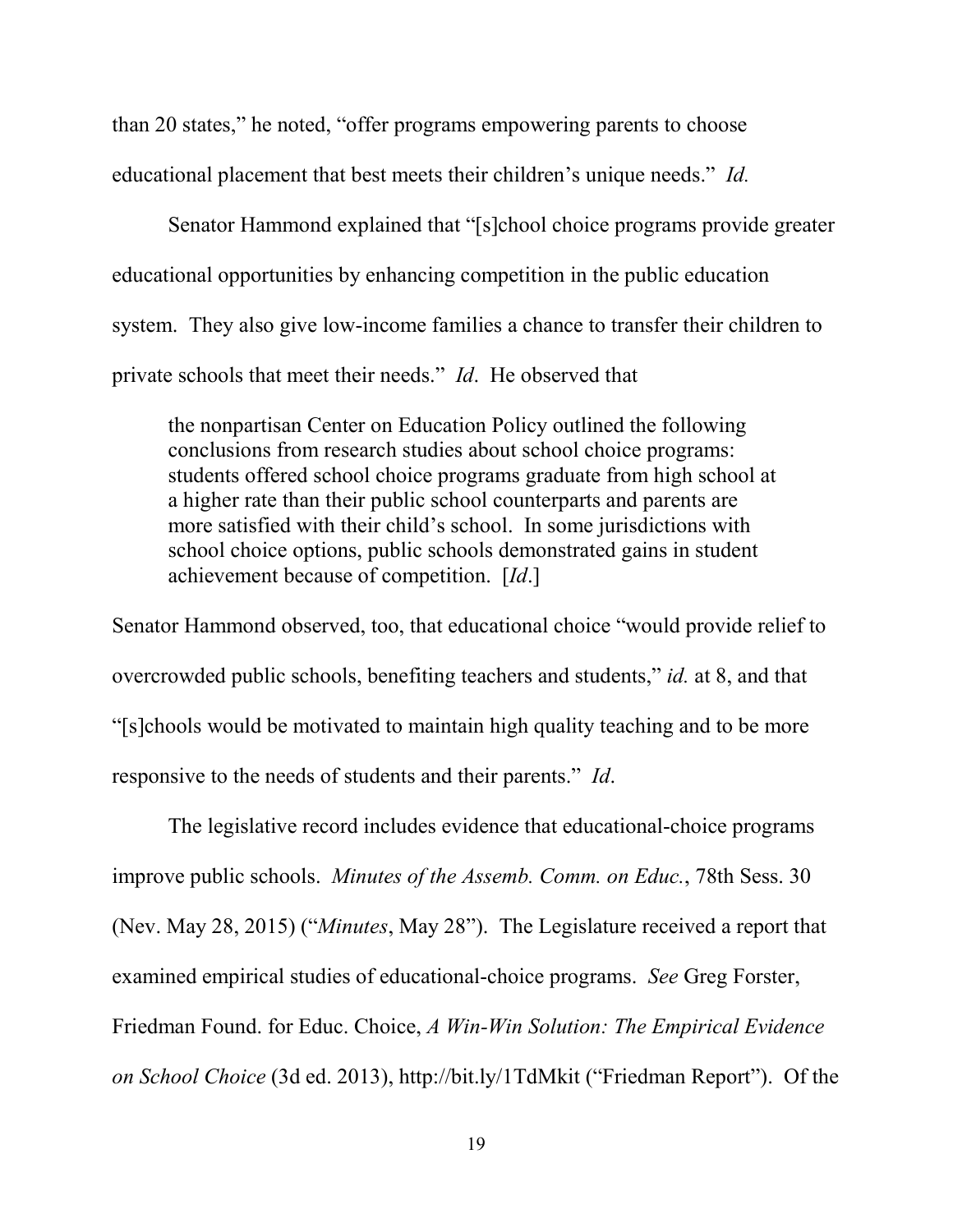than 20 states," he noted, "offer programs empowering parents to choose educational placement that best meets their children's unique needs." *Id.*

Senator Hammond explained that "[s]chool choice programs provide greater educational opportunities by enhancing competition in the public education system. They also give low-income families a chance to transfer their children to private schools that meet their needs." *Id*. He observed that

> the nonpartisan Center on Education Policy outlined the following conclusions from research studies about school choice programs: students offered school choice programs graduate from high school at a higher rate than their public school counterparts and parents are more satisfied with their child's school. In some jurisdictions with school choice options, public schools demonstrated gains in student achievement because of competition. [*Id*.]

Senator Hammond observed, too, that educational choice "would provide relief to overcrowded public schools, benefiting teachers and students," *id.* at 8, and that "[s]chools would be motivated to maintain high quality teaching and to be more responsive to the needs of students and their parents." *Id*.

The legislative record includes evidence that educational-choice programs improve public schools. *Minutes of the Assemb. Comm. on Educ.*, 78th Sess. 30 (Nev. May 28, 2015) ("*Minutes*, May 28"). The Legislature received a report that examined empirical studies of educational-choice programs. *See* Greg Forster, Friedman Found. for Educ. Choice, *A Win-Win Solution: The Empirical Evidence on School Choice* (3d ed. 2013), http://bit.ly/1TdMkit ("Friedman Report"). Of the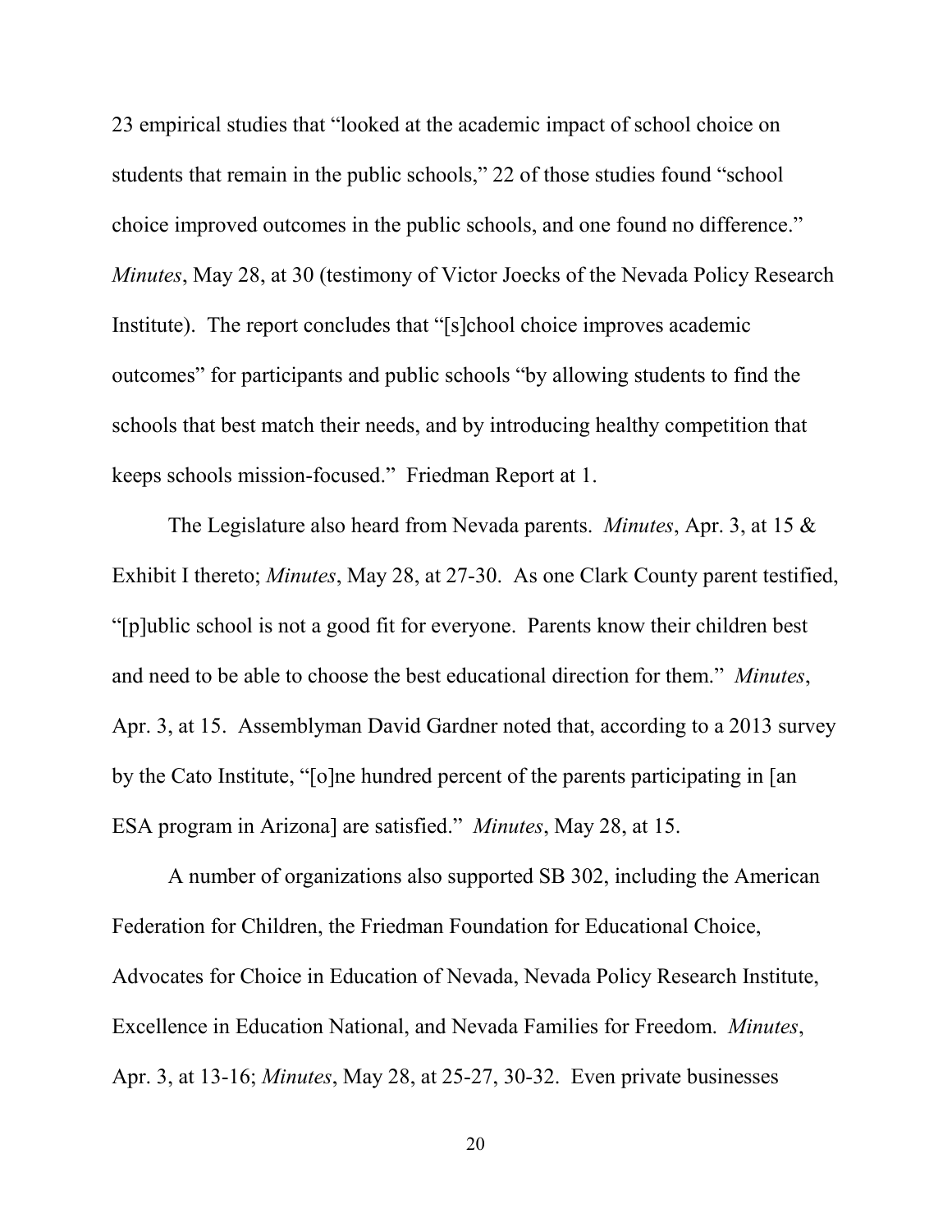23 empirical studies that "looked at the academic impact of school choice on students that remain in the public schools," 22 of those studies found "school choice improved outcomes in the public schools, and one found no difference." *Minutes*, May 28, at 30 (testimony of Victor Joecks of the Nevada Policy Research Institute). The report concludes that "[s]chool choice improves academic outcomes" for participants and public schools "by allowing students to find the schools that best match their needs, and by introducing healthy competition that keeps schools mission-focused." Friedman Report at 1.

The Legislature also heard from Nevada parents. *Minutes*, Apr. 3, at 15 & Exhibit I thereto; *Minutes*, May 28, at 27-30. As one Clark County parent testified, "[p]ublic school is not a good fit for everyone. Parents know their children best and need to be able to choose the best educational direction for them." *Minutes*, Apr. 3, at 15. Assemblyman David Gardner noted that, according to a 2013 survey by the Cato Institute, "[o]ne hundred percent of the parents participating in [an ESA program in Arizona] are satisfied." *Minutes*, May 28, at 15.

A number of organizations also supported SB 302, including the American Federation for Children, the Friedman Foundation for Educational Choice, Advocates for Choice in Education of Nevada, Nevada Policy Research Institute, Excellence in Education National, and Nevada Families for Freedom. *Minutes*, Apr. 3, at 13-16; *Minutes*, May 28, at 25-27, 30-32. Even private businesses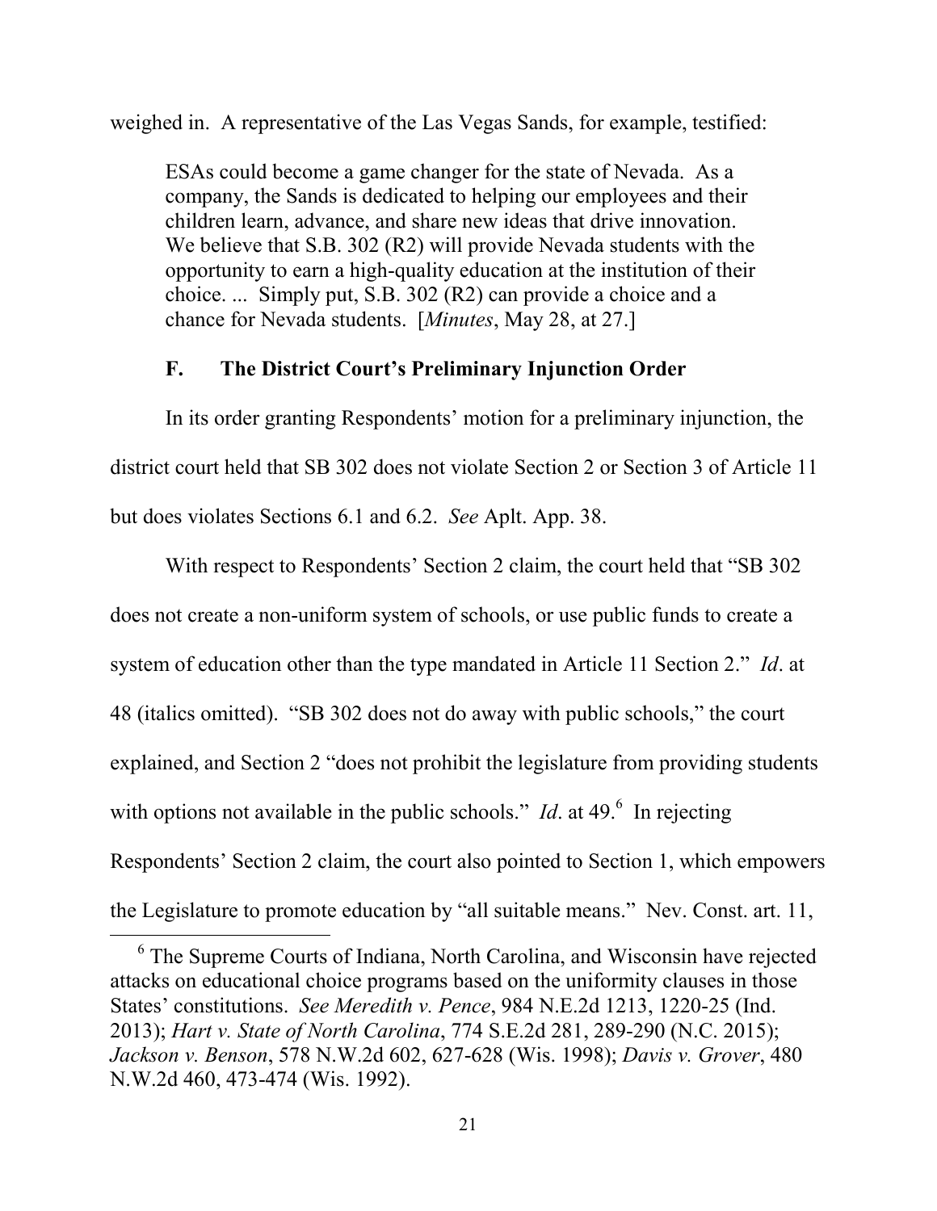weighed in. A representative of the Las Vegas Sands, for example, testified:

> ESAs could become a game changer for the state of Nevada. As a company, the Sands is dedicated to helping our employees and their children learn, advance, and share new ideas that drive innovation. We believe that S.B. 302 (R2) will provide Nevada students with the opportunity to earn a high-quality education at the institution of their choice. ... Simply put, S.B. 302 (R2) can provide a choice and a chance for Nevada students. [*Minutes*, May 28, at 27.]

### F. The District Court's Preliminary Injunction Order

In its order granting Respondents' motion for a preliminary injunction, the district court held that SB 302 does not violate Section 2 or Section 3 of Article 11 but does violates Sections 6.1 and 6.2. *See* Aplt. App. 38.

With respect to Respondents' Section 2 claim, the court held that "SB 302 does not create a non-uniform system of schools, or use public funds to create a system of education other than the type mandated in Article 11 Section 2." *Id*. at 48 (italics omitted). "SB 302 does not do away with public schools," the court explained, and Section 2 "does not prohibit the legislature from providing students with options not available in the public schools." *Id*. at 49.[6] In rejecting Respondents' Section 2 claim, the court also pointed to Section 1, which empowers the Legislature to promote education by "all suitable means." Nev. Const. art. 11,

---

[6] The Supreme Courts of Indiana, North Carolina, and Wisconsin have rejected attacks on educational choice programs based on the uniformity clauses in those States' constitutions. *See Meredith v. Pence*, 984 N.E.2d 1213, 1220-25 (Ind. 2013); *Hart v. State of North Carolina*, 774 S.E.2d 281, 289-290 (N.C. 2015); *Jackson v. Benson*, 578 N.W.2d 602, 627-628 (Wis. 1998); *Davis v. Grover*, 480 N.W.2d 460, 473-474 (Wis. 1992).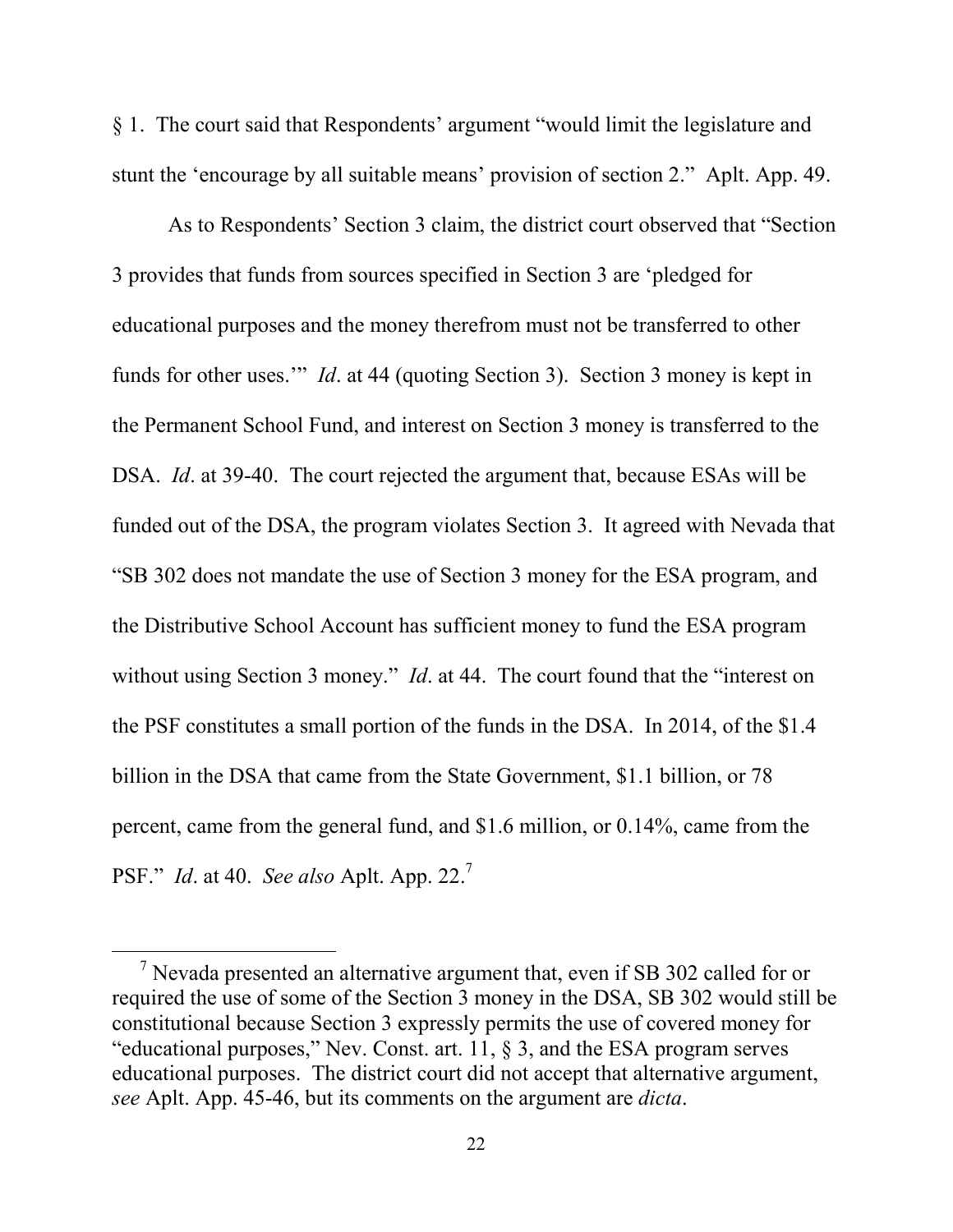§ 1. The court said that Respondents' argument "would limit the legislature and stunt the 'encourage by all suitable means' provision of section 2." Aplt. App. 49.

As to Respondents' Section 3 claim, the district court observed that "Section 3 provides that funds from sources specified in Section 3 are 'pledged for educational purposes and the money therefrom must not be transferred to other funds for other uses.'" *Id*. at 44 (quoting Section 3). Section 3 money is kept in the Permanent School Fund, and interest on Section 3 money is transferred to the DSA. *Id*. at 39-40. The court rejected the argument that, because ESAs will be funded out of the DSA, the program violates Section 3. It agreed with Nevada that "SB 302 does not mandate the use of Section 3 money for the ESA program, and the Distributive School Account has sufficient money to fund the ESA program without using Section 3 money." *Id*. at 44. The court found that the "interest on the PSF constitutes a small portion of the funds in the DSA. In 2014, of the $1.4 billion in the DSA that came from the State Government, $1.1 billion, or 78 percent, came from the general fund, and $1.6 million, or 0.14%, came from the PSF." *Id*. at 40. *See also* Aplt. App. 22.[7]

---

[7] Nevada presented an alternative argument that, even if SB 302 called for or required the use of some of the Section 3 money in the DSA, SB 302 would still be constitutional because Section 3 expressly permits the use of covered money for "educational purposes," Nev. Const. art. 11, § 3, and the ESA program serves educational purposes. The district court did not accept that alternative argument, *see* Aplt. App. 45-46, but its comments on the argument are *dicta*.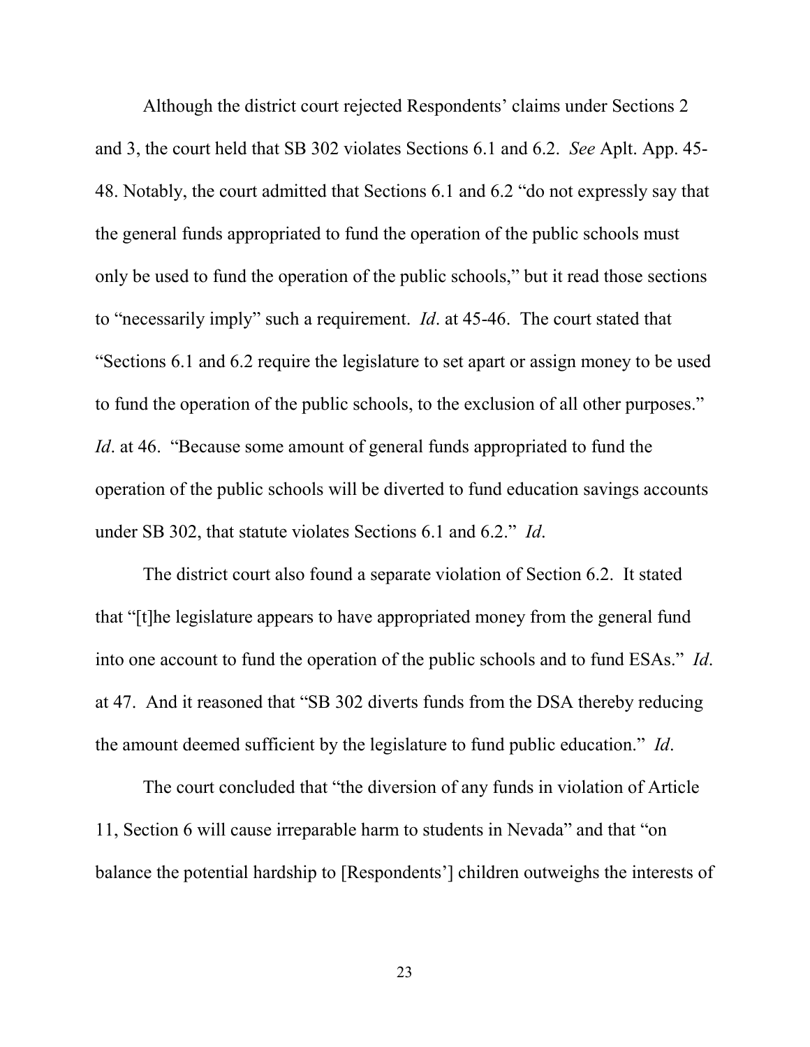Although the district court rejected Respondents' claims under Sections 2 and 3, the court held that SB 302 violates Sections 6.1 and 6.2. *See* Aplt. App. 45-48. Notably, the court admitted that Sections 6.1 and 6.2 "do not expressly say that the general funds appropriated to fund the operation of the public schools must only be used to fund the operation of the public schools," but it read those sections to "necessarily imply" such a requirement. *Id*. at 45-46. The court stated that "Sections 6.1 and 6.2 require the legislature to set apart or assign money to be used to fund the operation of the public schools, to the exclusion of all other purposes." *Id*. at 46. "Because some amount of general funds appropriated to fund the operation of the public schools will be diverted to fund education savings accounts under SB 302, that statute violates Sections 6.1 and 6.2." *Id*.

The district court also found a separate violation of Section 6.2. It stated that "[t]he legislature appears to have appropriated money from the general fund into one account to fund the operation of the public schools and to fund ESAs." *Id*. at 47. And it reasoned that "SB 302 diverts funds from the DSA thereby reducing the amount deemed sufficient by the legislature to fund public education." *Id*.

The court concluded that "the diversion of any funds in violation of Article 11, Section 6 will cause irreparable harm to students in Nevada" and that "on balance the potential hardship to [Respondents'] children outweighs the interests of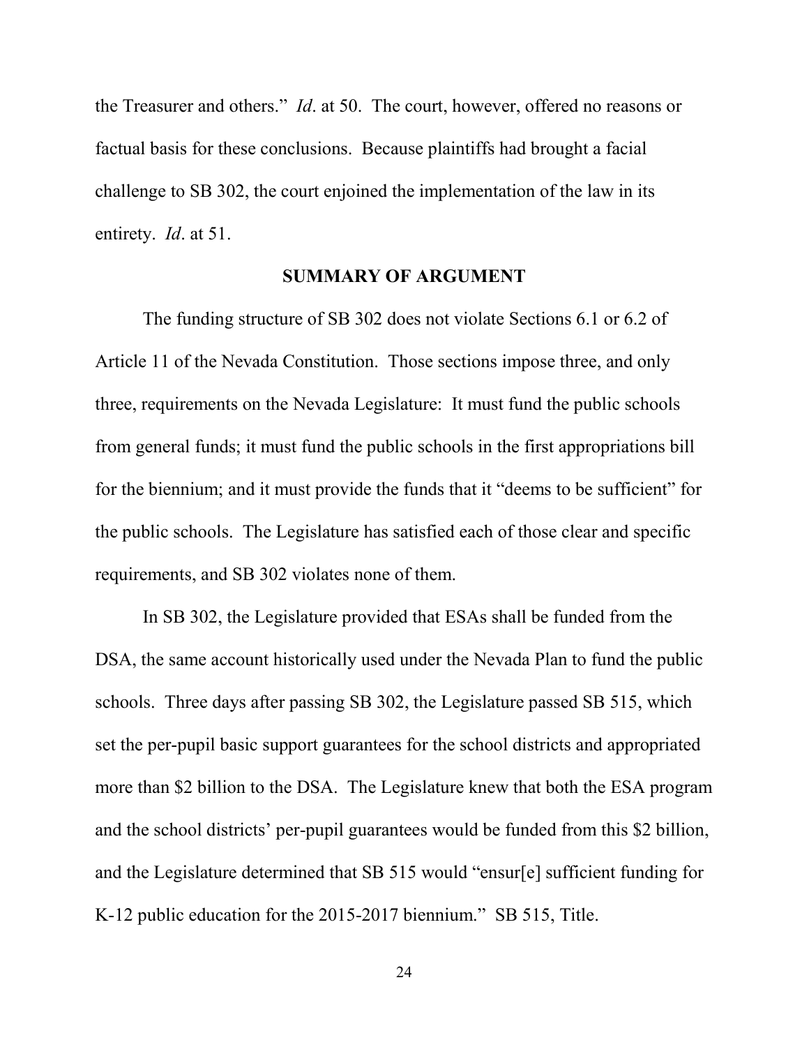the Treasurer and others." *Id*. at 50. The court, however, offered no reasons or factual basis for these conclusions. Because plaintiffs had brought a facial challenge to SB 302, the court enjoined the implementation of the law in its entirety. *Id*. at 51.

## SUMMARY OF ARGUMENT

The funding structure of SB 302 does not violate Sections 6.1 or 6.2 of Article 11 of the Nevada Constitution. Those sections impose three, and only three, requirements on the Nevada Legislature: It must fund the public schools from general funds; it must fund the public schools in the first appropriations bill for the biennium; and it must provide the funds that it "deems to be sufficient" for the public schools. The Legislature has satisfied each of those clear and specific requirements, and SB 302 violates none of them.

In SB 302, the Legislature provided that ESAs shall be funded from the DSA, the same account historically used under the Nevada Plan to fund the public schools. Three days after passing SB 302, the Legislature passed SB 515, which set the per-pupil basic support guarantees for the school districts and appropriated more than $2 billion to the DSA. The Legislature knew that both the ESA program and the school districts' per-pupil guarantees would be funded from this $2 billion, and the Legislature determined that SB 515 would "ensur[e] sufficient funding for K-12 public education for the 2015-2017 biennium." SB 515, Title.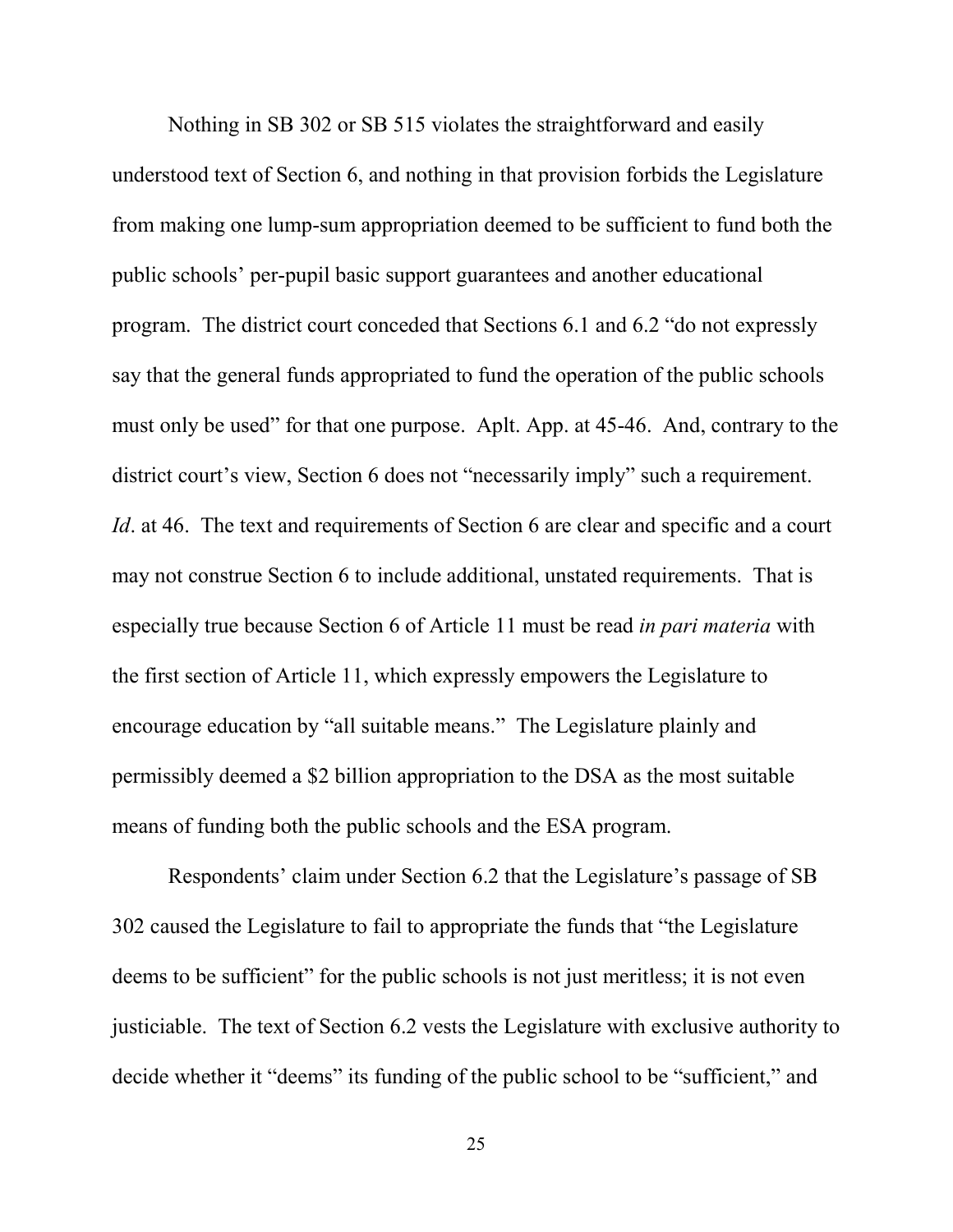Nothing in SB 302 or SB 515 violates the straightforward and easily understood text of Section 6, and nothing in that provision forbids the Legislature from making one lump-sum appropriation deemed to be sufficient to fund both the public schools' per-pupil basic support guarantees and another educational program. The district court conceded that Sections 6.1 and 6.2 "do not expressly say that the general funds appropriated to fund the operation of the public schools must only be used" for that one purpose. Aplt. App. at 45-46. And, contrary to the district court's view, Section 6 does not "necessarily imply" such a requirement. *Id*. at 46. The text and requirements of Section 6 are clear and specific and a court may not construe Section 6 to include additional, unstated requirements. That is especially true because Section 6 of Article 11 must be read *in pari materia* with the first section of Article 11, which expressly empowers the Legislature to encourage education by "all suitable means." The Legislature plainly and permissibly deemed a $2 billion appropriation to the DSA as the most suitable means of funding both the public schools and the ESA program.

Respondents' claim under Section 6.2 that the Legislature's passage of SB 302 caused the Legislature to fail to appropriate the funds that "the Legislature deems to be sufficient" for the public schools is not just meritless; it is not even justiciable. The text of Section 6.2 vests the Legislature with exclusive authority to decide whether it "deems" its funding of the public school to be "sufficient," and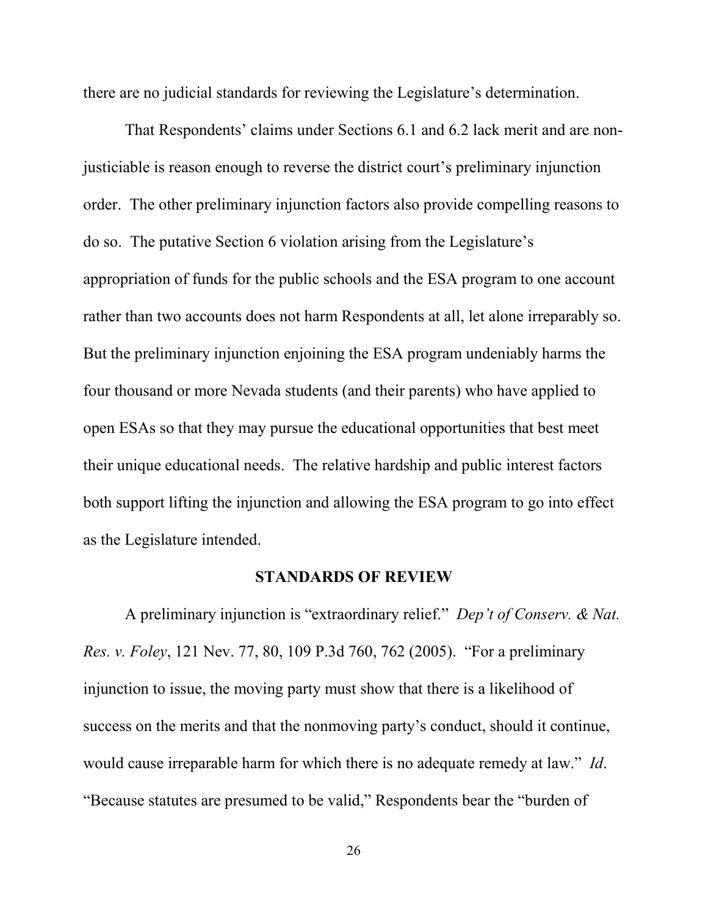there are no judicial standards for reviewing the Legislature's determination.

That Respondents' claims under Sections 6.1 and 6.2 lack merit and are non-justiciable is reason enough to reverse the district court's preliminary injunction order. The other preliminary injunction factors also provide compelling reasons to do so. The putative Section 6 violation arising from the Legislature's appropriation of funds for the public schools and the ESA program to one account rather than two accounts does not harm Respondents at all, let alone irreparably so. But the preliminary injunction enjoining the ESA program undeniably harms the four thousand or more Nevada students (and their parents) who have applied to open ESAs so that they may pursue the educational opportunities that best meet their unique educational needs. The relative hardship and public interest factors both support lifting the injunction and allowing the ESA program to go into effect as the Legislature intended.

## STANDARDS OF REVIEW

A preliminary injunction is "extraordinary relief." *Dep't of Conserv. & Nat. Res. v. Foley*, 121 Nev. 77, 80, 109 P.3d 760, 762 (2005). "For a preliminary injunction to issue, the moving party must show that there is a likelihood of success on the merits and that the nonmoving party's conduct, should it continue, would cause irreparable harm for which there is no adequate remedy at law." *Id*. "Because statutes are presumed to be valid," Respondents bear the "burden of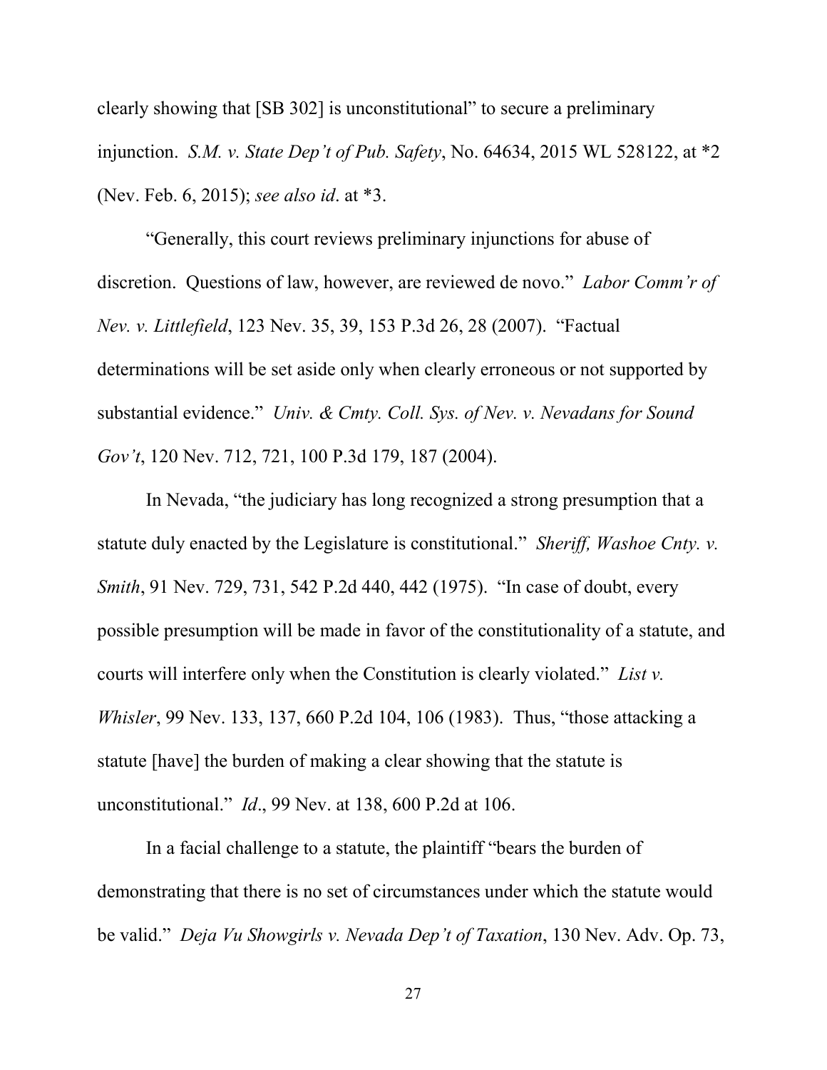clearly showing that [SB 302] is unconstitutional" to secure a preliminary injunction. *S.M. v. State Dep't of Pub. Safety*, No. 64634, 2015 WL 528122, at *2 (Nev. Feb. 6, 2015); *see also id*. at *3.

"Generally, this court reviews preliminary injunctions for abuse of discretion. Questions of law, however, are reviewed de novo." *Labor Comm'r of Nev. v. Littlefield*, 123 Nev. 35, 39, 153 P.3d 26, 28 (2007). "Factual determinations will be set aside only when clearly erroneous or not supported by substantial evidence." *Univ. & Cmty. Coll. Sys. of Nev. v. Nevadans for Sound Gov't*, 120 Nev. 712, 721, 100 P.3d 179, 187 (2004).

In Nevada, "the judiciary has long recognized a strong presumption that a statute duly enacted by the Legislature is constitutional." *Sheriff, Washoe Cnty. v. Smith*, 91 Nev. 729, 731, 542 P.2d 440, 442 (1975). "In case of doubt, every possible presumption will be made in favor of the constitutionality of a statute, and courts will interfere only when the Constitution is clearly violated." *List v. Whisler*, 99 Nev. 133, 137, 660 P.2d 104, 106 (1983). Thus, "those attacking a statute [have] the burden of making a clear showing that the statute is unconstitutional." *Id*., 99 Nev. at 138, 600 P.2d at 106.

In a facial challenge to a statute, the plaintiff "bears the burden of demonstrating that there is no set of circumstances under which the statute would be valid." *Deja Vu Showgirls v. Nevada Dep't of Taxation*, 130 Nev. Adv. Op. 73,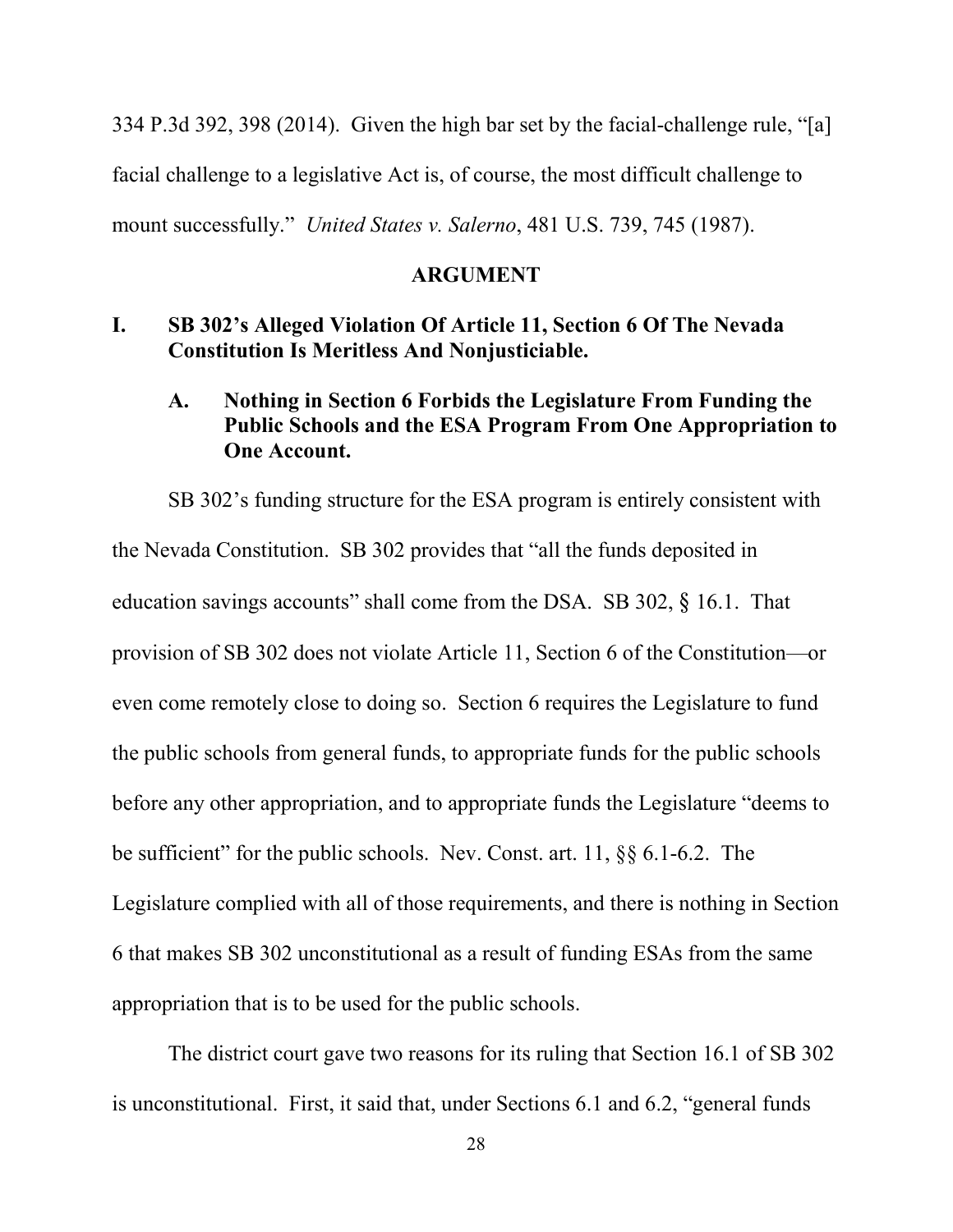334 P.3d 392, 398 (2014). Given the high bar set by the facial-challenge rule, "[a] facial challenge to a legislative Act is, of course, the most difficult challenge to mount successfully." *United States v. Salerno*, 481 U.S. 739, 745 (1987).

## ARGUMENT

### I. SB 302's Alleged Violation Of Article 11, Section 6 Of The Nevada Constitution Is Meritless And Nonjusticiable.

#### A. Nothing in Section 6 Forbids the Legislature From Funding the Public Schools and the ESA Program From One Appropriation to One Account.

SB 302's funding structure for the ESA program is entirely consistent with the Nevada Constitution. SB 302 provides that "all the funds deposited in education savings accounts" shall come from the DSA. SB 302, § 16.1. That provision of SB 302 does not violate Article 11, Section 6 of the Constitution—or even come remotely close to doing so. Section 6 requires the Legislature to fund the public schools from general funds, to appropriate funds for the public schools before any other appropriation, and to appropriate funds the Legislature "deems to be sufficient" for the public schools. Nev. Const. art. 11, §§ 6.1-6.2. The Legislature complied with all of those requirements, and there is nothing in Section 6 that makes SB 302 unconstitutional as a result of funding ESAs from the same appropriation that is to be used for the public schools.

The district court gave two reasons for its ruling that Section 16.1 of SB 302 is unconstitutional. First, it said that, under Sections 6.1 and 6.2, "general funds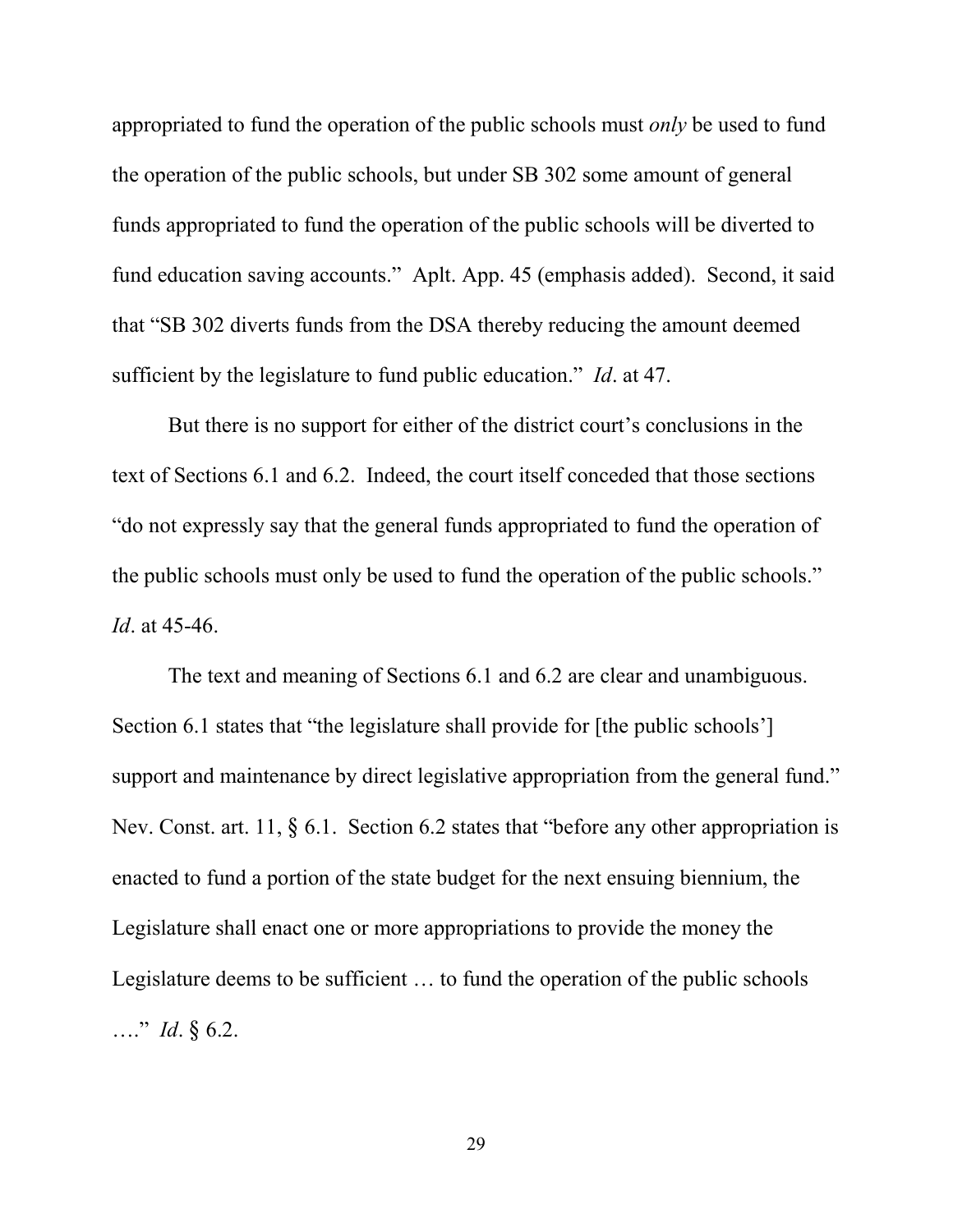appropriated to fund the operation of the public schools must *only* be used to fund the operation of the public schools, but under SB 302 some amount of general funds appropriated to fund the operation of the public schools will be diverted to fund education saving accounts." Aplt. App. 45 (emphasis added). Second, it said that "SB 302 diverts funds from the DSA thereby reducing the amount deemed sufficient by the legislature to fund public education." *Id*. at 47.

But there is no support for either of the district court's conclusions in the text of Sections 6.1 and 6.2. Indeed, the court itself conceded that those sections "do not expressly say that the general funds appropriated to fund the operation of the public schools must only be used to fund the operation of the public schools." *Id*. at 45-46.

The text and meaning of Sections 6.1 and 6.2 are clear and unambiguous. Section 6.1 states that "the legislature shall provide for [the public schools'] support and maintenance by direct legislative appropriation from the general fund." Nev. Const. art. 11, § 6.1. Section 6.2 states that "before any other appropriation is enacted to fund a portion of the state budget for the next ensuing biennium, the Legislature shall enact one or more appropriations to provide the money the Legislature deems to be sufficient … to fund the operation of the public schools …." *Id*. § 6.2.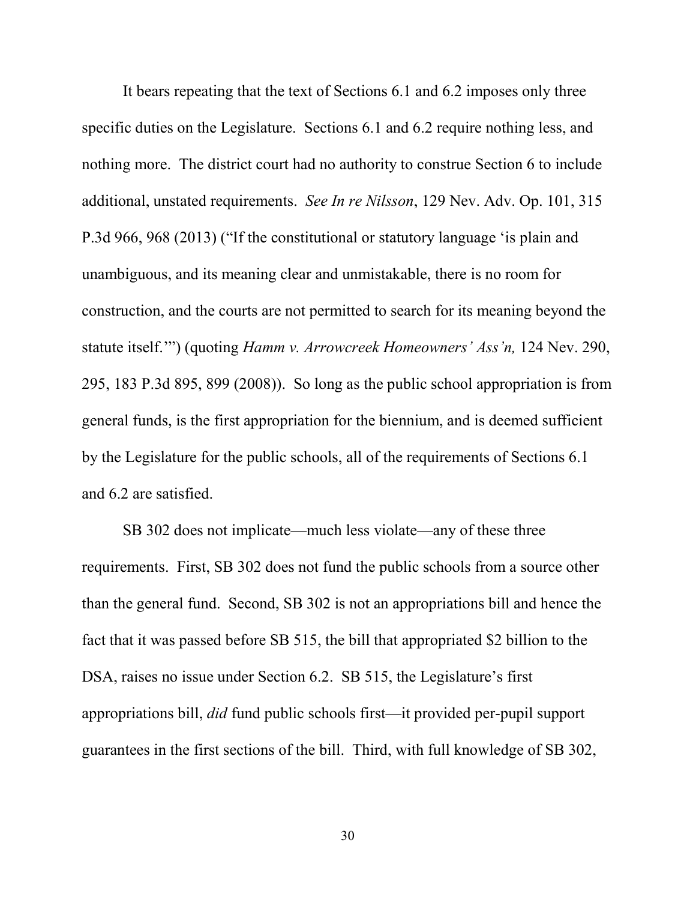It bears repeating that the text of Sections 6.1 and 6.2 imposes only three specific duties on the Legislature. Sections 6.1 and 6.2 require nothing less, and nothing more. The district court had no authority to construe Section 6 to include additional, unstated requirements. *See In re Nilsson*, 129 Nev. Adv. Op. 101, 315 P.3d 966, 968 (2013) ("If the constitutional or statutory language 'is plain and unambiguous, and its meaning clear and unmistakable, there is no room for construction, and the courts are not permitted to search for its meaning beyond the statute itself.'") (quoting *Hamm v. Arrowcreek Homeowners' Ass'n,* 124 Nev. 290, 295, 183 P.3d 895, 899 (2008)). So long as the public school appropriation is from general funds, is the first appropriation for the biennium, and is deemed sufficient by the Legislature for the public schools, all of the requirements of Sections 6.1 and 6.2 are satisfied.

SB 302 does not implicate—much less violate—any of these three requirements. First, SB 302 does not fund the public schools from a source other than the general fund. Second, SB 302 is not an appropriations bill and hence the fact that it was passed before SB 515, the bill that appropriated $2 billion to the DSA, raises no issue under Section 6.2. SB 515, the Legislature's first appropriations bill, *did* fund public schools first—it provided per-pupil support guarantees in the first sections of the bill. Third, with full knowledge of SB 302,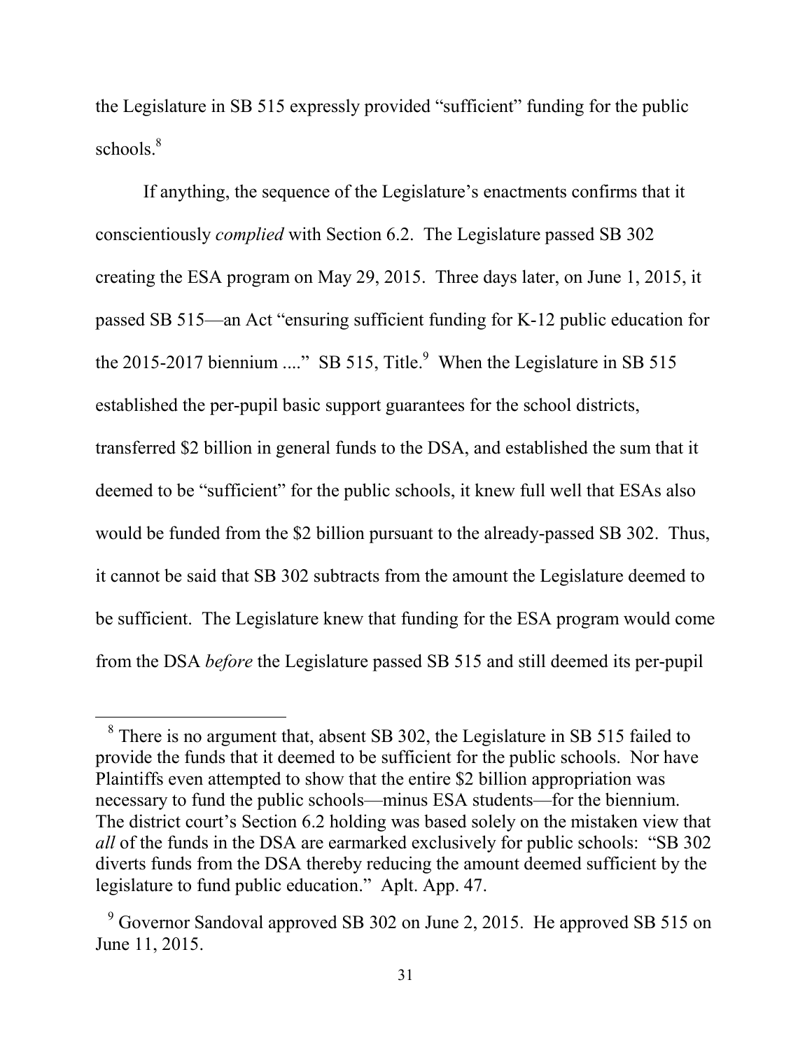the Legislature in SB 515 expressly provided "sufficient" funding for the public schools.[8]

If anything, the sequence of the Legislature's enactments confirms that it conscientiously *complied* with Section 6.2. The Legislature passed SB 302 creating the ESA program on May 29, 2015. Three days later, on June 1, 2015, it passed SB 515—an Act "ensuring sufficient funding for K-12 public education for the 2015-2017 biennium ...." SB 515, Title.[9] When the Legislature in SB 515 established the per-pupil basic support guarantees for the school districts, transferred $2 billion in general funds to the DSA, and established the sum that it deemed to be "sufficient" for the public schools, it knew full well that ESAs also would be funded from the $2 billion pursuant to the already-passed SB 302. Thus, it cannot be said that SB 302 subtracts from the amount the Legislature deemed to be sufficient. The Legislature knew that funding for the ESA program would come from the DSA *before* the Legislature passed SB 515 and still deemed its per-pupil

---

[8] There is no argument that, absent SB 302, the Legislature in SB 515 failed to provide the funds that it deemed to be sufficient for the public schools. Nor have Plaintiffs even attempted to show that the entire $2 billion appropriation was necessary to fund the public schools—minus ESA students—for the biennium. The district court's Section 6.2 holding was based solely on the mistaken view that *all* of the funds in the DSA are earmarked exclusively for public schools: "SB 302 diverts funds from the DSA thereby reducing the amount deemed sufficient by the legislature to fund public education." Aplt. App. 47.

[9] Governor Sandoval approved SB 302 on June 2, 2015. He approved SB 515 on June 11, 2015.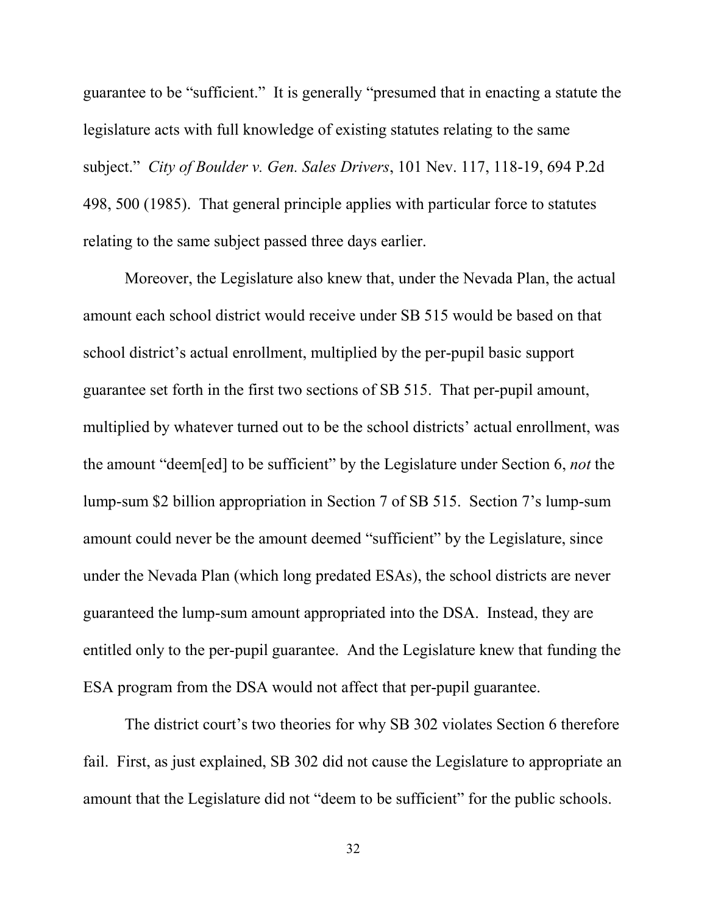guarantee to be "sufficient." It is generally "presumed that in enacting a statute the legislature acts with full knowledge of existing statutes relating to the same subject." *City of Boulder v. Gen. Sales Drivers*, 101 Nev. 117, 118-19, 694 P.2d 498, 500 (1985). That general principle applies with particular force to statutes relating to the same subject passed three days earlier.

Moreover, the Legislature also knew that, under the Nevada Plan, the actual amount each school district would receive under SB 515 would be based on that school district's actual enrollment, multiplied by the per-pupil basic support guarantee set forth in the first two sections of SB 515. That per-pupil amount, multiplied by whatever turned out to be the school districts' actual enrollment, was the amount "deem[ed] to be sufficient" by the Legislature under Section 6, *not* the lump-sum $2 billion appropriation in Section 7 of SB 515. Section 7's lump-sum amount could never be the amount deemed "sufficient" by the Legislature, since under the Nevada Plan (which long predated ESAs), the school districts are never guaranteed the lump-sum amount appropriated into the DSA. Instead, they are entitled only to the per-pupil guarantee. And the Legislature knew that funding the ESA program from the DSA would not affect that per-pupil guarantee.

The district court's two theories for why SB 302 violates Section 6 therefore fail. First, as just explained, SB 302 did not cause the Legislature to appropriate an amount that the Legislature did not "deem to be sufficient" for the public schools.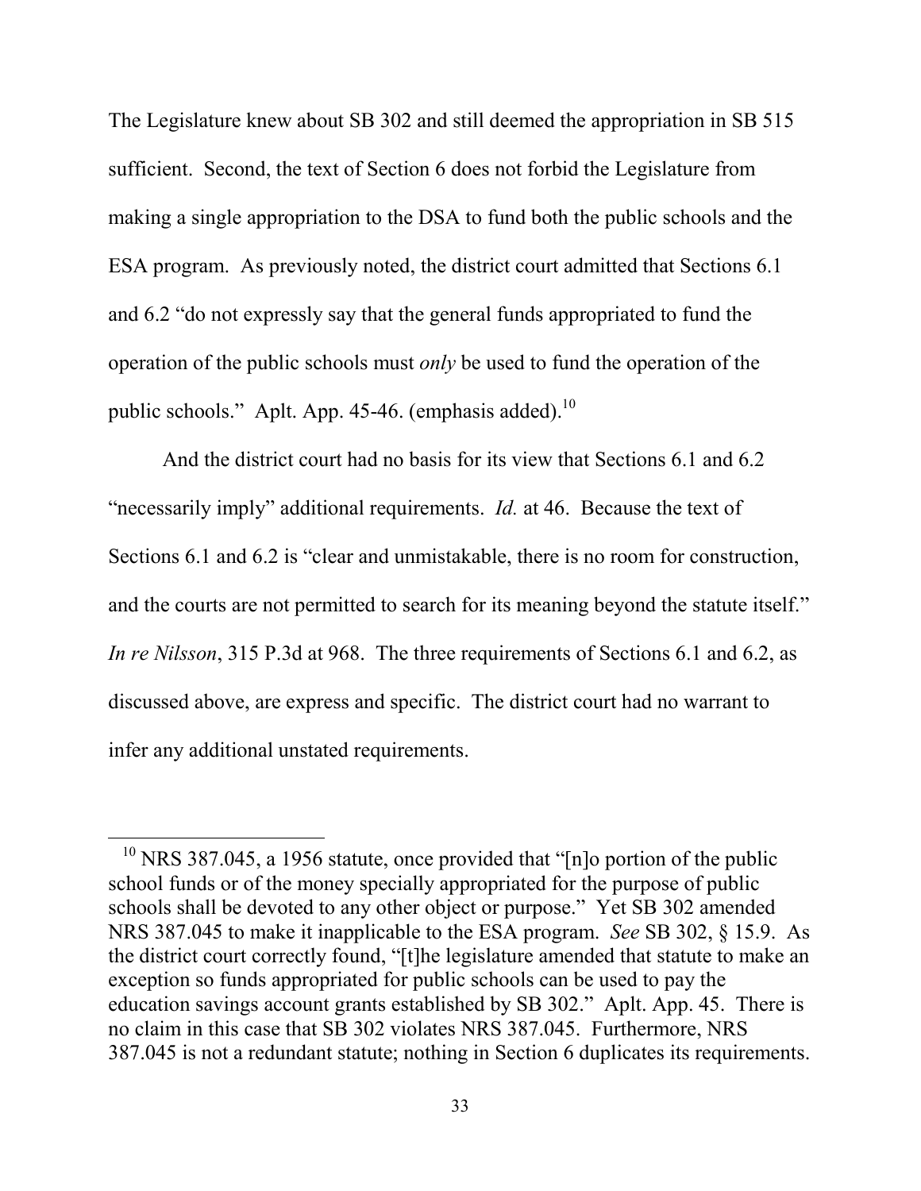The Legislature knew about SB 302 and still deemed the appropriation in SB 515 sufficient. Second, the text of Section 6 does not forbid the Legislature from making a single appropriation to the DSA to fund both the public schools and the ESA program. As previously noted, the district court admitted that Sections 6.1 and 6.2 "do not expressly say that the general funds appropriated to fund the operation of the public schools must *only* be used to fund the operation of the public schools." Aplt. App. 45-46. (emphasis added).[10]

And the district court had no basis for its view that Sections 6.1 and 6.2 "necessarily imply" additional requirements. *Id.* at 46. Because the text of Sections 6.1 and 6.2 is "clear and unmistakable, there is no room for construction, and the courts are not permitted to search for its meaning beyond the statute itself." *In re Nilsson*, 315 P.3d at 968. The three requirements of Sections 6.1 and 6.2, as discussed above, are express and specific. The district court had no warrant to infer any additional unstated requirements.

---

[10] NRS 387.045, a 1956 statute, once provided that "[n]o portion of the public school funds or of the money specially appropriated for the purpose of public schools shall be devoted to any other object or purpose." Yet SB 302 amended NRS 387.045 to make it inapplicable to the ESA program. *See* SB 302, § 15.9. As the district court correctly found, "[t]he legislature amended that statute to make an exception so funds appropriated for public schools can be used to pay the education savings account grants established by SB 302." Aplt. App. 45. There is no claim in this case that SB 302 violates NRS 387.045. Furthermore, NRS 387.045 is not a redundant statute; nothing in Section 6 duplicates its requirements.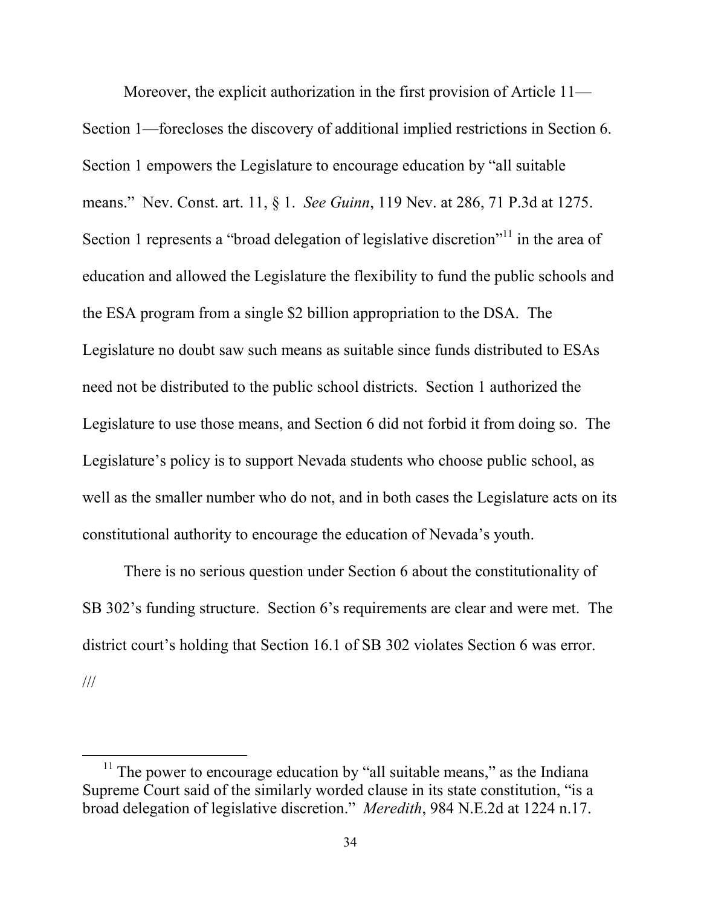Moreover, the explicit authorization in the first provision of Article 11—Section 1—forecloses the discovery of additional implied restrictions in Section 6. Section 1 empowers the Legislature to encourage education by "all suitable means." Nev. Const. art. 11, § 1. *See Guinn*, 119 Nev. at 286, 71 P.3d at 1275. Section 1 represents a "broad delegation of legislative discretion"[11] in the area of education and allowed the Legislature the flexibility to fund the public schools and the ESA program from a single $2 billion appropriation to the DSA. The Legislature no doubt saw such means as suitable since funds distributed to ESAs need not be distributed to the public school districts. Section 1 authorized the Legislature to use those means, and Section 6 did not forbid it from doing so. The Legislature's policy is to support Nevada students who choose public school, as well as the smaller number who do not, and in both cases the Legislature acts on its constitutional authority to encourage the education of Nevada's youth.

There is no serious question under Section 6 about the constitutionality of SB 302's funding structure. Section 6's requirements are clear and were met. The district court's holding that Section 16.1 of SB 302 violates Section 6 was error.

///

[11] The power to encourage education by "all suitable means," as the Indiana Supreme Court said of the similarly worded clause in its state constitution, "is a broad delegation of legislative discretion." *Meredith*, 984 N.E.2d at 1224 n.17.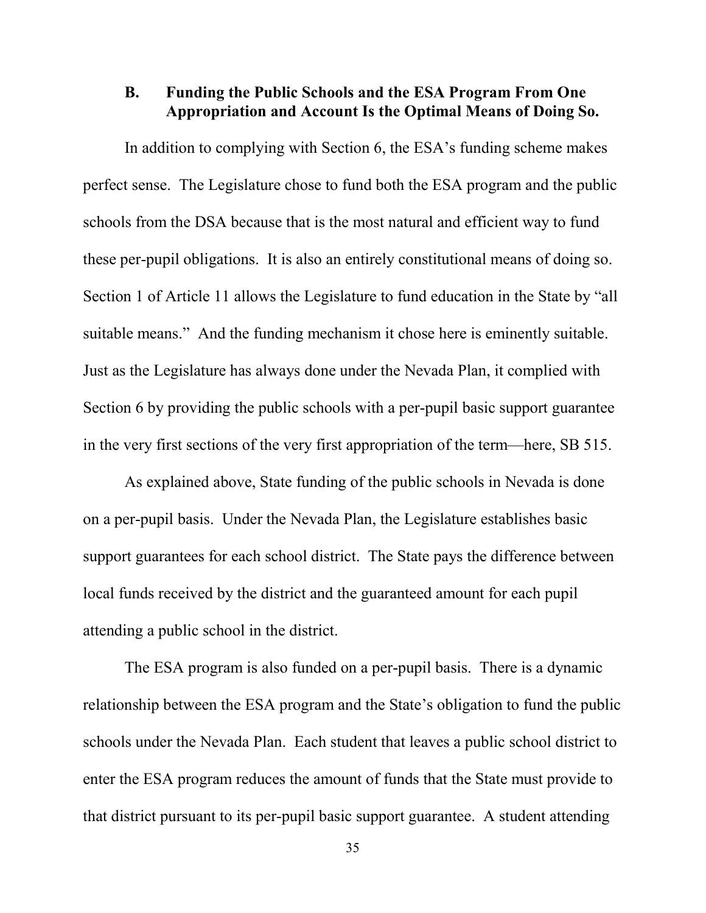### B. Funding the Public Schools and the ESA Program From One Appropriation and Account Is the Optimal Means of Doing So.

In addition to complying with Section 6, the ESA's funding scheme makes perfect sense. The Legislature chose to fund both the ESA program and the public schools from the DSA because that is the most natural and efficient way to fund these per-pupil obligations. It is also an entirely constitutional means of doing so. Section 1 of Article 11 allows the Legislature to fund education in the State by "all suitable means." And the funding mechanism it chose here is eminently suitable. Just as the Legislature has always done under the Nevada Plan, it complied with Section 6 by providing the public schools with a per-pupil basic support guarantee in the very first sections of the very first appropriation of the term—here, SB 515.

As explained above, State funding of the public schools in Nevada is done on a per-pupil basis. Under the Nevada Plan, the Legislature establishes basic support guarantees for each school district. The State pays the difference between local funds received by the district and the guaranteed amount for each pupil attending a public school in the district.

The ESA program is also funded on a per-pupil basis. There is a dynamic relationship between the ESA program and the State's obligation to fund the public schools under the Nevada Plan. Each student that leaves a public school district to enter the ESA program reduces the amount of funds that the State must provide to that district pursuant to its per-pupil basic support guarantee. A student attending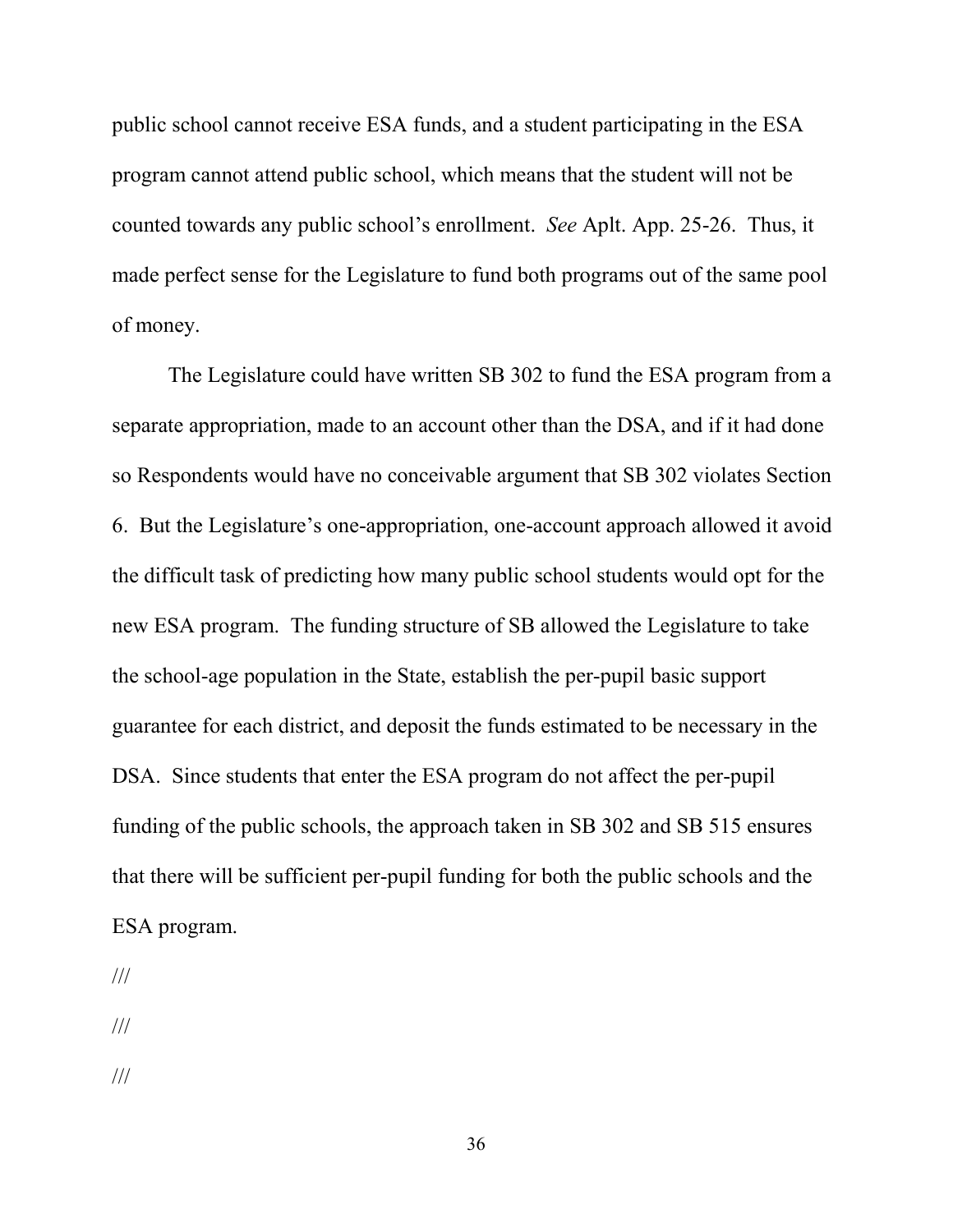public school cannot receive ESA funds, and a student participating in the ESA program cannot attend public school, which means that the student will not be counted towards any public school's enrollment. *See* Aplt. App. 25-26. Thus, it made perfect sense for the Legislature to fund both programs out of the same pool of money.

The Legislature could have written SB 302 to fund the ESA program from a separate appropriation, made to an account other than the DSA, and if it had done so Respondents would have no conceivable argument that SB 302 violates Section 6. But the Legislature's one-appropriation, one-account approach allowed it avoid the difficult task of predicting how many public school students would opt for the new ESA program. The funding structure of SB allowed the Legislature to take the school-age population in the State, establish the per-pupil basic support guarantee for each district, and deposit the funds estimated to be necessary in the DSA. Since students that enter the ESA program do not affect the per-pupil funding of the public schools, the approach taken in SB 302 and SB 515 ensures that there will be sufficient per-pupil funding for both the public schools and the ESA program.

///

///

///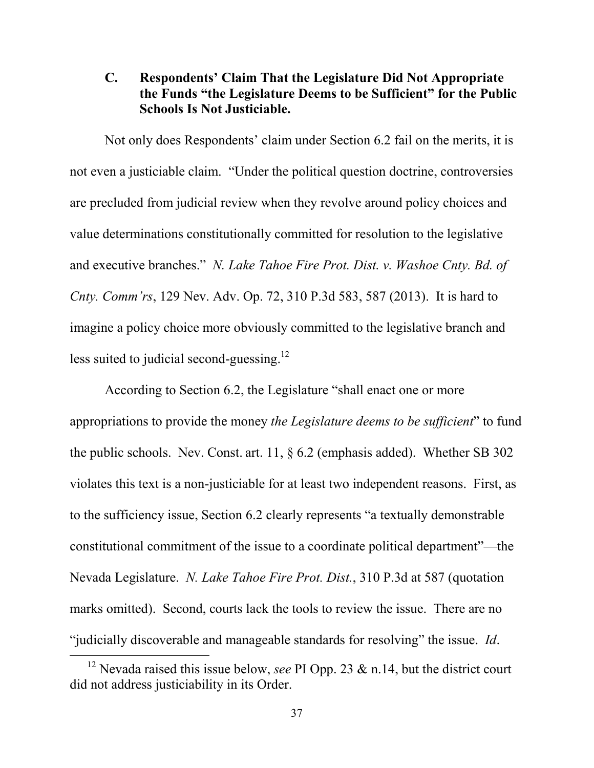### C. Respondents' Claim That the Legislature Did Not Appropriate the Funds "the Legislature Deems to be Sufficient" for the Public Schools Is Not Justiciable.

Not only does Respondents' claim under Section 6.2 fail on the merits, it is not even a justiciable claim. "Under the political question doctrine, controversies are precluded from judicial review when they revolve around policy choices and value determinations constitutionally committed for resolution to the legislative and executive branches." *N. Lake Tahoe Fire Prot. Dist. v. Washoe Cnty. Bd. of Cnty. Comm'rs*, 129 Nev. Adv. Op. 72, 310 P.3d 583, 587 (2013). It is hard to imagine a policy choice more obviously committed to the legislative branch and less suited to judicial second-guessing.[12]

According to Section 6.2, the Legislature "shall enact one or more appropriations to provide the money *the Legislature deems to be sufficient*" to fund the public schools. Nev. Const. art. 11, § 6.2 (emphasis added). Whether SB 302 violates this text is a non-justiciable for at least two independent reasons. First, as to the sufficiency issue, Section 6.2 clearly represents "a textually demonstrable constitutional commitment of the issue to a coordinate political department"—the Nevada Legislature. *N. Lake Tahoe Fire Prot. Dist.*, 310 P.3d at 587 (quotation marks omitted). Second, courts lack the tools to review the issue. There are no "judicially discoverable and manageable standards for resolving" the issue. *Id*.

---

[12] Nevada raised this issue below, *see* PI Opp. 23 & n.14, but the district court did not address justiciability in its Order.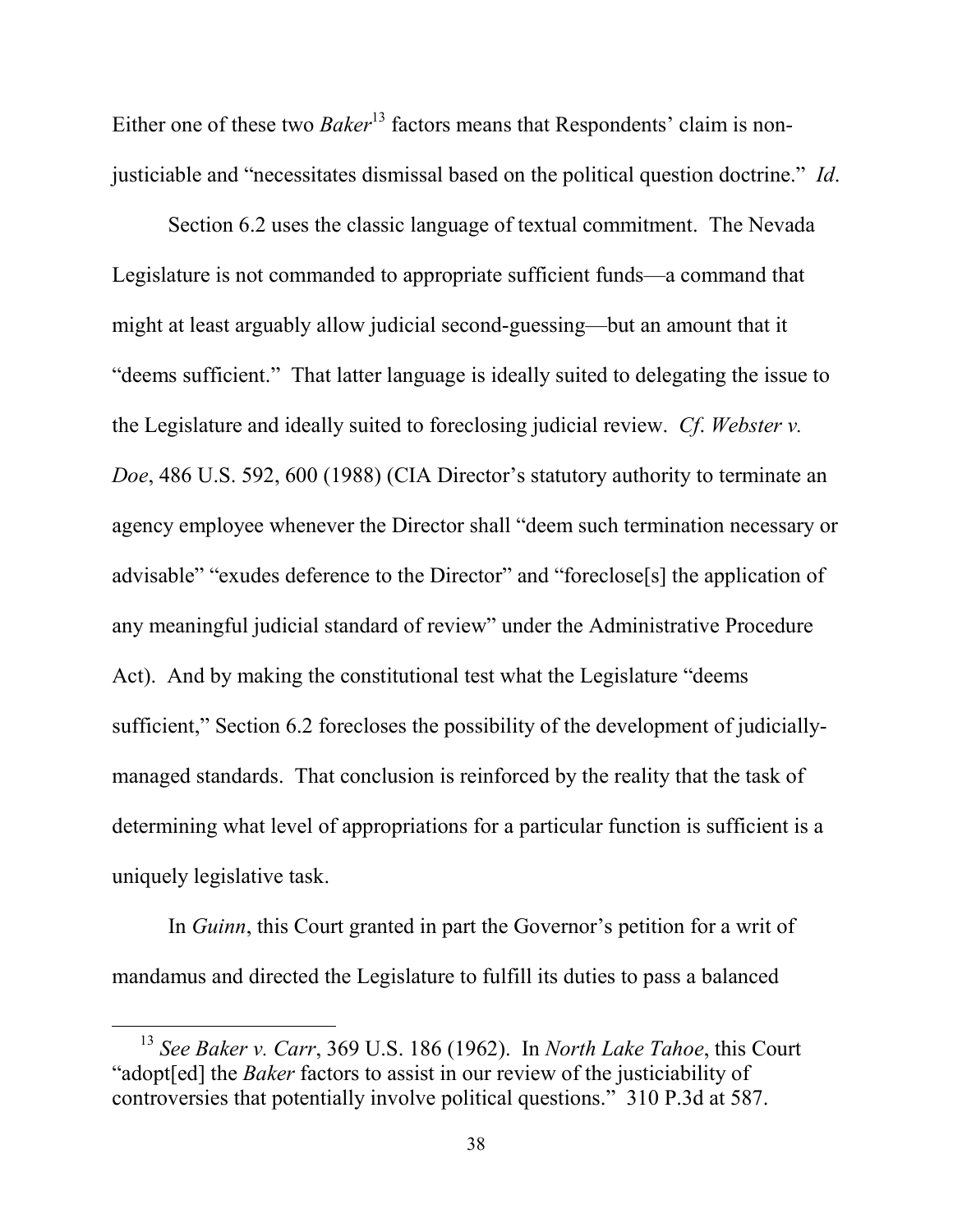Either one of these two *Baker*[13] factors means that Respondents' claim is non-justiciable and "necessitates dismissal based on the political question doctrine." *Id*.

Section 6.2 uses the classic language of textual commitment. The Nevada Legislature is not commanded to appropriate sufficient funds—a command that might at least arguably allow judicial second-guessing—but an amount that it "deems sufficient." That latter language is ideally suited to delegating the issue to the Legislature and ideally suited to foreclosing judicial review. *Cf*. *Webster v. Doe*, 486 U.S. 592, 600 (1988) (CIA Director's statutory authority to terminate an agency employee whenever the Director shall "deem such termination necessary or advisable" "exudes deference to the Director" and "foreclose[s] the application of any meaningful judicial standard of review" under the Administrative Procedure Act). And by making the constitutional test what the Legislature "deems sufficient," Section 6.2 forecloses the possibility of the development of judicially-managed standards. That conclusion is reinforced by the reality that the task of determining what level of appropriations for a particular function is sufficient is a uniquely legislative task.

In *Guinn*, this Court granted in part the Governor's petition for a writ of mandamus and directed the Legislature to fulfill its duties to pass a balanced

---

[13] *See Baker v. Carr*, 369 U.S. 186 (1962). In *North Lake Tahoe*, this Court "adopt[ed] the *Baker* factors to assist in our review of the justiciability of controversies that potentially involve political questions." 310 P.3d at 587.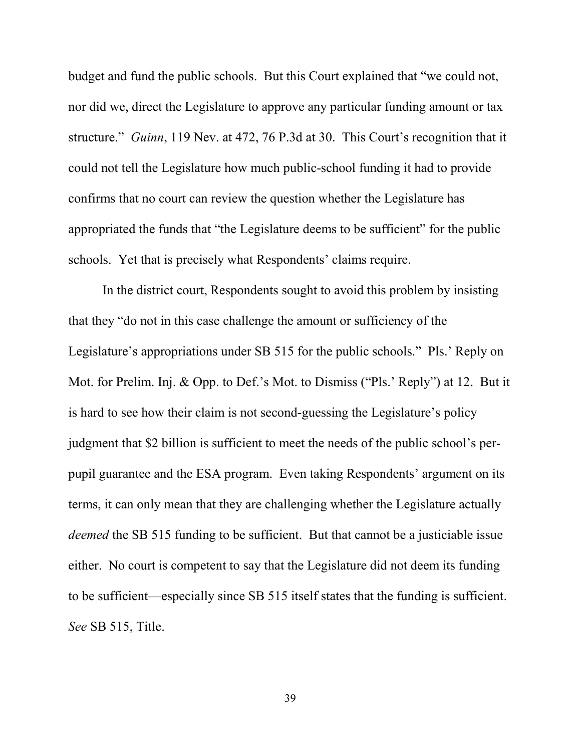budget and fund the public schools. But this Court explained that "we could not, nor did we, direct the Legislature to approve any particular funding amount or tax structure." *Guinn*, 119 Nev. at 472, 76 P.3d at 30. This Court's recognition that it could not tell the Legislature how much public-school funding it had to provide confirms that no court can review the question whether the Legislature has appropriated the funds that "the Legislature deems to be sufficient" for the public schools. Yet that is precisely what Respondents' claims require.

In the district court, Respondents sought to avoid this problem by insisting that they "do not in this case challenge the amount or sufficiency of the Legislature's appropriations under SB 515 for the public schools." Pls.' Reply on Mot. for Prelim. Inj. & Opp. to Def.'s Mot. to Dismiss ("Pls.' Reply") at 12. But it is hard to see how their claim is not second-guessing the Legislature's policy judgment that $2 billion is sufficient to meet the needs of the public school's per-pupil guarantee and the ESA program. Even taking Respondents' argument on its terms, it can only mean that they are challenging whether the Legislature actually *deemed* the SB 515 funding to be sufficient. But that cannot be a justiciable issue either. No court is competent to say that the Legislature did not deem its funding to be sufficient—especially since SB 515 itself states that the funding is sufficient. *See* SB 515, Title.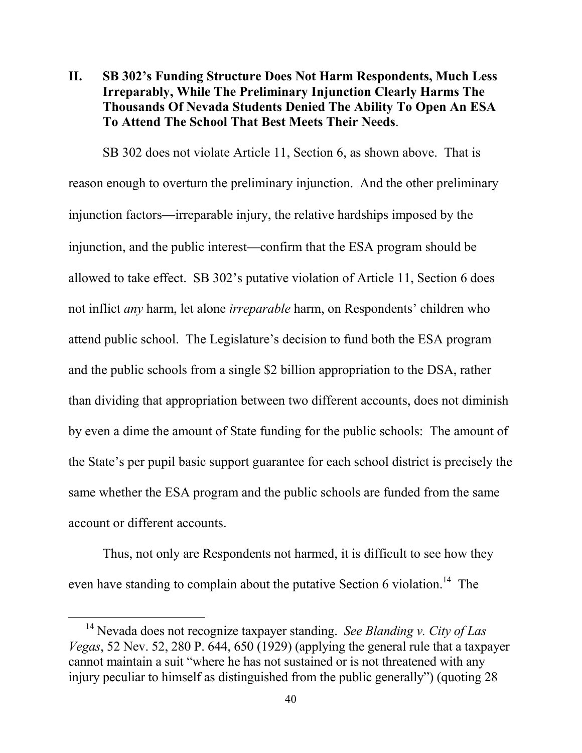## II. SB 302's Funding Structure Does Not Harm Respondents, Much Less Irreparably, While The Preliminary Injunction Clearly Harms The Thousands Of Nevada Students Denied The Ability To Open An ESA To Attend The School That Best Meets Their Needs.

SB 302 does not violate Article 11, Section 6, as shown above. That is reason enough to overturn the preliminary injunction. And the other preliminary injunction factors—irreparable injury, the relative hardships imposed by the injunction, and the public interest—confirm that the ESA program should be allowed to take effect. SB 302's putative violation of Article 11, Section 6 does not inflict *any* harm, let alone *irreparable* harm, on Respondents' children who attend public school. The Legislature's decision to fund both the ESA program and the public schools from a single \$2 billion appropriation to the DSA, rather than dividing that appropriation between two different accounts, does not diminish by even a dime the amount of State funding for the public schools: The amount of the State's per pupil basic support guarantee for each school district is precisely the same whether the ESA program and the public schools are funded from the same account or different accounts.

Thus, not only are Respondents not harmed, it is difficult to see how they even have standing to complain about the putative Section 6 violation.[14] The

[14] Nevada does not recognize taxpayer standing. *See Blanding v. City of Las Vegas*, 52 Nev. 52, 280 P. 644, 650 (1929) (applying the general rule that a taxpayer cannot maintain a suit "where he has not sustained or is not threatened with any injury peculiar to himself as distinguished from the public generally") (quoting 28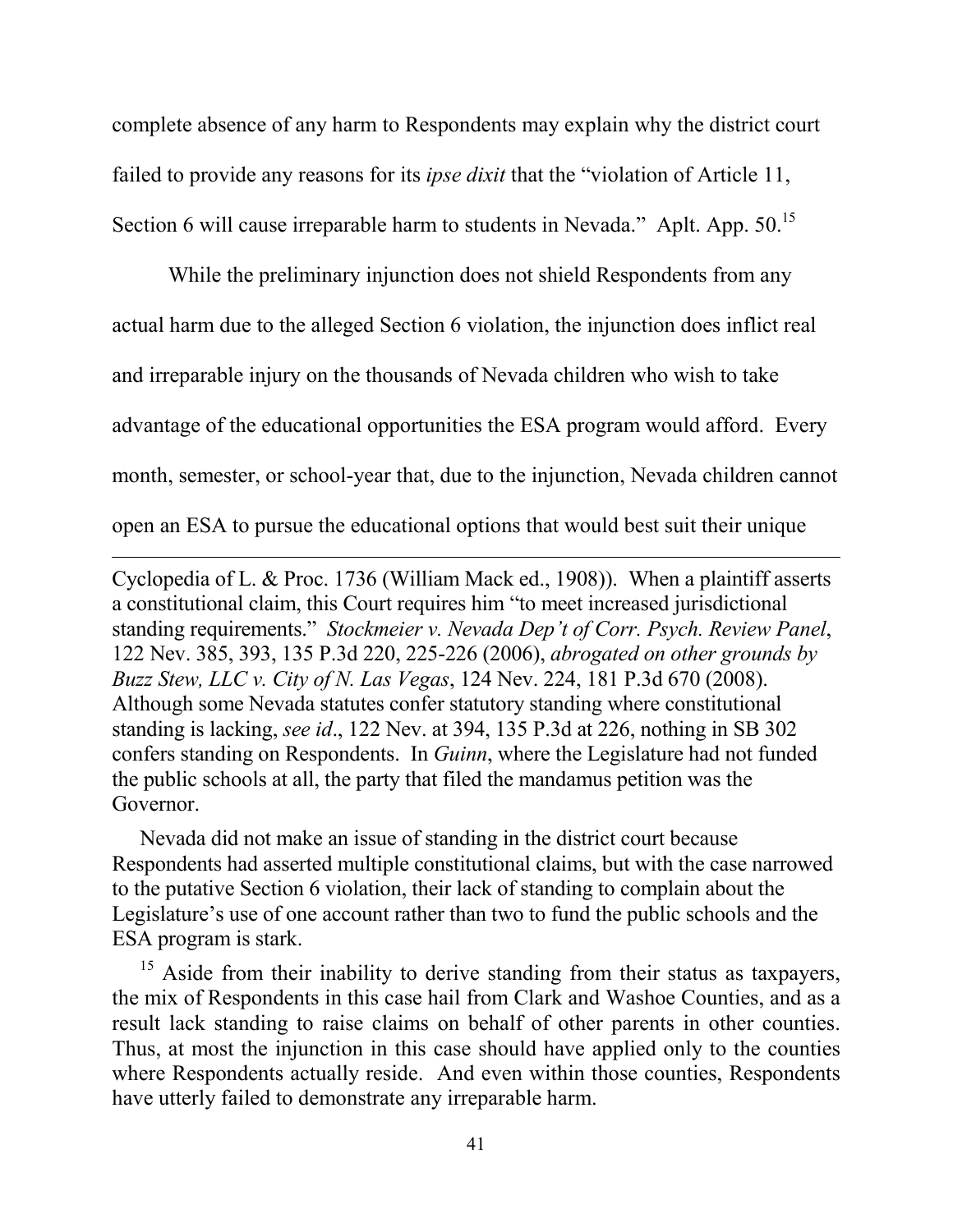complete absence of any harm to Respondents may explain why the district court failed to provide any reasons for its *ipse dixit* that the "violation of Article 11, Section 6 will cause irreparable harm to students in Nevada." Aplt. App. 50.[15]

While the preliminary injunction does not shield Respondents from any actual harm due to the alleged Section 6 violation, the injunction does inflict real and irreparable injury on the thousands of Nevada children who wish to take advantage of the educational opportunities the ESA program would afford. Every month, semester, or school-year that, due to the injunction, Nevada children cannot open an ESA to pursue the educational options that would best suit their unique

---

Cyclopedia of L. & Proc. 1736 (William Mack ed., 1908)). When a plaintiff asserts a constitutional claim, this Court requires him "to meet increased jurisdictional standing requirements." *Stockmeier v. Nevada Dep't of Corr. Psych. Review Panel*, 122 Nev. 385, 393, 135 P.3d 220, 225-226 (2006), *abrogated on other grounds by Buzz Stew, LLC v. City of N. Las Vegas*, 124 Nev. 224, 181 P.3d 670 (2008). Although some Nevada statutes confer statutory standing where constitutional standing is lacking, *see id*., 122 Nev. at 394, 135 P.3d at 226, nothing in SB 302 confers standing on Respondents. In *Guinn*, where the Legislature had not funded the public schools at all, the party that filed the mandamus petition was the Governor.

Nevada did not make an issue of standing in the district court because Respondents had asserted multiple constitutional claims, but with the case narrowed to the putative Section 6 violation, their lack of standing to complain about the Legislature's use of one account rather than two to fund the public schools and the ESA program is stark.

[15] Aside from their inability to derive standing from their status as taxpayers, the mix of Respondents in this case hail from Clark and Washoe Counties, and as a result lack standing to raise claims on behalf of other parents in other counties. Thus, at most the injunction in this case should have applied only to the counties where Respondents actually reside. And even within those counties, Respondents have utterly failed to demonstrate any irreparable harm.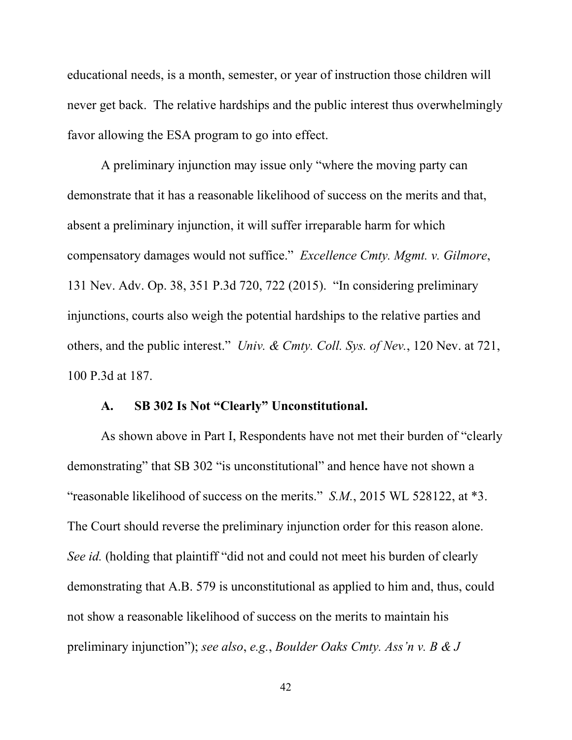educational needs, is a month, semester, or year of instruction those children will never get back. The relative hardships and the public interest thus overwhelmingly favor allowing the ESA program to go into effect.

A preliminary injunction may issue only "where the moving party can demonstrate that it has a reasonable likelihood of success on the merits and that, absent a preliminary injunction, it will suffer irreparable harm for which compensatory damages would not suffice." *Excellence Cmty. Mgmt. v. Gilmore*, 131 Nev. Adv. Op. 38, 351 P.3d 720, 722 (2015). "In considering preliminary injunctions, courts also weigh the potential hardships to the relative parties and others, and the public interest." *Univ. & Cmty. Coll. Sys. of Nev.*, 120 Nev. at 721, 100 P.3d at 187.

### A. SB 302 Is Not "Clearly" Unconstitutional.

As shown above in Part I, Respondents have not met their burden of "clearly demonstrating" that SB 302 "is unconstitutional" and hence have not shown a "reasonable likelihood of success on the merits." *S.M.*, 2015 WL 528122, at *3. The Court should reverse the preliminary injunction order for this reason alone. *See id.* (holding that plaintiff "did not and could not meet his burden of clearly demonstrating that A.B. 579 is unconstitutional as applied to him and, thus, could not show a reasonable likelihood of success on the merits to maintain his preliminary injunction"); *see also*, *e.g.*, *Boulder Oaks Cmty. Ass'n v. B & J*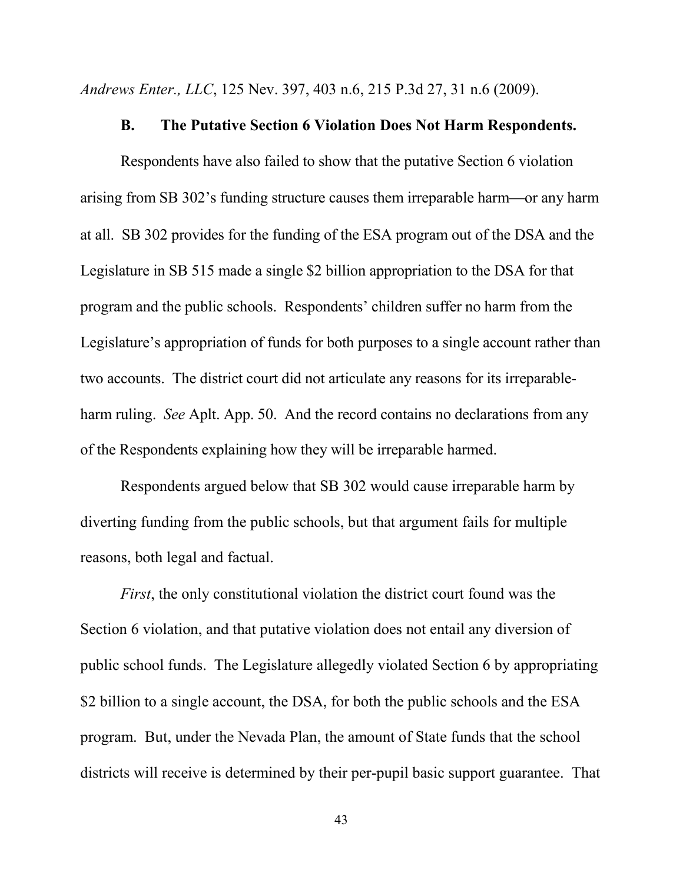*Andrews Enter., LLC*, 125 Nev. 397, 403 n.6, 215 P.3d 27, 31 n.6 (2009).

### B. The Putative Section 6 Violation Does Not Harm Respondents.

Respondents have also failed to show that the putative Section 6 violation arising from SB 302's funding structure causes them irreparable harm—or any harm at all. SB 302 provides for the funding of the ESA program out of the DSA and the Legislature in SB 515 made a single $2 billion appropriation to the DSA for that program and the public schools. Respondents' children suffer no harm from the Legislature's appropriation of funds for both purposes to a single account rather than two accounts. The district court did not articulate any reasons for its irreparable-harm ruling. *See* Aplt. App. 50. And the record contains no declarations from any of the Respondents explaining how they will be irreparable harmed.

Respondents argued below that SB 302 would cause irreparable harm by diverting funding from the public schools, but that argument fails for multiple reasons, both legal and factual.

*First*, the only constitutional violation the district court found was the Section 6 violation, and that putative violation does not entail any diversion of public school funds. The Legislature allegedly violated Section 6 by appropriating $2 billion to a single account, the DSA, for both the public schools and the ESA program. But, under the Nevada Plan, the amount of State funds that the school districts will receive is determined by their per-pupil basic support guarantee. That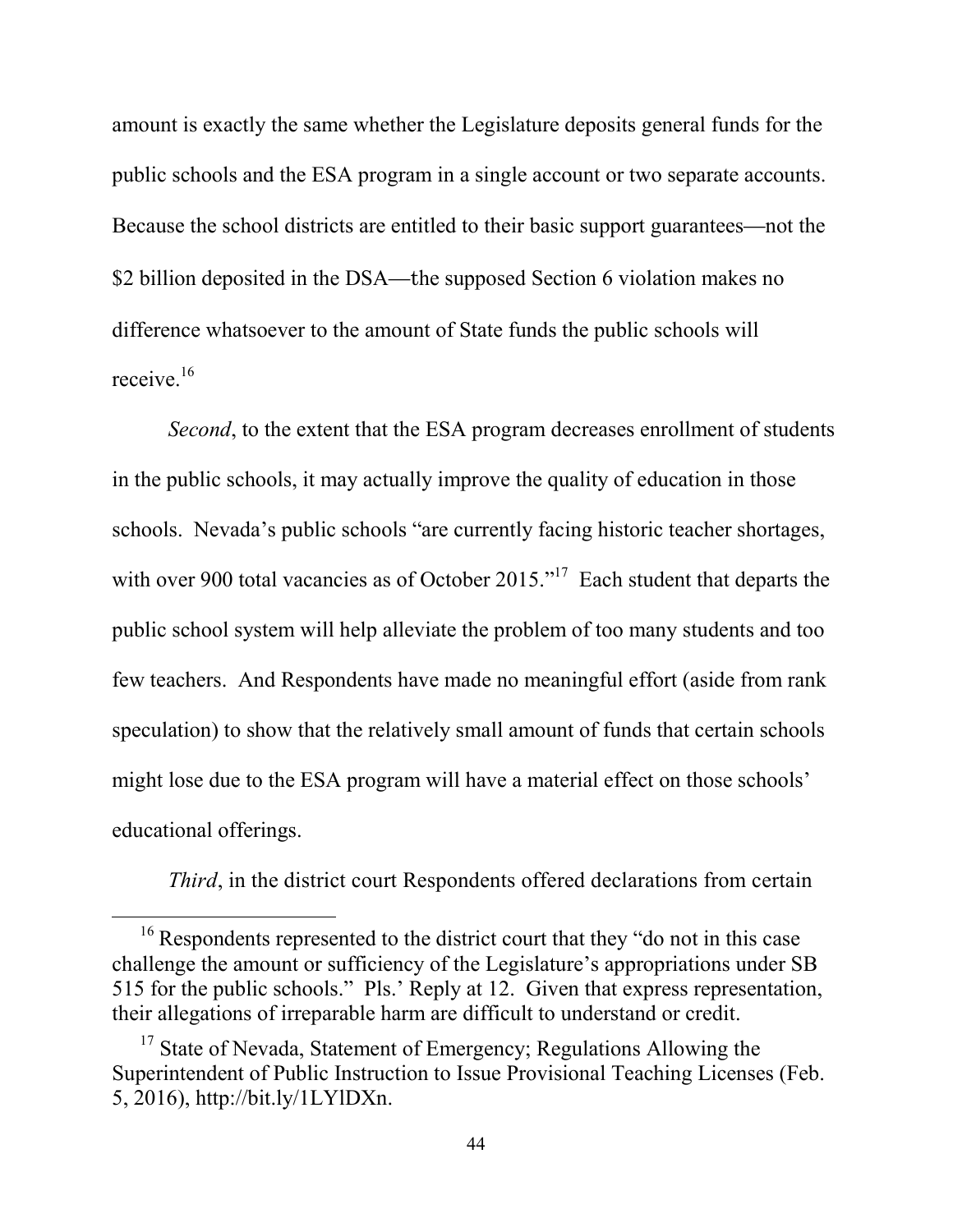amount is exactly the same whether the Legislature deposits general funds for the public schools and the ESA program in a single account or two separate accounts. Because the school districts are entitled to their basic support guarantees—not the $2 billion deposited in the DSA—the supposed Section 6 violation makes no difference whatsoever to the amount of State funds the public schools will receive.[16]

*Second*, to the extent that the ESA program decreases enrollment of students in the public schools, it may actually improve the quality of education in those schools. Nevada's public schools "are currently facing historic teacher shortages, with over 900 total vacancies as of October 2015."[17] Each student that departs the public school system will help alleviate the problem of too many students and too few teachers. And Respondents have made no meaningful effort (aside from rank speculation) to show that the relatively small amount of funds that certain schools might lose due to the ESA program will have a material effect on those schools' educational offerings.

*Third*, in the district court Respondents offered declarations from certain

---

[16] Respondents represented to the district court that they "do not in this case challenge the amount or sufficiency of the Legislature's appropriations under SB 515 for the public schools." Pls.' Reply at 12. Given that express representation, their allegations of irreparable harm are difficult to understand or credit.

[17] State of Nevada, Statement of Emergency; Regulations Allowing the Superintendent of Public Instruction to Issue Provisional Teaching Licenses (Feb. 5, 2016), http://bit.ly/1LYlDXn.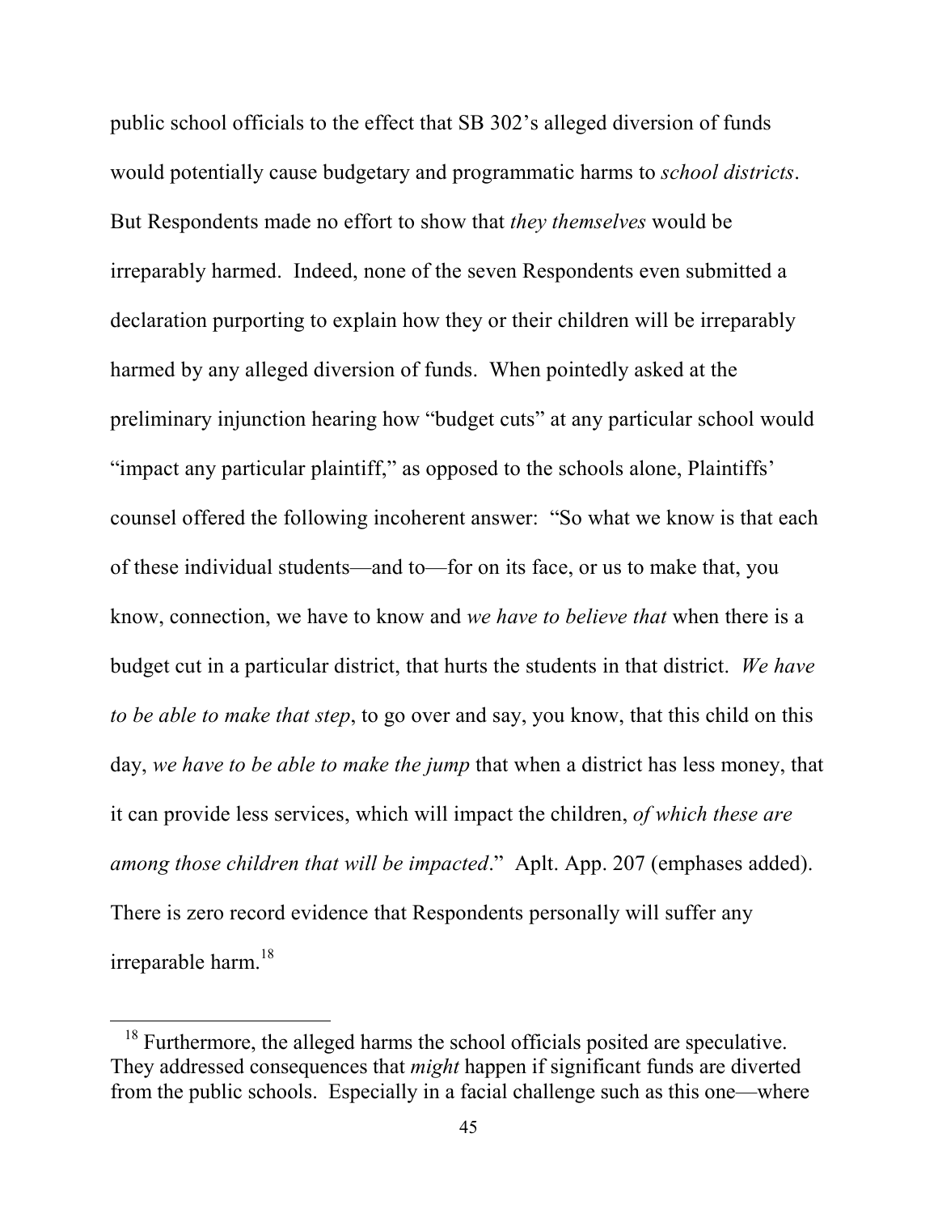public school officials to the effect that SB 302's alleged diversion of funds would potentially cause budgetary and programmatic harms to *school districts*. But Respondents made no effort to show that *they themselves* would be irreparably harmed. Indeed, none of the seven Respondents even submitted a declaration purporting to explain how they or their children will be irreparably harmed by any alleged diversion of funds. When pointedly asked at the preliminary injunction hearing how "budget cuts" at any particular school would "impact any particular plaintiff," as opposed to the schools alone, Plaintiffs' counsel offered the following incoherent answer: "So what we know is that each of these individual students—and to—for on its face, or us to make that, you know, connection, we have to know and *we have to believe that* when there is a budget cut in a particular district, that hurts the students in that district. *We have to be able to make that step*, to go over and say, you know, that this child on this day, *we have to be able to make the jump* that when a district has less money, that it can provide less services, which will impact the children, *of which these are among those children that will be impacted*." Aplt. App. 207 (emphases added). There is zero record evidence that Respondents personally will suffer any irreparable harm.[18]

---

[18] Furthermore, the alleged harms the school officials posited are speculative. They addressed consequences that *might* happen if significant funds are diverted from the public schools. Especially in a facial challenge such as this one—where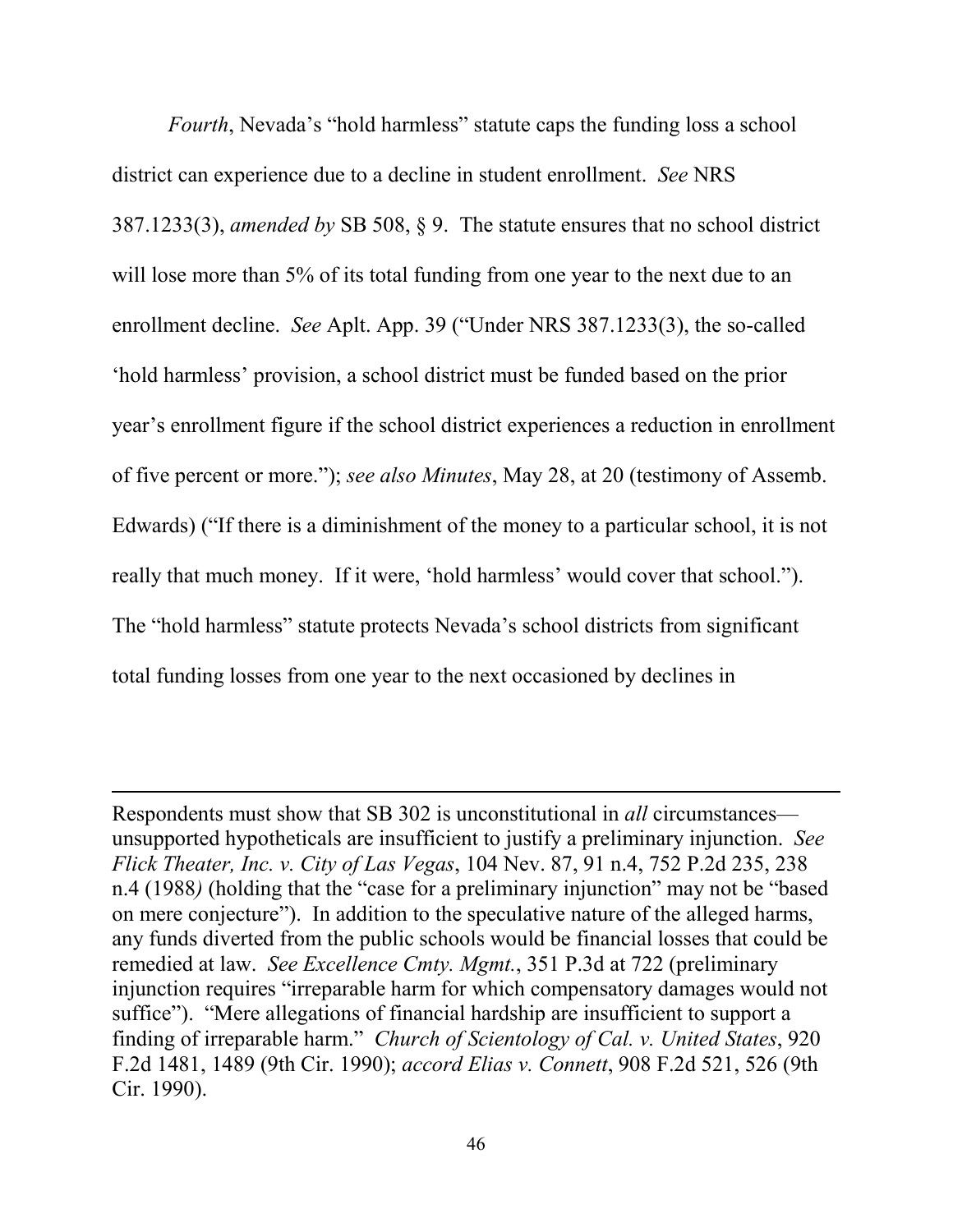*Fourth*, Nevada's "hold harmless" statute caps the funding loss a school district can experience due to a decline in student enrollment. *See* NRS 387.1233(3), *amended by* SB 508, § 9. The statute ensures that no school district will lose more than 5% of its total funding from one year to the next due to an enrollment decline. *See* Aplt. App. 39 ("Under NRS 387.1233(3), the so-called 'hold harmless' provision, a school district must be funded based on the prior year's enrollment figure if the school district experiences a reduction in enrollment of five percent or more."); *see also Minutes*, May 28, at 20 (testimony of Assemb. Edwards) ("If there is a diminishment of the money to a particular school, it is not really that much money. If it were, 'hold harmless' would cover that school."). The "hold harmless" statute protects Nevada's school districts from significant total funding losses from one year to the next occasioned by declines in

---

Respondents must show that SB 302 is unconstitutional in *all* circumstances—unsupported hypotheticals are insufficient to justify a preliminary injunction. *See Flick Theater, Inc. v. City of Las Vegas*, 104 Nev. 87, 91 n.4, 752 P.2d 235, 238 n.4 (1988) (holding that the "case for a preliminary injunction" may not be "based on mere conjecture"). In addition to the speculative nature of the alleged harms, any funds diverted from the public schools would be financial losses that could be remedied at law. *See Excellence Cmty. Mgmt.*, 351 P.3d at 722 (preliminary injunction requires "irreparable harm for which compensatory damages would not suffice"). "Mere allegations of financial hardship are insufficient to support a finding of irreparable harm." *Church of Scientology of Cal. v. United States*, 920 F.2d 1481, 1489 (9th Cir. 1990); *accord Elias v. Connett*, 908 F.2d 521, 526 (9th Cir. 1990).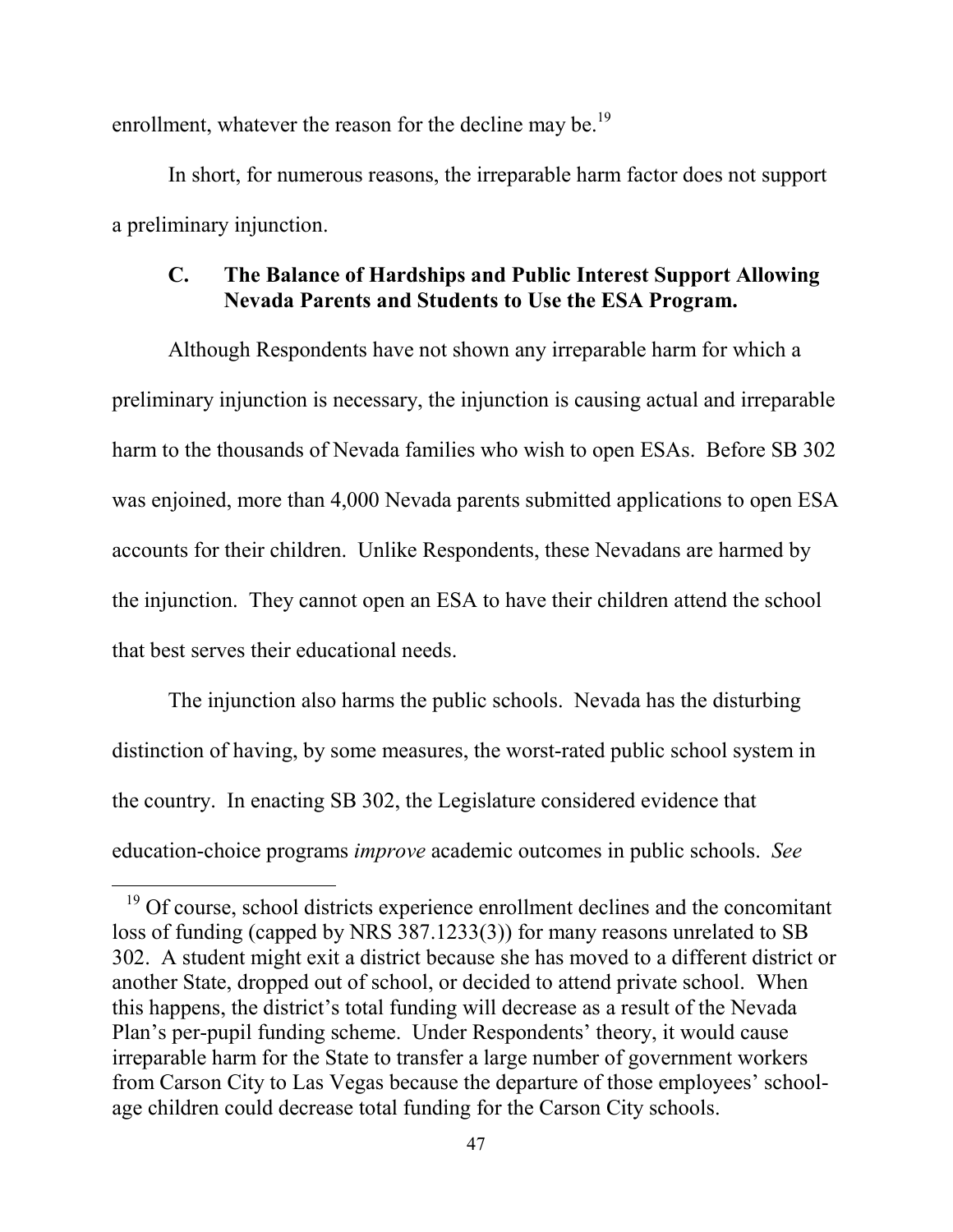enrollment, whatever the reason for the decline may be.[19]

In short, for numerous reasons, the irreparable harm factor does not support a preliminary injunction.

### C. The Balance of Hardships and Public Interest Support Allowing Nevada Parents and Students to Use the ESA Program.

Although Respondents have not shown any irreparable harm for which a preliminary injunction is necessary, the injunction is causing actual and irreparable harm to the thousands of Nevada families who wish to open ESAs. Before SB 302 was enjoined, more than 4,000 Nevada parents submitted applications to open ESA accounts for their children. Unlike Respondents, these Nevadans are harmed by the injunction. They cannot open an ESA to have their children attend the school that best serves their educational needs.

The injunction also harms the public schools. Nevada has the disturbing distinction of having, by some measures, the worst-rated public school system in the country. In enacting SB 302, the Legislature considered evidence that education-choice programs *improve* academic outcomes in public schools. *See*

---

[19] Of course, school districts experience enrollment declines and the concomitant loss of funding (capped by NRS 387.1233(3)) for many reasons unrelated to SB 302. A student might exit a district because she has moved to a different district or another State, dropped out of school, or decided to attend private school. When this happens, the district's total funding will decrease as a result of the Nevada Plan's per-pupil funding scheme. Under Respondents' theory, it would cause irreparable harm for the State to transfer a large number of government workers from Carson City to Las Vegas because the departure of those employees' school-age children could decrease total funding for the Carson City schools.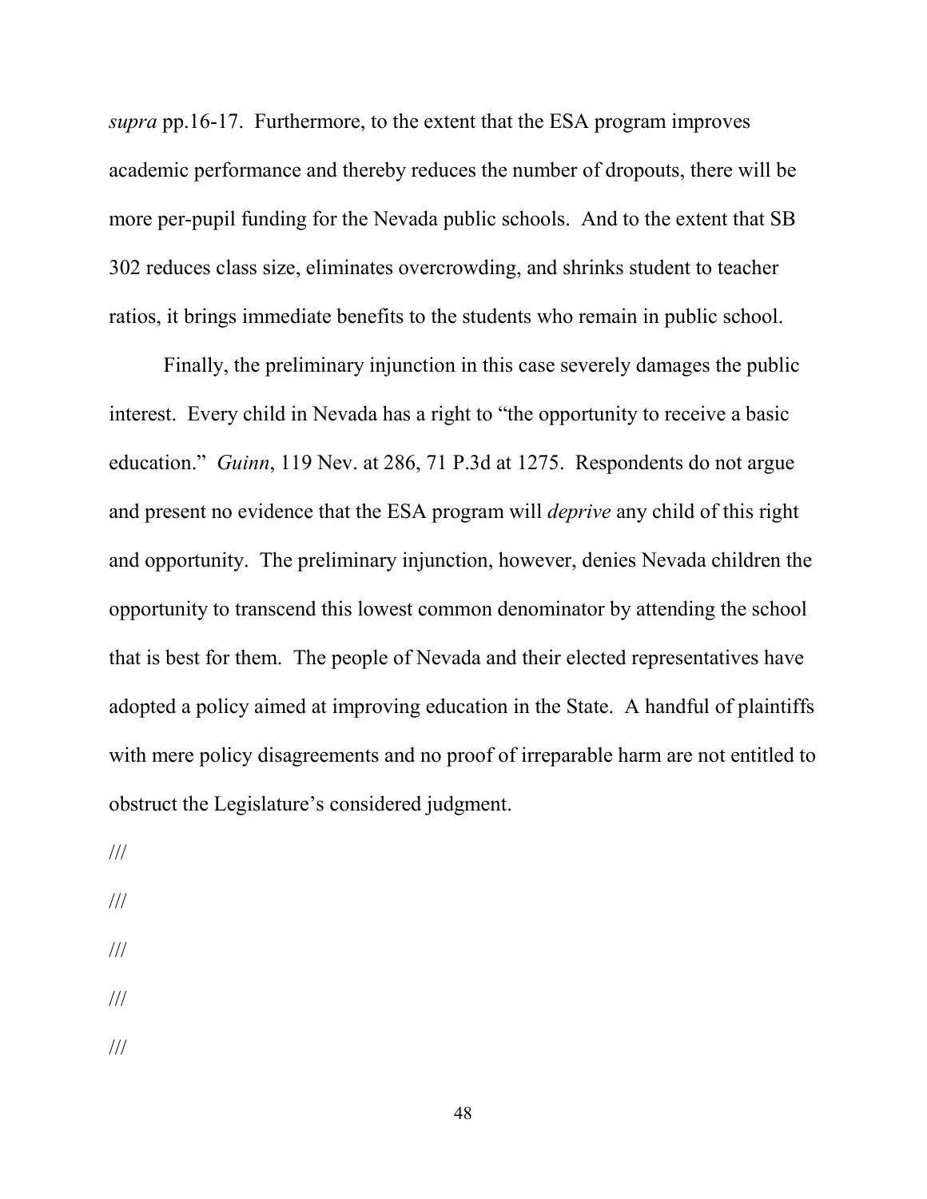*supra* pp.16-17. Furthermore, to the extent that the ESA program improves academic performance and thereby reduces the number of dropouts, there will be more per-pupil funding for the Nevada public schools. And to the extent that SB 302 reduces class size, eliminates overcrowding, and shrinks student to teacher ratios, it brings immediate benefits to the students who remain in public school.

Finally, the preliminary injunction in this case severely damages the public interest. Every child in Nevada has a right to "the opportunity to receive a basic education." *Guinn*, 119 Nev. at 286, 71 P.3d at 1275. Respondents do not argue and present no evidence that the ESA program will *deprive* any child of this right and opportunity. The preliminary injunction, however, denies Nevada children the opportunity to transcend this lowest common denominator by attending the school that is best for them. The people of Nevada and their elected representatives have adopted a policy aimed at improving education in the State. A handful of plaintiffs with mere policy disagreements and no proof of irreparable harm are not entitled to obstruct the Legislature's considered judgment.

///

///

///

///

///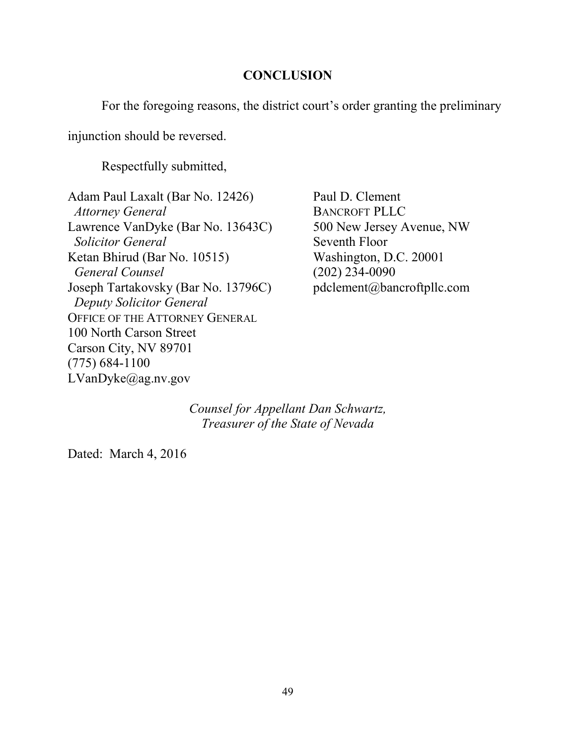## CONCLUSION

For the foregoing reasons, the district court's order granting the preliminary injunction should be reversed.

Respectfully submitted,

Adam Paul Laxalt (Bar No. 12426)
*Attorney General*
Lawrence VanDyke (Bar No. 13643C)
*Solicitor General*
Ketan Bhirud (Bar No. 10515)
*General Counsel*
Joseph Tartakovsky (Bar No. 13796C)
*Deputy Solicitor General*
OFFICE OF THE ATTORNEY GENERAL
100 North Carson Street
Carson City, NV 89701
(775) 684-1100
LVanDyke@ag.nv.gov

Paul D. Clement
BANCROFT PLLC
500 New Jersey Avenue, NW
Seventh Floor
Washington, D.C. 20001
(202) 234-0090
pdclement@bancroftpllc.com

*Counsel for Appellant Dan Schwartz, Treasurer of the State of Nevada*

Dated: March 4, 2016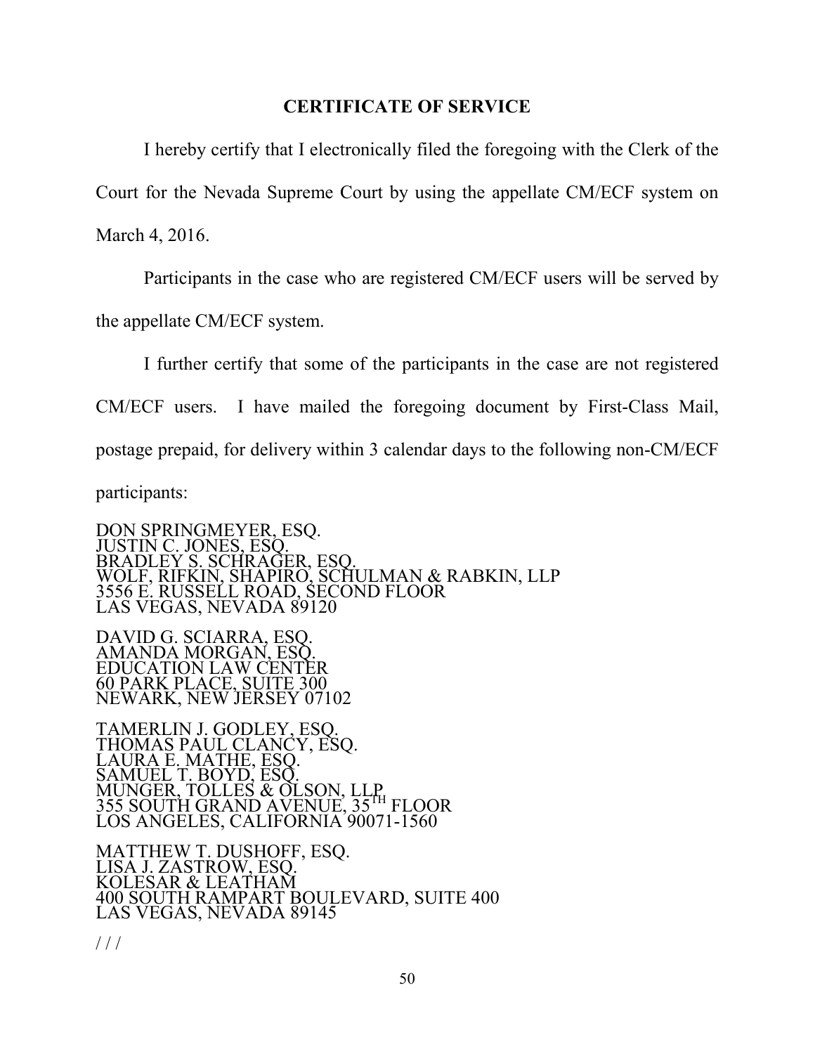## CERTIFICATE OF SERVICE

I hereby certify that I electronically filed the foregoing with the Clerk of the Court for the Nevada Supreme Court by using the appellate CM/ECF system on March 4, 2016.

Participants in the case who are registered CM/ECF users will be served by the appellate CM/ECF system.

I further certify that some of the participants in the case are not registered CM/ECF users. I have mailed the foregoing document by First-Class Mail, postage prepaid, for delivery within 3 calendar days to the following non-CM/ECF participants:

DON SPRINGMEYER, ESQ.
JUSTIN C. JONES, ESQ.
BRADLEY S. SCHRAGER, ESQ.
WOLF, RIFKIN, SHAPIRO, SCHULMAN & RABKIN, LLP
3556 E. RUSSELL ROAD, SECOND FLOOR
LAS VEGAS, NEVADA 89120

DAVID G. SCIARRA, ESQ.
AMANDA MORGAN, ESQ.
EDUCATION LAW CENTER
60 PARK PLACE, SUITE 300
NEWARK, NEW JERSEY 07102

TAMERLIN J. GODLEY, ESQ.
THOMAS PAUL CLANCY, ESQ.
LAURA E. MATHE, ESQ.
SAMUEL T. BOYD, ESQ.
MUNGER, TOLLES & OLSON, LLP
355 SOUTH GRAND AVENUE, 35TH FLOOR
LOS ANGELES, CALIFORNIA 90071-1560

MATTHEW T. DUSHOFF, ESQ.
LISA J. ZASTROW, ESQ.
KOLESAR & LEATHAM
400 SOUTH RAMPART BOULEVARD, SUITE 400
LAS VEGAS, NEVADA 89145

/ / /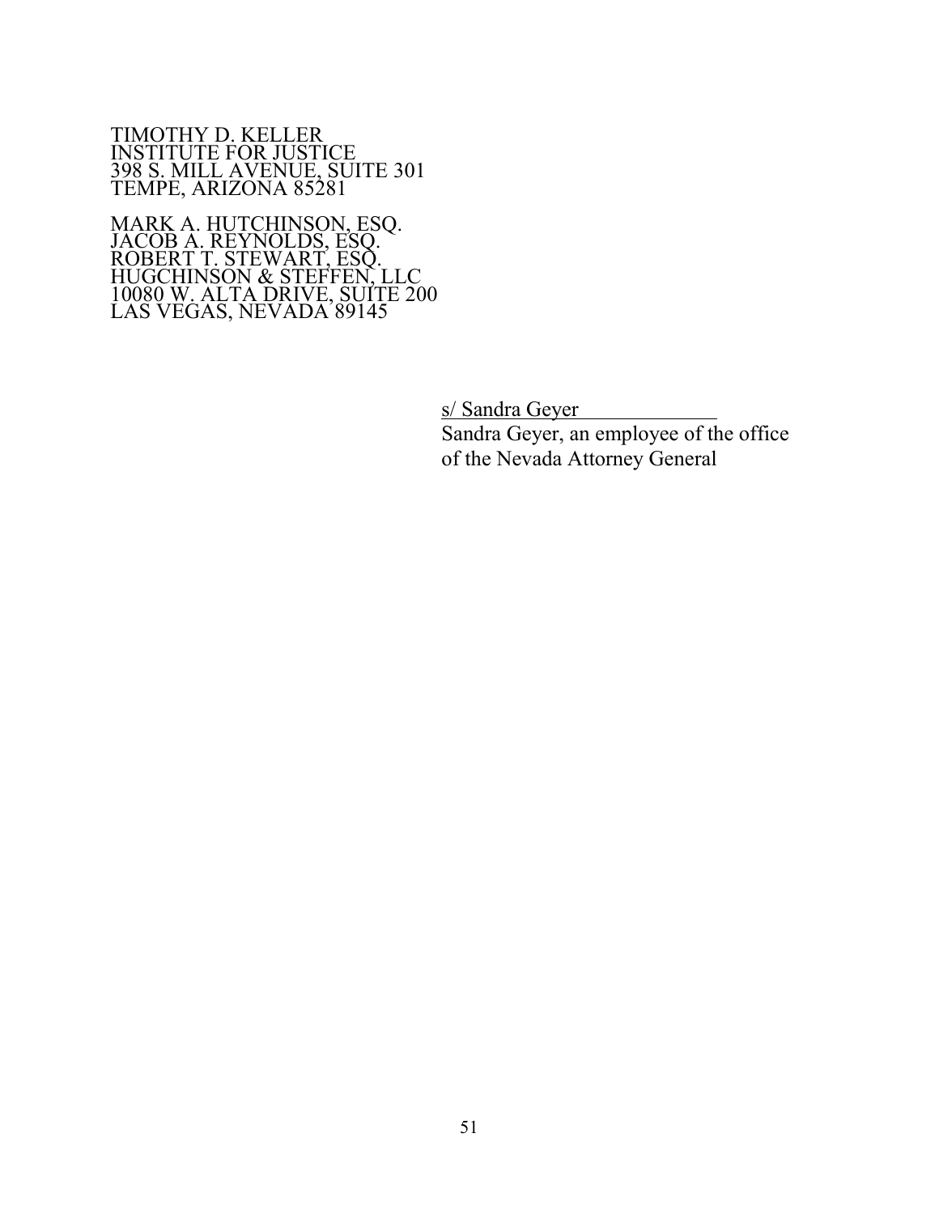TIMOTHY D. KELLER
INSTITUTE FOR JUSTICE
398 S. MILL AVENUE, SUITE 301
TEMPE, ARIZONA 85281

MARK A. HUTCHINSON, ESQ.
JACOB A. REYNOLDS, ESQ.
ROBERT T. STEWART, ESQ.
HUGCHINSON & STEFFEN, LLC
10080 W. ALTA DRIVE, SUITE 200
LAS VEGAS, NEVADA 89145

s/ Sandra Geyer
Sandra Geyer, an employee of the office of the Nevada Attorney General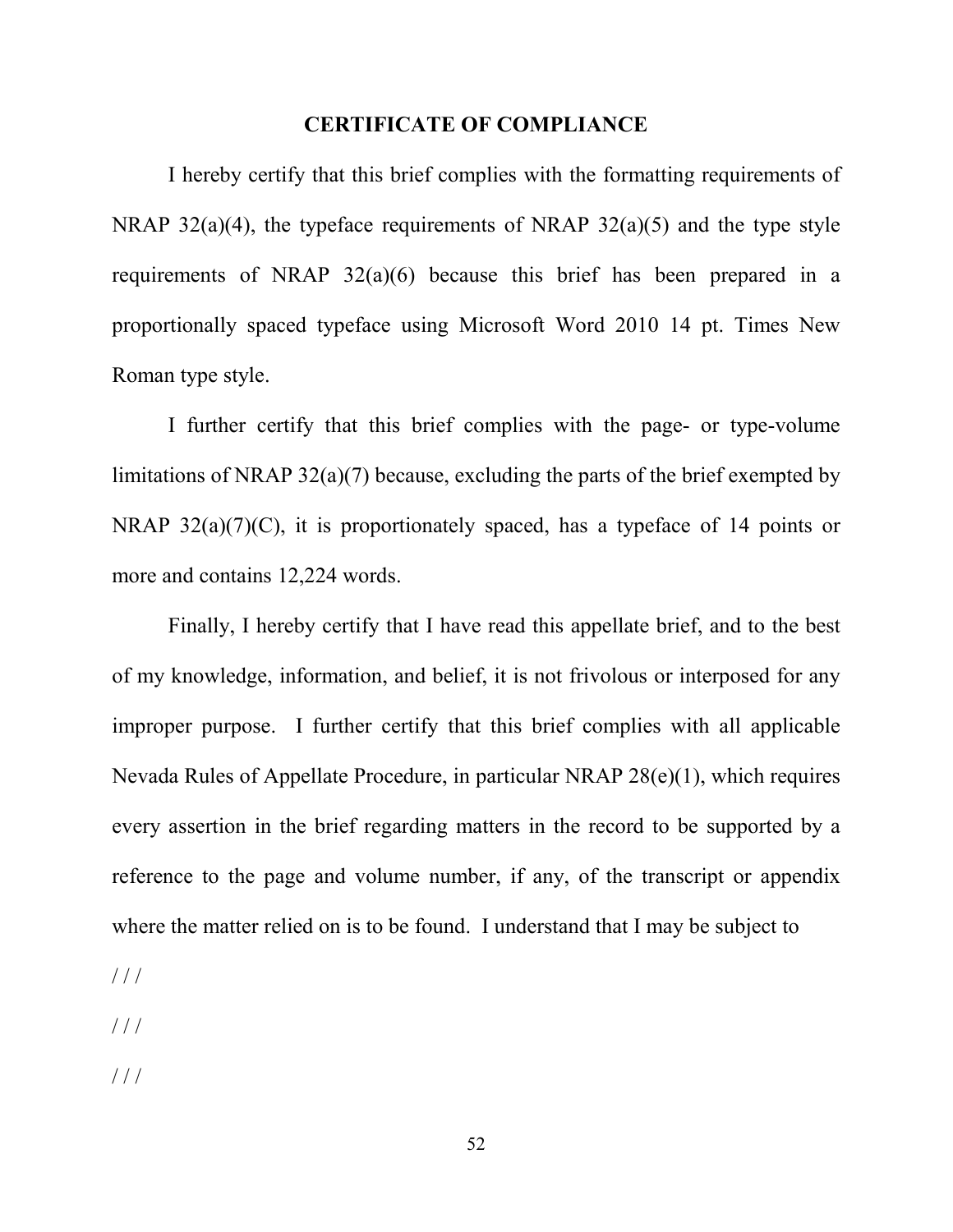## CERTIFICATE OF COMPLIANCE

I hereby certify that this brief complies with the formatting requirements of NRAP 32(a)(4), the typeface requirements of NRAP 32(a)(5) and the type style requirements of NRAP 32(a)(6) because this brief has been prepared in a proportionally spaced typeface using Microsoft Word 2010 14 pt. Times New Roman type style.

I further certify that this brief complies with the page- or type-volume limitations of NRAP 32(a)(7) because, excluding the parts of the brief exempted by NRAP 32(a)(7)(C), it is proportionately spaced, has a typeface of 14 points or more and contains 12,224 words.

Finally, I hereby certify that I have read this appellate brief, and to the best of my knowledge, information, and belief, it is not frivolous or interposed for any improper purpose. I further certify that this brief complies with all applicable Nevada Rules of Appellate Procedure, in particular NRAP 28(e)(1), which requires every assertion in the brief regarding matters in the record to be supported by a reference to the page and volume number, if any, of the transcript or appendix where the matter relied on is to be found. I understand that I may be subject to

/ / /

/ / /

/ / /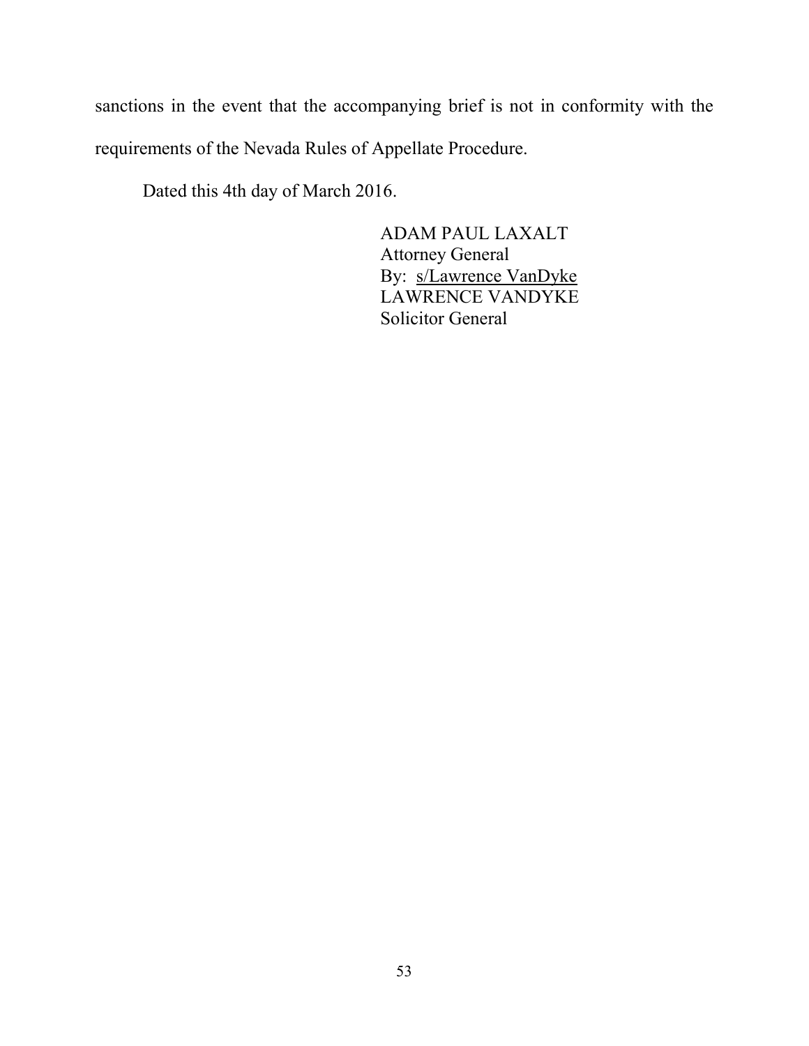sanctions in the event that the accompanying brief is not in conformity with the requirements of the Nevada Rules of Appellate Procedure.

Dated this 4th day of March 2016.

ADAM PAUL LAXALT
Attorney General
By: s/Lawrence VanDyke
LAWRENCE VANDYKE
Solicitor General